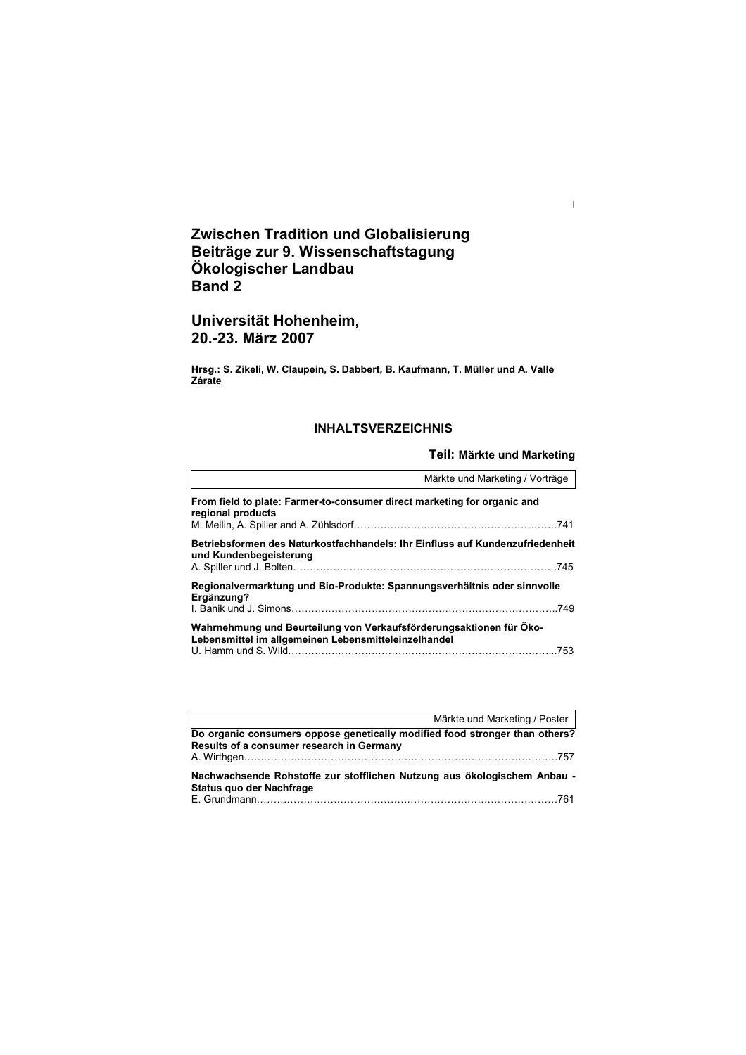# Zwischen Tradition und Globalisierung
# Beiträge zur 9. Wissenschaftstagung Ökologischer Landbau
# Band 2

## Universität Hohenheim,
## 20.-23. März 2007

**Hrsg.: S. Zikeli, W. Claupein, S. Dabbert, B. Kaufmann, T. Müller und A. Valle Zárate**

### INHALTSVERZEICHNIS

### Teil: Märkte und Marketing

Märkte und Marketing / Vorträge

**From field to plate: Farmer-to-consumer direct marketing for organic and regional products**
M. Mellin, A. Spiller and A. Zühlsdorf……………………………………………………741

**Betriebsformen des Naturkostfachhandels: Ihr Einfluss auf Kundenzufriedenheit und Kundenbegeisterung**
A. Spiller und J. Bolten……………………………………………………………………745

**Regionalvermarktung und Bio-Produkte: Spannungsverhältnis oder sinnvolle Ergänzung?**
I. Banik und J. Simons……………………………………………………………………749

**Wahrnehmung und Beurteilung von Verkaufsförderungsaktionen für Öko-Lebensmittel im allgemeinen Lebensmitteleinzelhandel**
U. Hamm und S. Wild……………………………………………………………………753

Märkte und Marketing / Poster

**Do organic consumers oppose genetically modified food stronger than others? Results of a consumer research in Germany**
A. Wirthgen…………………………………………………………………………………757

**Nachwachsende Rohstoffe zur stofflichen Nutzung aus ökologischem Anbau - Status quo der Nachfrage**
E. Grundmann………………………………………………………………………………761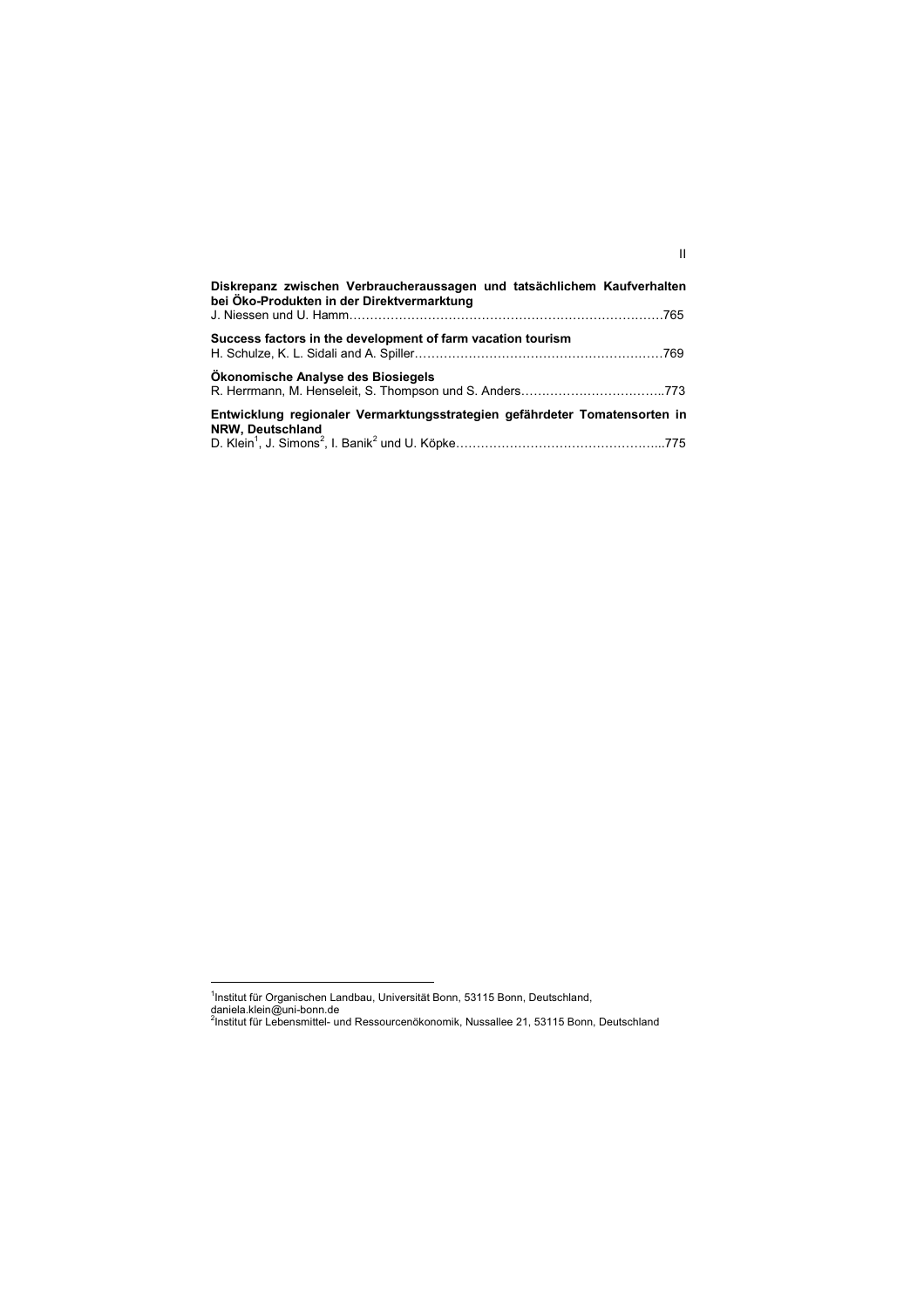**Diskrepanz zwischen Verbraucheraussagen und tatsächlichem Kaufverhalten bei Öko-Produkten in der Direktvermarktung**
J. Niessen und U. Hamm……………………………………………………………………765

**Success factors in the development of farm vacation tourism**
H. Schulze, K. L. Sidali and A. Spiller……………………………………………………769

**Ökonomische Analyse des Biosiegels**
R. Herrmann, M. Henseleit, S. Thompson und S. Anders……………………………..773

**Entwicklung regionaler Vermarktungsstrategien gefährdeter Tomatensorten in NRW, Deutschland**
D. Klein[1], J. Simons[2], I. Banik[2] und U. Köpke…………………………………………...775

---

[1]Institut für Organischen Landbau, Universität Bonn, 53115 Bonn, Deutschland, daniela.klein@uni-bonn.de
[2]Institut für Lebensmittel- und Ressourcenökonomik, Nussallee 21, 53115 Bonn, Deutschland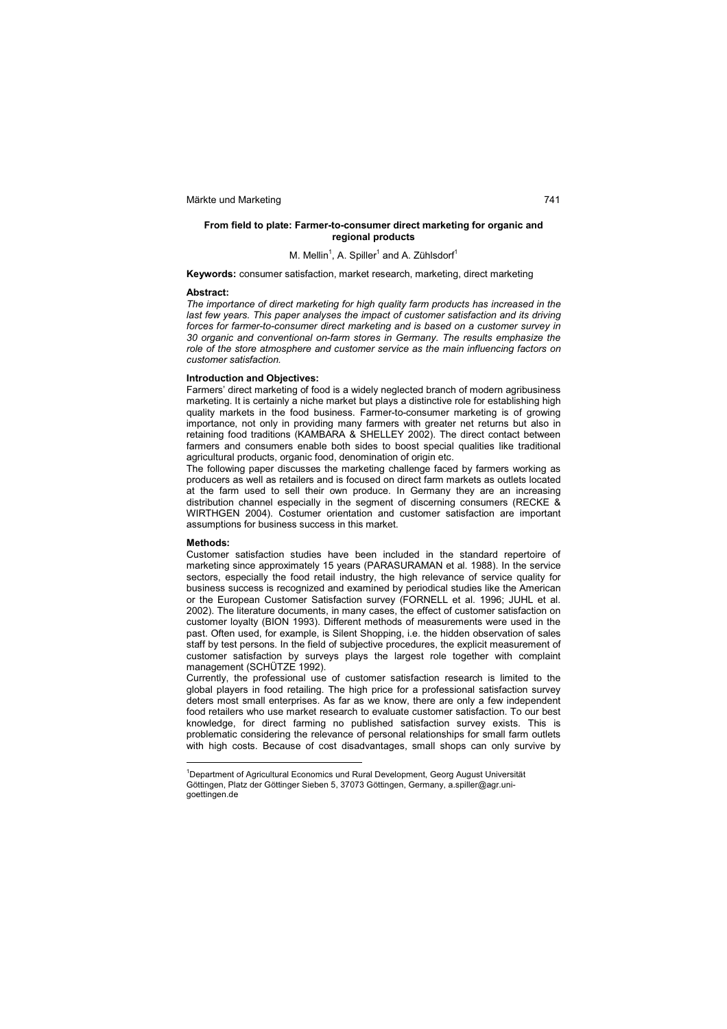## From field to plate: Farmer-to-consumer direct marketing for organic and regional products

M. Mellin[1], A. Spiller[1] and A. Zühlsdorf[1]

**Keywords:** consumer satisfaction, market research, marketing, direct marketing

### Abstract:

*The importance of direct marketing for high quality farm products has increased in the last few years. This paper analyses the impact of customer satisfaction and its driving forces for farmer-to-consumer direct marketing and is based on a customer survey in 30 organic and conventional on-farm stores in Germany. The results emphasize the role of the store atmosphere and customer service as the main influencing factors on customer satisfaction.*

### Introduction and Objectives:

Farmers' direct marketing of food is a widely neglected branch of modern agribusiness marketing. It is certainly a niche market but plays a distinctive role for establishing high quality markets in the food business. Farmer-to-consumer marketing is of growing importance, not only in providing many farmers with greater net returns but also in retaining food traditions (KAMBARA & SHELLEY 2002). The direct contact between farmers and consumers enable both sides to boost special qualities like traditional agricultural products, organic food, denomination of origin etc.

The following paper discusses the marketing challenge faced by farmers working as producers as well as retailers and is focused on direct farm markets as outlets located at the farm used to sell their own produce. In Germany they are an increasing distribution channel especially in the segment of discerning consumers (RECKE & WIRTHGEN 2004). Costumer orientation and customer satisfaction are important assumptions for business success in this market.

### Methods:

Customer satisfaction studies have been included in the standard repertoire of marketing since approximately 15 years (PARASURAMAN et al. 1988). In the service sectors, especially the food retail industry, the high relevance of service quality for business success is recognized and examined by periodical studies like the American or the European Customer Satisfaction survey (FORNELL et al. 1996; JUHL et al. 2002). The literature documents, in many cases, the effect of customer satisfaction on customer loyalty (BION 1993). Different methods of measurements were used in the past. Often used, for example, is Silent Shopping, i.e. the hidden observation of sales staff by test persons. In the field of subjective procedures, the explicit measurement of customer satisfaction by surveys plays the largest role together with complaint management (SCHÜTZE 1992).

Currently, the professional use of customer satisfaction research is limited to the global players in food retailing. The high price for a professional satisfaction survey deters most small enterprises. As far as we know, there are only a few independent food retailers who use market research to evaluate customer satisfaction. To our best knowledge, for direct farming no published satisfaction survey exists. This is problematic considering the relevance of personal relationships for small farm outlets with high costs. Because of cost disadvantages, small shops can only survive by

---

[1]Department of Agricultural Economics und Rural Development, Georg August Universität Göttingen, Platz der Göttinger Sieben 5, 37073 Göttingen, Germany, a.spiller@agr.uni-goettingen.de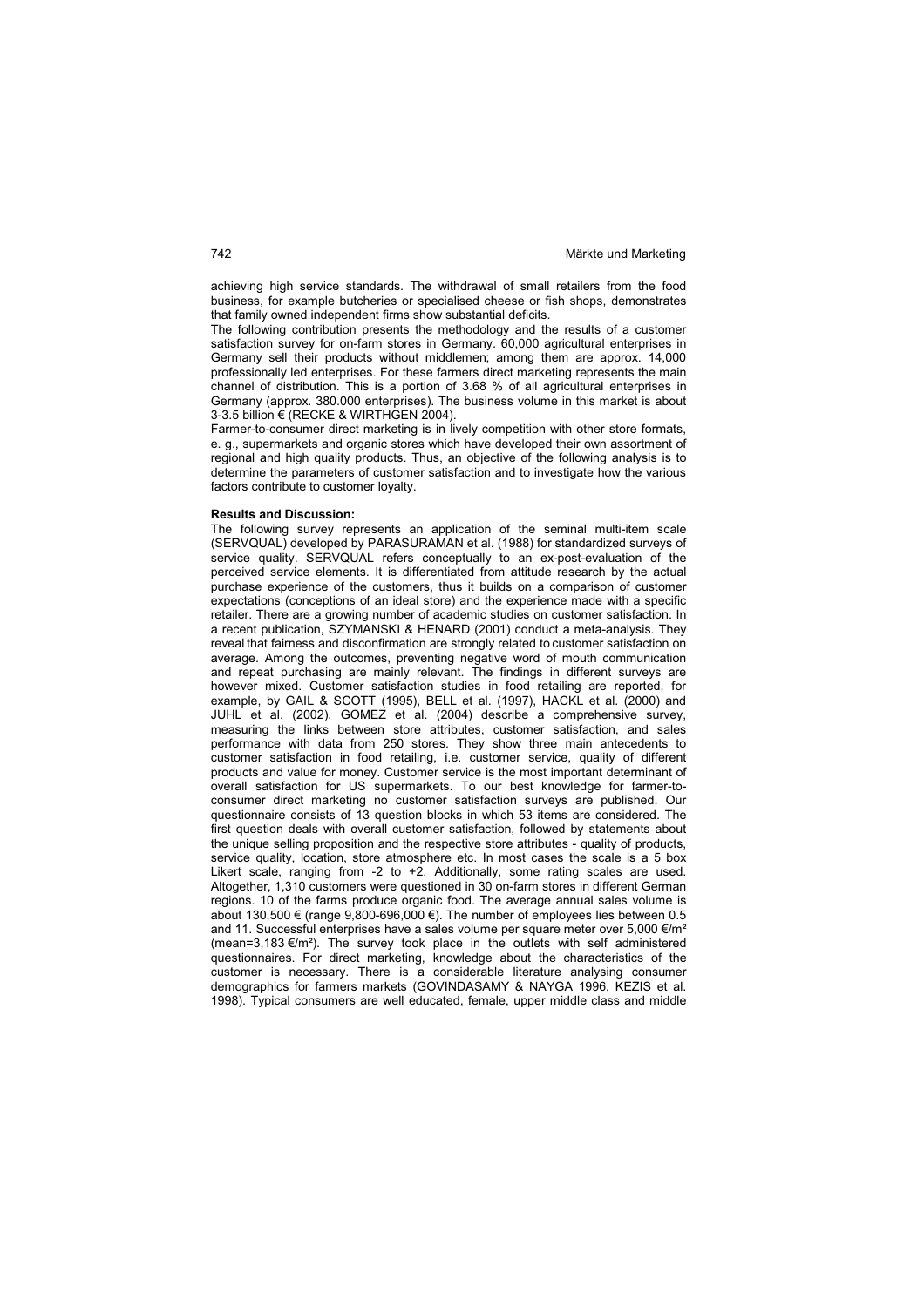achieving high service standards. The withdrawal of small retailers from the food business, for example butcheries or specialised cheese or fish shops, demonstrates that family owned independent firms show substantial deficits.

The following contribution presents the methodology and the results of a customer satisfaction survey for on-farm stores in Germany. 60,000 agricultural enterprises in Germany sell their products without middlemen; among them are approx. 14,000 professionally led enterprises. For these farmers direct marketing represents the main channel of distribution. This is a portion of 3.68 % of all agricultural enterprises in Germany (approx. 380.000 enterprises). The business volume in this market is about 3-3.5 billion € (RECKE & WIRTHGEN 2004).

Farmer-to-consumer direct marketing is in lively competition with other store formats, e. g., supermarkets and organic stores which have developed their own assortment of regional and high quality products. Thus, an objective of the following analysis is to determine the parameters of customer satisfaction and to investigate how the various factors contribute to customer loyalty.

**Results and Discussion:**

The following survey represents an application of the seminal multi-item scale (SERVQUAL) developed by PARASURAMAN et al. (1988) for standardized surveys of service quality. SERVQUAL refers conceptually to an ex-post-evaluation of the perceived service elements. It is differentiated from attitude research by the actual purchase experience of the customers, thus it builds on a comparison of customer expectations (conceptions of an ideal store) and the experience made with a specific retailer. There are a growing number of academic studies on customer satisfaction. In a recent publication, SZYMANSKI & HENARD (2001) conduct a meta-analysis. They reveal that fairness and disconfirmation are strongly related to customer satisfaction on average. Among the outcomes, preventing negative word of mouth communication and repeat purchasing are mainly relevant. The findings in different surveys are however mixed. Customer satisfaction studies in food retailing are reported, for example, by GAIL & SCOTT (1995), BELL et al. (1997), HACKL et al. (2000) and JUHL et al. (2002). GOMEZ et al. (2004) describe a comprehensive survey, measuring the links between store attributes, customer satisfaction, and sales performance with data from 250 stores. They show three main antecedents to customer satisfaction in food retailing, i.e. customer service, quality of different products and value for money. Customer service is the most important determinant of overall satisfaction for US supermarkets. To our best knowledge for farmer-to-consumer direct marketing no customer satisfaction surveys are published. Our questionnaire consists of 13 question blocks in which 53 items are considered. The first question deals with overall customer satisfaction, followed by statements about the unique selling proposition and the respective store attributes - quality of products, service quality, location, store atmosphere etc. In most cases the scale is a 5 box Likert scale, ranging from -2 to +2. Additionally, some rating scales are used. Altogether, 1,310 customers were questioned in 30 on-farm stores in different German regions. 10 of the farms produce organic food. The average annual sales volume is about 130,500 € (range 9,800-696,000 €). The number of employees lies between 0.5 and 11. Successful enterprises have a sales volume per square meter over 5,000 €/m² (mean=3,183 €/m²). The survey took place in the outlets with self administered questionnaires. For direct marketing, knowledge about the characteristics of the customer is necessary. There is a considerable literature analysing consumer demographics for farmers markets (GOVINDASAMY & NAYGA 1996, KEZIS et al. 1998). Typical consumers are well educated, female, upper middle class and middle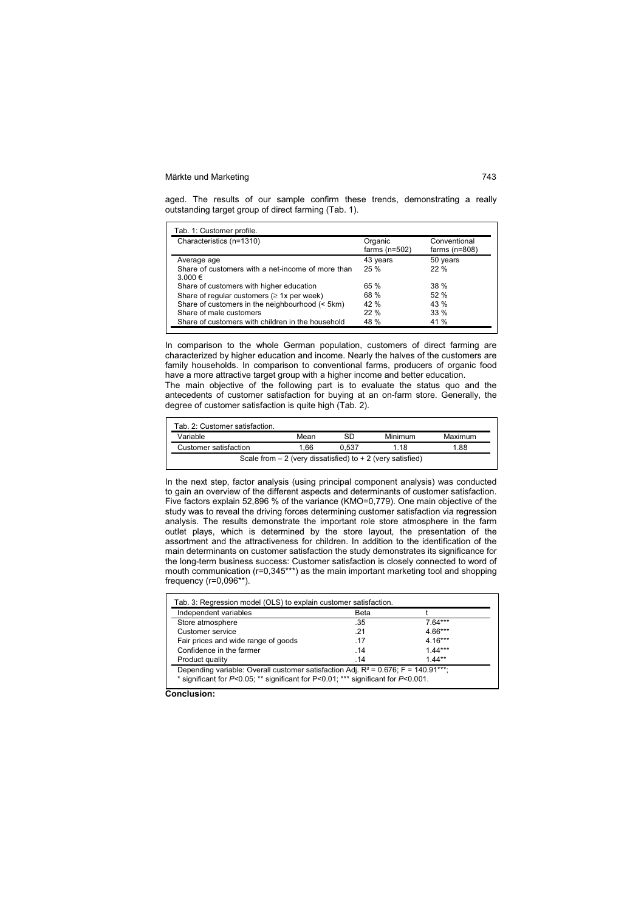aged. The results of our sample confirm these trends, demonstrating a really outstanding target group of direct farming (Tab. 1).

Tab. 1: Customer profile.

| Characteristics (n=1310) | Organic farms (n=502) | Conventional farms (n=808) |
|---|---|---|
| Average age | 43 years | 50 years |
| Share of customers with a net-income of more than 3.000 € | 25 % | 22 % |
| Share of customers with higher education | 65 % | 38 % |
| Share of regular customers (≥ 1x per week) | 68 % | 52 % |
| Share of customers in the neighbourhood (< 5km) | 42 % | 43 % |
| Share of male customers | 22 % | 33 % |
| Share of customers with children in the household | 48 % | 41 % |

In comparison to the whole German population, customers of direct farming are characterized by higher education and income. Nearly the halves of the customers are family households. In comparison to conventional farms, producers of organic food have a more attractive target group with a higher income and better education.

The main objective of the following part is to evaluate the status quo and the antecedents of customer satisfaction for buying at an on-farm store. Generally, the degree of customer satisfaction is quite high (Tab. 2).

Tab. 2: Customer satisfaction.

| Variable | Mean | SD | Minimum | Maximum |
|---|---|---|---|---|
| Customer satisfaction | 1,66 | 0,537 | 1.18 | 1.88 |
| Scale from – 2 (very dissatisfied) to + 2 (very satisfied) | | | | |

In the next step, factor analysis (using principal component analysis) was conducted to gain an overview of the different aspects and determinants of customer satisfaction. Five factors explain 52,896 % of the variance (KMO=0,779). One main objective of the study was to reveal the driving forces determining customer satisfaction via regression analysis. The results demonstrate the important role store atmosphere in the farm outlet plays, which is determined by the store layout, the presentation of the assortment and the attractiveness for children. In addition to the identification of the main determinants on customer satisfaction the study demonstrates its significance for the long-term business success: Customer satisfaction is closely connected to word of mouth communication (r=0,345***) as the main important marketing tool and shopping frequency (r=0,096**).

Tab. 3: Regression model (OLS) to explain customer satisfaction.

| Independent variables | Beta | t |
|---|---|---|
| Store atmosphere | .35 | 7.64*** |
| Customer service | .21 | 4.66*** |
| Fair prices and wide range of goods | .17 | 4.16*** |
| Confidence in the farmer | .14 | 1.44*** |
| Product quality | .14 | 1.44** |

Depending variable: Overall customer satisfaction Adj. $R^2 = 0.676$; $F = 140.91$***;
* significant for $P<0.05$; ** significant for $P<0.01$; *** significant for $P<0.001$.

**Conclusion:**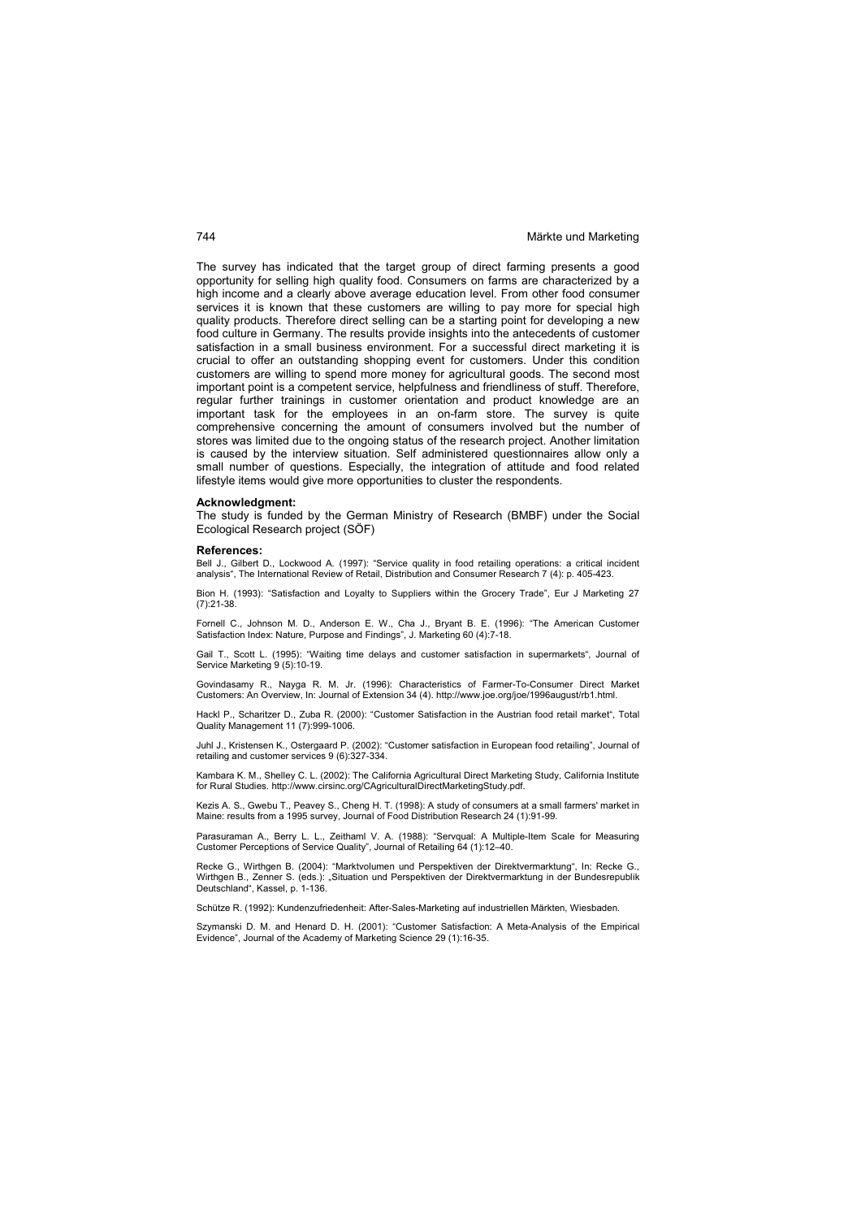The survey has indicated that the target group of direct farming presents a good opportunity for selling high quality food. Consumers on farms are characterized by a high income and a clearly above average education level. From other food consumer services it is known that these customers are willing to pay more for special high quality products. Therefore direct selling can be a starting point for developing a new food culture in Germany. The results provide insights into the antecedents of customer satisfaction in a small business environment. For a successful direct marketing it is crucial to offer an outstanding shopping event for customers. Under this condition customers are willing to spend more money for agricultural goods. The second most important point is a competent service, helpfulness and friendliness of stuff. Therefore, regular further trainings in customer orientation and product knowledge are an important task for the employees in an on-farm store. The survey is quite comprehensive concerning the amount of consumers involved but the number of stores was limited due to the ongoing status of the research project. Another limitation is caused by the interview situation. Self administered questionnaires allow only a small number of questions. Especially, the integration of attitude and food related lifestyle items would give more opportunities to cluster the respondents.

**Acknowledgment:**

The study is funded by the German Ministry of Research (BMBF) under the Social Ecological Research project (SÖF)

**References:**

Bell J., Gilbert D., Lockwood A. (1997): "Service quality in food retailing operations: a critical incident analysis", The International Review of Retail, Distribution and Consumer Research 7 (4): p. 405-423.

Bion H. (1993): "Satisfaction and Loyalty to Suppliers within the Grocery Trade", Eur J Marketing 27 (7):21-38.

Fornell C., Johnson M. D., Anderson E. W., Cha J., Bryant B. E. (1996): "The American Customer Satisfaction Index: Nature, Purpose and Findings", J. Marketing 60 (4):7-18.

Gail T., Scott L. (1995): "Waiting time delays and customer satisfaction in supermarkets", Journal of Service Marketing 9 (5):10-19.

Govindasamy R., Nayga R. M. Jr. (1996): Characteristics of Farmer-To-Consumer Direct Market Customers: An Overview, In: Journal of Extension 34 (4). http://www.joe.org/joe/1996august/rb1.html.

Hackl P., Scharitzer D., Zuba R. (2000): "Customer Satisfaction in the Austrian food retail market", Total Quality Management 11 (7):999-1006.

Juhl J., Kristensen K., Ostergaard P. (2002): "Customer satisfaction in European food retailing", Journal of retailing and customer services 9 (6):327-334.

Kambara K. M., Shelley C. L. (2002): The California Agricultural Direct Marketing Study, California Institute for Rural Studies. http://www.cirsinc.org/CAgriculturalDirectMarketingStudy.pdf.

Kezis A. S., Gwebu T., Peavey S., Cheng H. T. (1998): A study of consumers at a small farmers' market in Maine: results from a 1995 survey, Journal of Food Distribution Research 24 (1):91-99.

Parasuraman A., Berry L. L., Zeithaml V. A. (1988): "Servqual: A Multiple-Item Scale for Measuring Customer Perceptions of Service Quality", Journal of Retailing 64 (1):12–40.

Recke G., Wirthgen B. (2004): "Marktvolumen und Perspektiven der Direktvermarktung", In: Recke G., Wirthgen B., Zenner S. (eds.): „Situation und Perspektiven der Direktvermarktung in der Bundesrepublik Deutschland", Kassel, p. 1-136.

Schütze R. (1992): Kundenzufriedenheit: After-Sales-Marketing auf industriellen Märkten, Wiesbaden.

Szymanski D. M. and Henard D. H. (2001): "Customer Satisfaction: A Meta-Analysis of the Empirical Evidence", Journal of the Academy of Marketing Science 29 (1):16-35.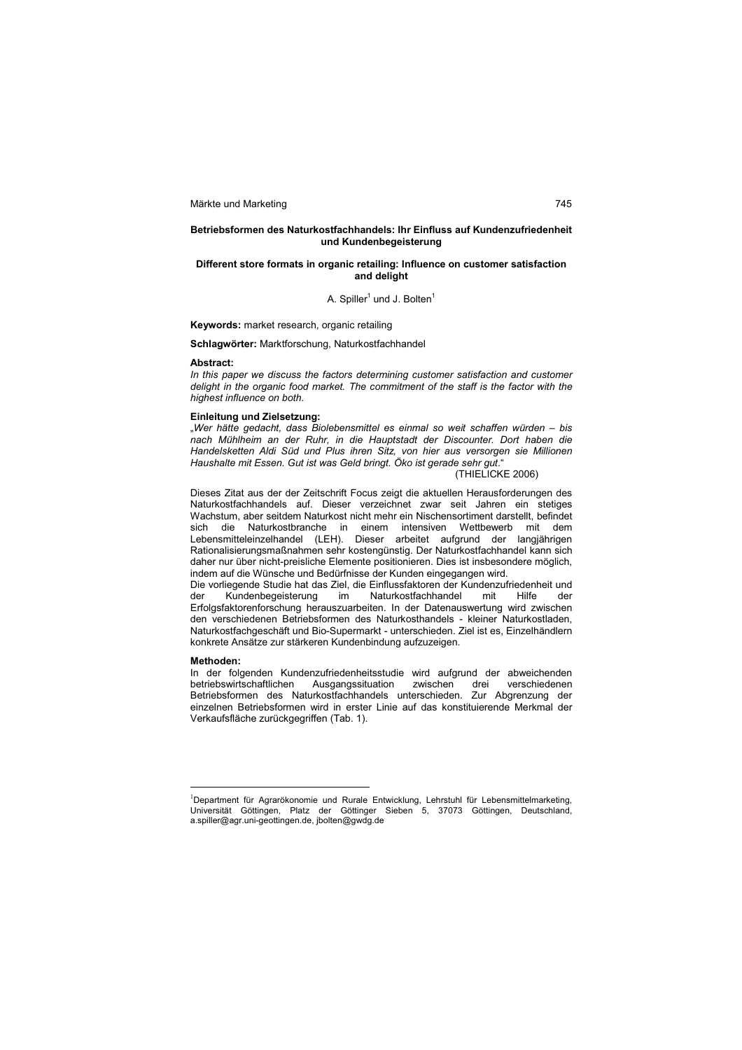# Betriebsformen des Naturkostfachhandels: Ihr Einfluss auf Kundenzufriedenheit und Kundenbegeisterung

## Different store formats in organic retailing: Influence on customer satisfaction and delight

A. Spiller[1] und J. Bolten[1]

**Keywords:** market research, organic retailing

**Schlagwörter:** Marktforschung, Naturkostfachhandel

**Abstract:**

*In this paper we discuss the factors determining customer satisfaction and customer delight in the organic food market. The commitment of the staff is the factor with the highest influence on both.*

**Einleitung und Zielsetzung:**

*„Wer hätte gedacht, dass Biolebensmittel es einmal so weit schaffen würden – bis nach Mühlheim an der Ruhr, in die Hauptstadt der Discounter. Dort haben die Handelsketten Aldi Süd und Plus ihren Sitz, von hier aus versorgen sie Millionen Haushalte mit Essen. Gut ist was Geld bringt. Öko ist gerade sehr gut.*"

(THIELICKE 2006)

Dieses Zitat aus der der Zeitschrift Focus zeigt die aktuellen Herausforderungen des Naturkostfachhandels auf. Dieser verzeichnet zwar seit Jahren ein stetiges Wachstum, aber seitdem Naturkost nicht mehr ein Nischensortiment darstellt, befindet sich die Naturkostbranche in einem intensiven Wettbewerb mit dem Lebensmitteleinzelhandel (LEH). Dieser arbeitet aufgrund der langjährigen Rationalisierungsmaßnahmen sehr kostengünstig. Der Naturkostfachhandel kann sich daher nur über nicht-preisliche Elemente positionieren. Dies ist insbesondere möglich, indem auf die Wünsche und Bedürfnisse der Kunden eingegangen wird.

Die vorliegende Studie hat das Ziel, die Einflussfaktoren der Kundenzufriedenheit und der Kundenbegeisterung im Naturkostfachhandel mit Hilfe der Erfolgsfaktorenforschung herauszuarbeiten. In der Datenauswertung wird zwischen den verschiedenen Betriebsformen des Naturkosthandels - kleiner Naturkostladen, Naturkostfachgeschäft und Bio-Supermarkt - unterschieden. Ziel ist es, Einzelhändlern konkrete Ansätze zur stärkeren Kundenbindung aufzuzeigen.

**Methoden:**

In der folgenden Kundenzufriedenheitsstudie wird aufgrund der abweichenden betriebswirtschaftlichen Ausgangssituation zwischen drei verschiedenen Betriebsformen des Naturkostfachhandels unterschieden. Zur Abgrenzung der einzelnen Betriebsformen wird in erster Linie auf das konstituierende Merkmal der Verkaufsfläche zurückgegriffen (Tab. 1).

---

[1] Department für Agrarökonomie und Rurale Entwicklung, Lehrstuhl für Lebensmittelmarketing, Universität Göttingen, Platz der Göttinger Sieben 5, 37073 Göttingen, Deutschland, a.spiller@agr.uni-geottingen.de, jbolten@gwdg.de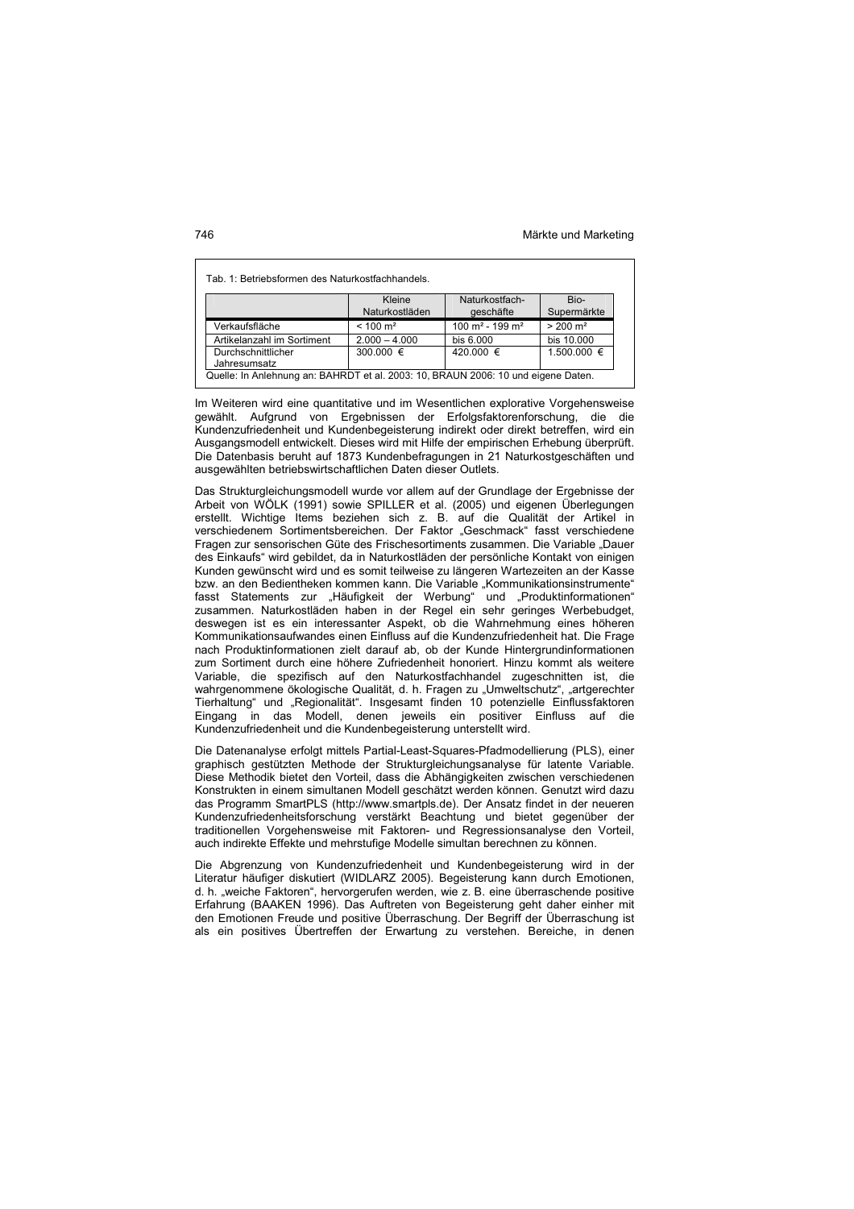Tab. 1: Betriebsformen des Naturkostfachhandels.

| | Kleine Naturkostläden | Naturkostfach-geschäfte | Bio-Supermärkte |
|---|---|---|---|
| Verkaufsfläche | < 100 m² | 100 m² - 199 m² | > 200 m² |
| Artikelanzahl im Sortiment | 2.000 – 4.000 | bis 6.000 | bis 10.000 |
| Durchschnittlicher Jahresumsatz | 300.000 € | 420.000 € | 1.500.000 € |

Quelle: In Anlehnung an: BAHRDT et al. 2003: 10, BRAUN 2006: 10 und eigene Daten.

Im Weiteren wird eine quantitative und im Wesentlichen explorative Vorgehensweise gewählt. Aufgrund von Ergebnissen der Erfolgsfaktorenforschung, die die Kundenzufriedenheit und Kundenbegeisterung indirekt oder direkt betreffen, wird ein Ausgangsmodell entwickelt. Dieses wird mit Hilfe der empirischen Erhebung überprüft. Die Datenbasis beruht auf 1873 Kundenbefragungen in 21 Naturkostgeschäften und ausgewählten betriebswirtschaftlichen Daten dieser Outlets.

Das Strukturgleichungsmodell wurde vor allem auf der Grundlage der Ergebnisse der Arbeit von WÖLK (1991) sowie SPILLER et al. (2005) und eigenen Überlegungen erstellt. Wichtige Items beziehen sich z. B. auf die Qualität der Artikel in verschiedenem Sortimentsbereichen. Der Faktor „Geschmack" fasst verschiedene Fragen zur sensorischen Güte des Frischesortiments zusammen. Die Variable „Dauer des Einkaufs" wird gebildet, da in Naturkostläden der persönliche Kontakt von einigen Kunden gewünscht wird und es somit teilweise zu längeren Wartezeiten an der Kasse bzw. an den Bedientheken kommen kann. Die Variable „Kommunikationsinstrumente" fasst Statements zur „Häufigkeit der Werbung" und „Produktinformationen" zusammen. Naturkostläden haben in der Regel ein sehr geringes Werbebudget, deswegen ist es ein interessanter Aspekt, ob die Wahrnehmung eines höheren Kommunikationsaufwandes einen Einfluss auf die Kundenzufriedenheit hat. Die Frage nach Produktinformationen zielt darauf ab, ob der Kunde Hintergrundinformationen zum Sortiment durch eine höhere Zufriedenheit honoriert. Hinzu kommt als weitere Variable, die spezifisch auf den Naturkostfachhandel zugeschnitten ist, die wahrgenommene ökologische Qualität, d. h. Fragen zu „Umweltschutz", „artgerechter Tierhaltung" und „Regionalität". Insgesamt finden 10 potenzielle Einflussfaktoren Eingang in das Modell, denen jeweils ein positiver Einfluss auf die Kundenzufriedenheit und die Kundenbegeisterung unterstellt wird.

Die Datenanalyse erfolgt mittels Partial-Least-Squares-Pfadmodellierung (PLS), einer graphisch gestützten Methode der Strukturgleichungsanalyse für latente Variable. Diese Methodik bietet den Vorteil, dass die Abhängigkeiten zwischen verschiedenen Konstrukten in einem simultanen Modell geschätzt werden können. Genutzt wird dazu das Programm SmartPLS (http://www.smartpls.de). Der Ansatz findet in der neueren Kundenzufriedenheitsforschung verstärkt Beachtung und bietet gegenüber der traditionellen Vorgehensweise mit Faktoren- und Regressionsanalyse den Vorteil, auch indirekte Effekte und mehrstufige Modelle simultan berechnen zu können.

Die Abgrenzung von Kundenzufriedenheit und Kundenbegeisterung wird in der Literatur häufiger diskutiert (WIDLARZ 2005). Begeisterung kann durch Emotionen, d. h. „weiche Faktoren", hervorgerufen werden, wie z. B. eine überraschende positive Erfahrung (BAAKEN 1996). Das Auftreten von Begeisterung geht daher einher mit den Emotionen Freude und positive Überraschung. Der Begriff der Überraschung ist als ein positives Übertreffen der Erwartung zu verstehen. Bereiche, in denen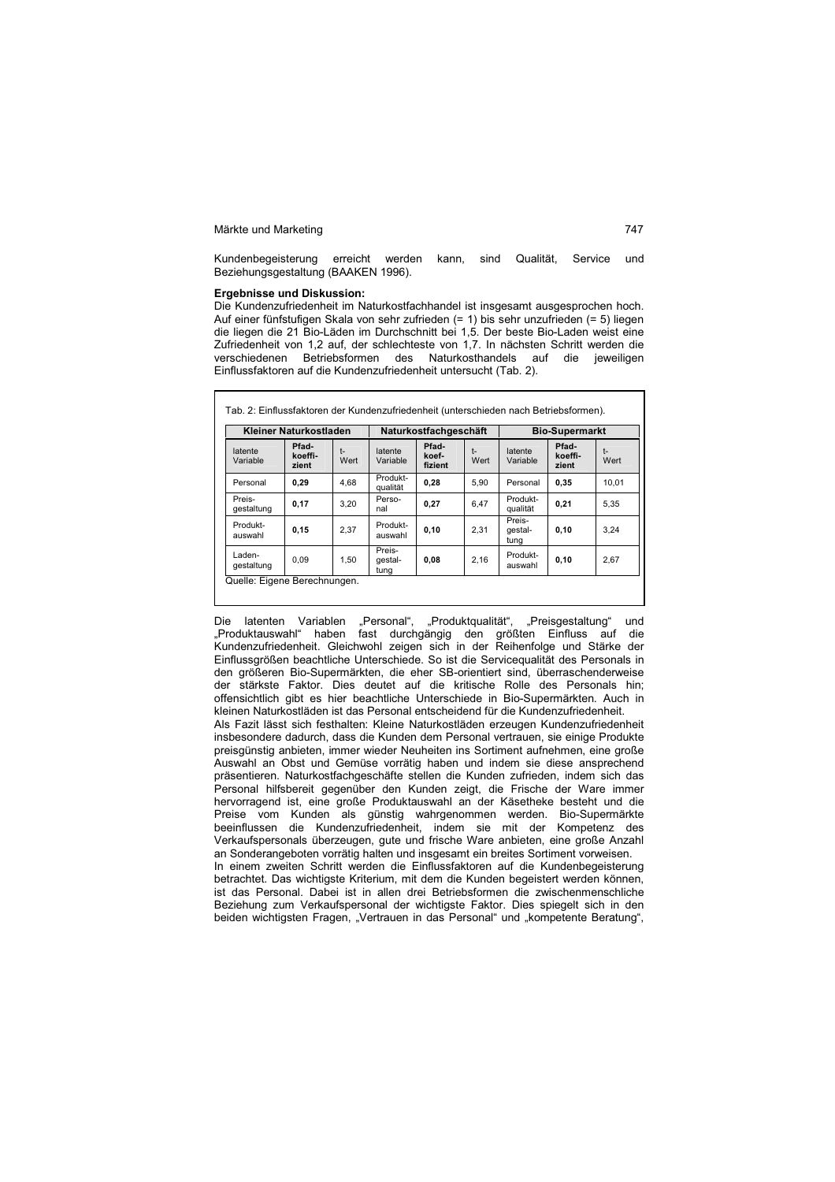Kundenbegeisterung erreicht werden kann, sind Qualität, Service und Beziehungsgestaltung (BAAKEN 1996).

**Ergebnisse und Diskussion:**

Die Kundenzufriedenheit im Naturkostfachhandel ist insgesamt ausgesprochen hoch. Auf einer fünfstufigen Skala von sehr zufrieden (= 1) bis sehr unzufrieden (= 5) liegen die liegen die 21 Bio-Läden im Durchschnitt bei 1,5. Der beste Bio-Laden weist eine Zufriedenheit von 1,2 auf, der schlechteste von 1,7. In nächsten Schritt werden die verschiedenen Betriebsformen des Naturkosthandels auf die jeweiligen Einflussfaktoren auf die Kundenzufriedenheit untersucht (Tab. 2).

Tab. 2: Einflussfaktoren der Kundenzufriedenheit (unterschieden nach Betriebsformen).

| Kleiner Naturkostladen | | | Naturkostfachgeschäft | | | Bio-Supermarkt | | |
|---|---|---|---|---|---|---|---|---|
| latente Variable | Pfad-koeffi-zient | t-Wert | latente Variable | Pfad-koef-fizient | t-Wert | latente Variable | Pfad-koeffi-zient | t-Wert |
| Personal | **0,29** | 4,68 | Produkt-qualität | **0,28** | 5,90 | Personal | **0,35** | 10,01 |
| Preis-gestaltung | **0,17** | 3,20 | Perso-nal | **0,27** | 6,47 | Produkt-qualität | **0,21** | 5,35 |
| Produkt-auswahl | **0,15** | 2,37 | Produkt-auswahl | **0,10** | 2,31 | Preis-gestal-tung | **0,10** | 3,24 |
| Laden-gestaltung | 0,09 | 1,50 | Preis-gestal-tung | **0,08** | 2,16 | Produkt-auswahl | **0,10** | 2,67 |

Quelle: Eigene Berechnungen.

Die latenten Variablen „Personal", „Produktqualität", „Preisgestaltung" und „Produktauswahl" haben fast durchgängig den größten Einfluss auf die Kundenzufriedenheit. Gleichwohl zeigen sich in der Reihenfolge und Stärke der Einflussgrößen beachtliche Unterschiede. So ist die Servicequalität des Personals in den größeren Bio-Supermärkten, die eher SB-orientiert sind, überraschenderweise der stärkste Faktor. Dies deutet auf die kritische Rolle des Personals hin; offensichtlich gibt es hier beachtliche Unterschiede in Bio-Supermärkten. Auch in kleinen Naturkostläden ist das Personal entscheidend für die Kundenzufriedenheit.

Als Fazit lässt sich festhalten: Kleine Naturkostläden erzeugen Kundenzufriedenheit insbesondere dadurch, dass die Kunden dem Personal vertrauen, sie einige Produkte preisgünstig anbieten, immer wieder Neuheiten ins Sortiment aufnehmen, eine große Auswahl an Obst und Gemüse vorrätig haben und indem sie diese ansprechend präsentieren. Naturkostfachgeschäfte stellen die Kunden zufrieden, indem sich das Personal hilfsbereit gegenüber den Kunden zeigt, die Frische der Ware immer hervorragend ist, eine große Produktauswahl an der Käsetheke besteht und die Preise vom Kunden als günstig wahrgenommen werden. Bio-Supermärkte beeinflussen die Kundenzufriedenheit, indem sie mit der Kompetenz des Verkaufspersonals überzeugen, gute und frische Ware anbieten, eine große Anzahl an Sonderangeboten vorrätig halten und insgesamt ein breites Sortiment vorweisen.

In einem zweiten Schritt werden die Einflussfaktoren auf die Kundenbegeisterung betrachtet. Das wichtigste Kriterium, mit dem die Kunden begeistert werden können, ist das Personal. Dabei ist in allen drei Betriebsformen die zwischenmenschliche Beziehung zum Verkaufspersonal der wichtigste Faktor. Dies spiegelt sich in den beiden wichtigsten Fragen, „Vertrauen in das Personal" und „kompetente Beratung",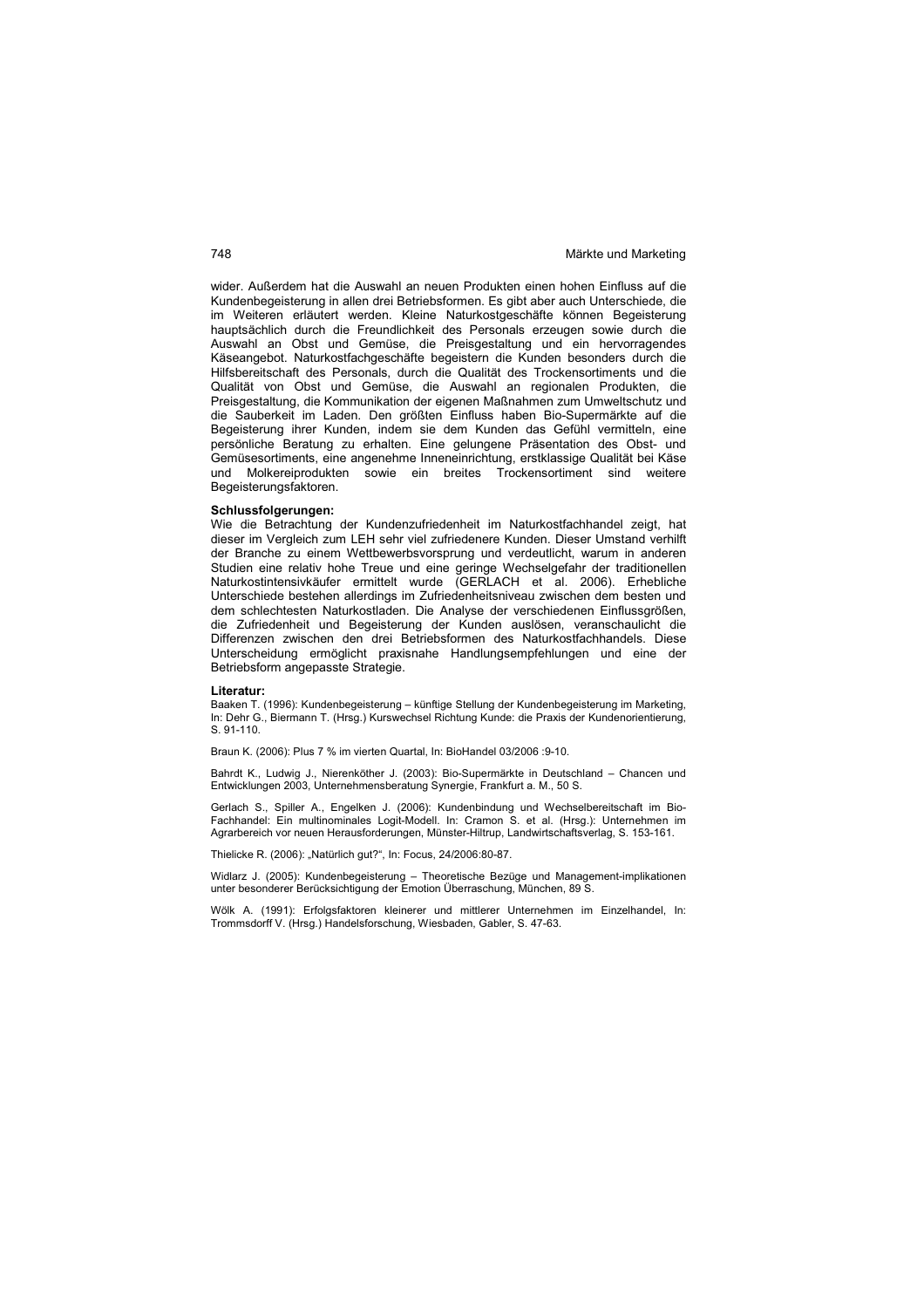wider. Außerdem hat die Auswahl an neuen Produkten einen hohen Einfluss auf die Kundenbegeisterung in allen drei Betriebsformen. Es gibt aber auch Unterschiede, die im Weiteren erläutert werden. Kleine Naturkostgeschäfte können Begeisterung hauptsächlich durch die Freundlichkeit des Personals erzeugen sowie durch die Auswahl an Obst und Gemüse, die Preisgestaltung und ein hervorragendes Käseangebot. Naturkostfachgeschäfte begeistern die Kunden besonders durch die Hilfsbereitschaft des Personals, durch die Qualität des Trockensortiments und die Qualität von Obst und Gemüse, die Auswahl an regionalen Produkten, die Preisgestaltung, die Kommunikation der eigenen Maßnahmen zum Umweltschutz und die Sauberkeit im Laden. Den größten Einfluss haben Bio-Supermärkte auf die Begeisterung ihrer Kunden, indem sie dem Kunden das Gefühl vermitteln, eine persönliche Beratung zu erhalten. Eine gelungene Präsentation des Obst- und Gemüsesortiments, eine angenehme Inneneinrichtung, erstklassige Qualität bei Käse und Molkereiprodukten sowie ein breites Trockensortiment sind weitere Begeisterungsfaktoren.

**Schlussfolgerungen:**

Wie die Betrachtung der Kundenzufriedenheit im Naturkostfachhandel zeigt, hat dieser im Vergleich zum LEH sehr viel zufriedenere Kunden. Dieser Umstand verhilft der Branche zu einem Wettbewerbsvorsprung und verdeutlicht, warum in anderen Studien eine relativ hohe Treue und eine geringe Wechselgefahr der traditionellen Naturkostintensivkäufer ermittelt wurde (GERLACH et al. 2006). Erhebliche Unterschiede bestehen allerdings im Zufriedenheitsniveau zwischen dem besten und dem schlechtesten Naturkostladen. Die Analyse der verschiedenen Einflussgrößen, die Zufriedenheit und Begeisterung der Kunden auslösen, veranschaulicht die Differenzen zwischen den drei Betriebsformen des Naturkostfachhandels. Diese Unterscheidung ermöglicht praxisnahe Handlungsempfehlungen und eine der Betriebsform angepasste Strategie.

**Literatur:**

Baaken T. (1996): Kundenbegeisterung – künftige Stellung der Kundenbegeisterung im Marketing, In: Dehr G., Biermann T. (Hrsg.) Kurswechsel Richtung Kunde: die Praxis der Kundenorientierung, S. 91-110.

Braun K. (2006): Plus 7 % im vierten Quartal, In: BioHandel 03/2006 :9-10.

Bahrdt K., Ludwig J., Nierenköther J. (2003): Bio-Supermärkte in Deutschland – Chancen und Entwicklungen 2003, Unternehmensberatung Synergie, Frankfurt a. M., 50 S.

Gerlach S., Spiller A., Engelken J. (2006): Kundenbindung und Wechselbereitschaft im Bio-Fachhandel: Ein multinominales Logit-Modell. In: Cramon S. et al. (Hrsg.): Unternehmen im Agrarbereich vor neuen Herausforderungen, Münster-Hiltrup, Landwirtschaftsverlag, S. 153-161.

Thielicke R. (2006): „Natürlich gut?“, In: Focus, 24/2006:80-87.

Widlarz J. (2005): Kundenbegeisterung – Theoretische Bezüge und Management-implikationen unter besonderer Berücksichtigung der Emotion Überraschung, München, 89 S.

Wölk A. (1991): Erfolgsfaktoren kleinerer und mittlerer Unternehmen im Einzelhandel, In: Trommsdorff V. (Hrsg.) Handelsforschung, Wiesbaden, Gabler, S. 47-63.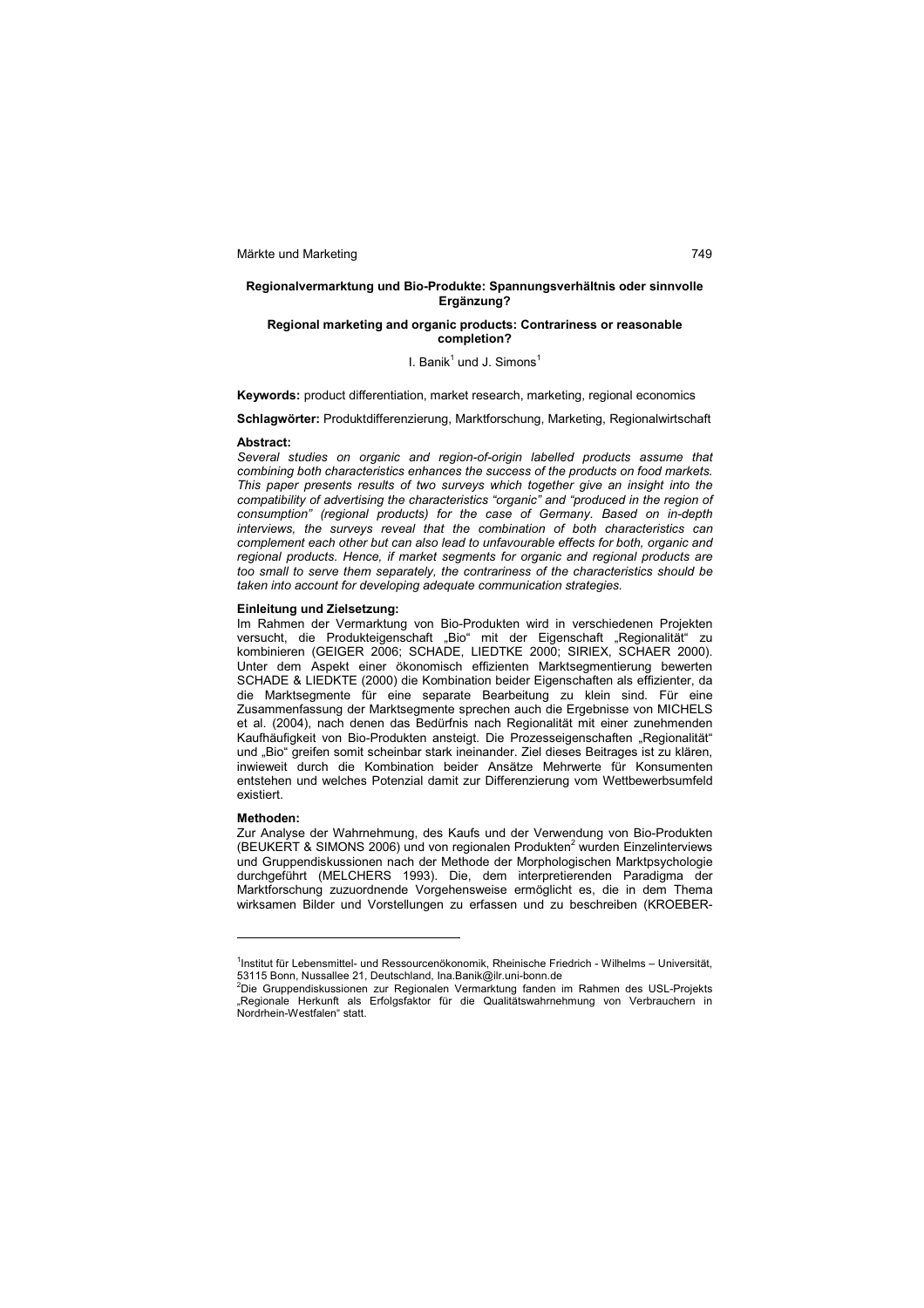## Regionalvermarktung und Bio-Produkte: Spannungsverhältnis oder sinnvolle Ergänzung?

### Regional marketing and organic products: Contrariness or reasonable completion?

I. Banik[1] und J. Simons[1]

**Keywords:** product differentiation, market research, marketing, regional economics

**Schlagwörter:** Produktdifferenzierung, Marktforschung, Marketing, Regionalwirtschaft

**Abstract:**

*Several studies on organic and region-of-origin labelled products assume that combining both characteristics enhances the success of the products on food markets. This paper presents results of two surveys which together give an insight into the compatibility of advertising the characteristics "organic" and "produced in the region of consumption" (regional products) for the case of Germany. Based on in-depth interviews, the surveys reveal that the combination of both characteristics can complement each other but can also lead to unfavourable effects for both, organic and regional products. Hence, if market segments for organic and regional products are too small to serve them separately, the contrariness of the characteristics should be taken into account for developing adequate communication strategies.*

**Einleitung und Zielsetzung:**

Im Rahmen der Vermarktung von Bio-Produkten wird in verschiedenen Projekten versucht, die Produkteigenschaft „Bio" mit der Eigenschaft „Regionalität" zu kombinieren (GEIGER 2006; SCHADE, LIEDTKE 2000; SIRIEX, SCHAER 2000). Unter dem Aspekt einer ökonomisch effizienten Marktsegmentierung bewerten SCHADE & LIEDKTE (2000) die Kombination beider Eigenschaften als effizienter, da die Marktsegmente für eine separate Bearbeitung zu klein sind. Für eine Zusammenfassung der Marktsegmente sprechen auch die Ergebnisse von MICHELS et al. (2004), nach denen das Bedürfnis nach Regionalität mit einer zunehmenden Kaufhäufigkeit von Bio-Produkten ansteigt. Die Prozesseigenschaften „Regionalität" und „Bio" greifen somit scheinbar stark ineinander. Ziel dieses Beitrages ist zu klären, inwieweit durch die Kombination beider Ansätze Mehrwerte für Konsumenten entstehen und welches Potenzial damit zur Differenzierung vom Wettbewerbsumfeld existiert.

**Methoden:**

Zur Analyse der Wahrnehmung, des Kaufs und der Verwendung von Bio-Produkten (BEUKERT & SIMONS 2006) und von regionalen Produkten[2] wurden Einzelinterviews und Gruppendiskussionen nach der Methode der Morphologischen Marktpsychologie durchgeführt (MELCHERS 1993). Die, dem interpretierenden Paradigma der Marktforschung zuzuordnende Vorgehensweise ermöglicht es, die in dem Thema wirksamen Bilder und Vorstellungen zu erfassen und zu beschreiben (KROEBER-

---

[1] Institut für Lebensmittel- und Ressourcenökonomik, Rheinische Friedrich - Wilhelms – Universität, 53115 Bonn, Nussallee 21, Deutschland, Ina.Banik@ilr.uni-bonn.de

[2] Die Gruppendiskussionen zur Regionalen Vermarktung fanden im Rahmen des USL-Projekts „Regionale Herkunft als Erfolgsfaktor für die Qualitätswahrnehmung von Verbrauchern in Nordrhein-Westfalen" statt.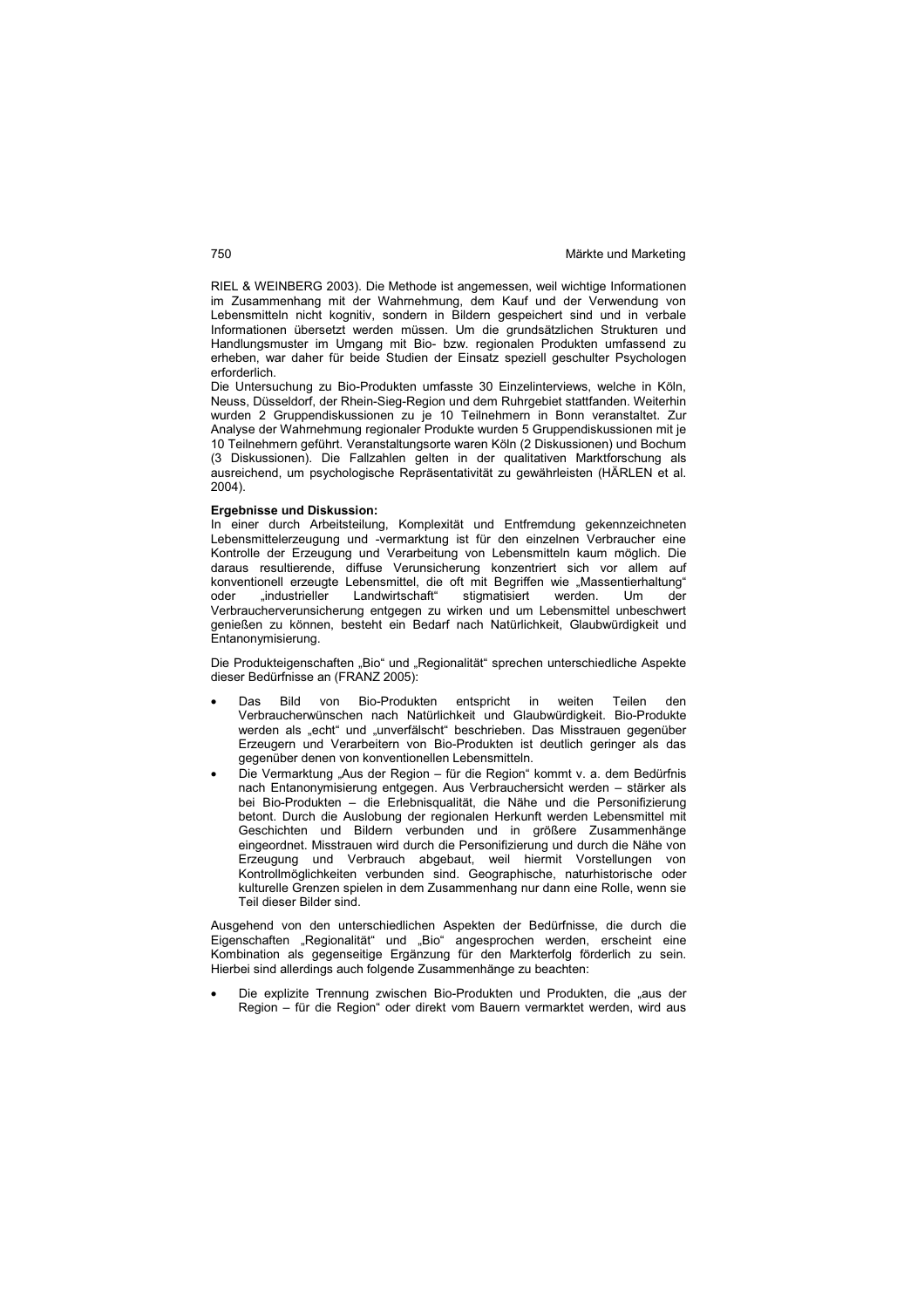RIEL & WEINBERG 2003). Die Methode ist angemessen, weil wichtige Informationen im Zusammenhang mit der Wahrnehmung, dem Kauf und der Verwendung von Lebensmitteln nicht kognitiv, sondern in Bildern gespeichert sind und in verbale Informationen übersetzt werden müssen. Um die grundsätzlichen Strukturen und Handlungsmuster im Umgang mit Bio- bzw. regionalen Produkten umfassend zu erheben, war daher für beide Studien der Einsatz speziell geschulter Psychologen erforderlich.
Die Untersuchung zu Bio-Produkten umfasste 30 Einzelinterviews, welche in Köln, Neuss, Düsseldorf, der Rhein-Sieg-Region und dem Ruhrgebiet stattfanden. Weiterhin wurden 2 Gruppendiskussionen zu je 10 Teilnehmern in Bonn veranstaltet. Zur Analyse der Wahrnehmung regionaler Produkte wurden 5 Gruppendiskussionen mit je 10 Teilnehmern geführt. Veranstaltungsorte waren Köln (2 Diskussionen) und Bochum (3 Diskussionen). Die Fallzahlen gelten in der qualitativen Marktforschung als ausreichend, um psychologische Repräsentativität zu gewährleisten (HÄRLEN et al. 2004).

**Ergebnisse und Diskussion:**
In einer durch Arbeitsteilung, Komplexität und Entfremdung gekennzeichneten Lebensmittelerzeugung und -vermarktung ist für den einzelnen Verbraucher eine Kontrolle der Erzeugung und Verarbeitung von Lebensmitteln kaum möglich. Die daraus resultierende, diffuse Verunsicherung konzentriert sich vor allem auf konventionell erzeugte Lebensmittel, die oft mit Begriffen wie „Massentierhaltung" oder „industrieller Landwirtschaft" stigmatisiert werden. Um der Verbraucherverunsicherung entgegen zu wirken und um Lebensmittel unbeschwert genießen zu können, besteht ein Bedarf nach Natürlichkeit, Glaubwürdigkeit und Entanonymisierung.

Die Produkteigenschaften „Bio" und „Regionalität" sprechen unterschiedliche Aspekte dieser Bedürfnisse an (FRANZ 2005):

- Das Bild von Bio-Produkten entspricht in weiten Teilen den Verbraucherwünschen nach Natürlichkeit und Glaubwürdigkeit. Bio-Produkte werden als „echt" und „unverfälscht" beschrieben. Das Misstrauen gegenüber Erzeugern und Verarbeitern von Bio-Produkten ist deutlich geringer als das gegenüber denen von konventionellen Lebensmitteln.
- Die Vermarktung „Aus der Region – für die Region" kommt v. a. dem Bedürfnis nach Entanonymisierung entgegen. Aus Verbrauchersicht werden – stärker als bei Bio-Produkten – die Erlebnisqualität, die Nähe und die Personifizierung betont. Durch die Auslobung der regionalen Herkunft werden Lebensmittel mit Geschichten und Bildern verbunden und in größere Zusammenhänge eingeordnet. Misstrauen wird durch die Personifizierung und durch die Nähe von Erzeugung und Verbrauch abgebaut, weil hiermit Vorstellungen von Kontrollmöglichkeiten verbunden sind. Geographische, naturhistorische oder kulturelle Grenzen spielen in dem Zusammenhang nur dann eine Rolle, wenn sie Teil dieser Bilder sind.

Ausgehend von den unterschiedlichen Aspekten der Bedürfnisse, die durch die Eigenschaften „Regionalität" und „Bio" angesprochen werden, erscheint eine Kombination als gegenseitige Ergänzung für den Markterfolg förderlich zu sein. Hierbei sind allerdings auch folgende Zusammenhänge zu beachten:

- Die explizite Trennung zwischen Bio-Produkten und Produkten, die „aus der Region – für die Region" oder direkt vom Bauern vermarktet werden, wird aus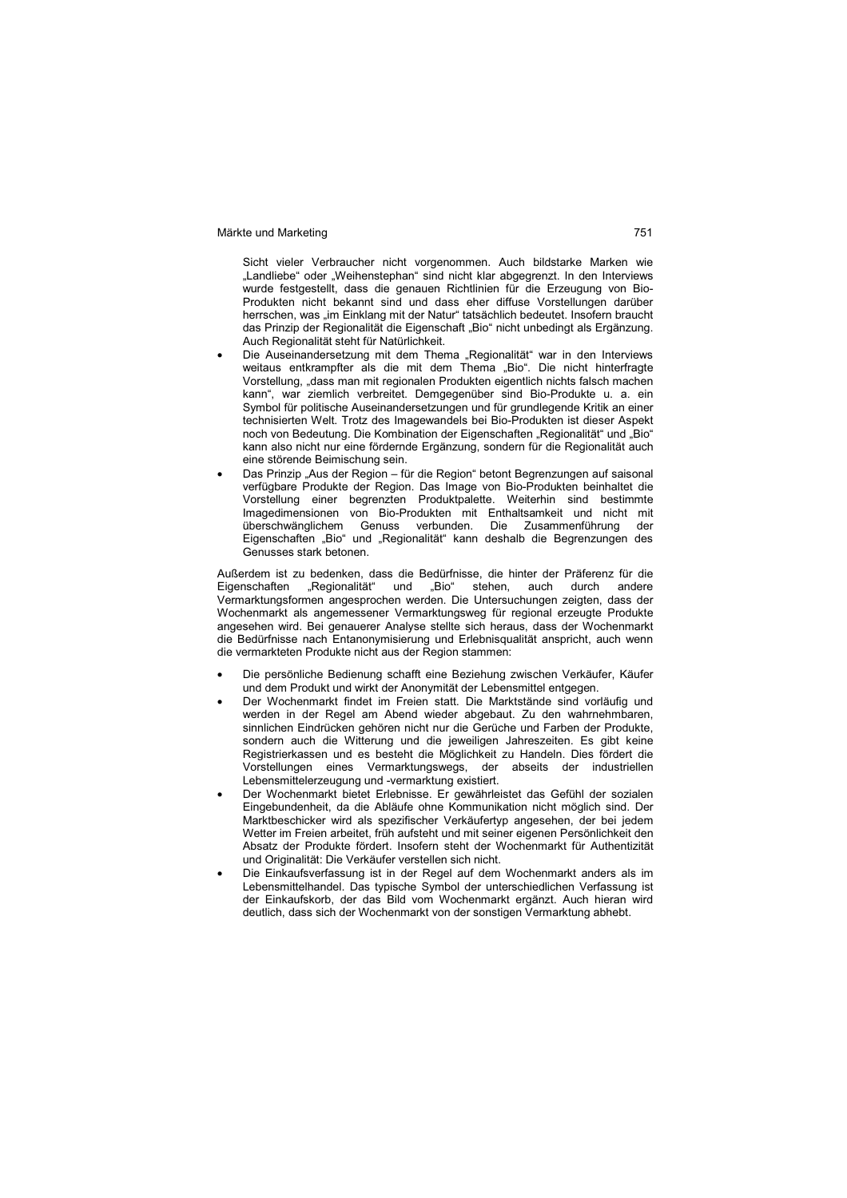Sicht vieler Verbraucher nicht vorgenommen. Auch bildstarke Marken wie „Landliebe“ oder „Weihenstephan“ sind nicht klar abgegrenzt. In den Interviews wurde festgestellt, dass die genauen Richtlinien für die Erzeugung von Bio-Produkten nicht bekannt sind und dass eher diffuse Vorstellungen darüber herrschen, was „im Einklang mit der Natur“ tatsächlich bedeutet. Insofern braucht das Prinzip der Regionalität die Eigenschaft „Bio“ nicht unbedingt als Ergänzung. Auch Regionalität steht für Natürlichkeit.

- Die Auseinandersetzung mit dem Thema „Regionalität“ war in den Interviews weitaus entkrampfter als die mit dem Thema „Bio“. Die nicht hinterfragte Vorstellung, „dass man mit regionalen Produkten eigentlich nichts falsch machen kann“, war ziemlich verbreitet. Demgegenüber sind Bio-Produkte u. a. ein Symbol für politische Auseinandersetzungen und für grundlegende Kritik an einer technisierten Welt. Trotz des Imagewandels bei Bio-Produkten ist dieser Aspekt noch von Bedeutung. Die Kombination der Eigenschaften „Regionalität“ und „Bio“ kann also nicht nur eine fördernde Ergänzung, sondern für die Regionalität auch eine störende Beimischung sein.
- Das Prinzip „Aus der Region – für die Region“ betont Begrenzungen auf saisonal verfügbare Produkte der Region. Das Image von Bio-Produkten beinhaltet die Vorstellung einer begrenzten Produktpalette. Weiterhin sind bestimmte Imagedimensionen von Bio-Produkten mit Enthaltsamkeit und nicht mit überschwänglichem Genuss verbunden. Die Zusammenführung der Eigenschaften „Bio“ und „Regionalität“ kann deshalb die Begrenzungen des Genusses stark betonen.

Außerdem ist zu bedenken, dass die Bedürfnisse, die hinter der Präferenz für die Eigenschaften „Regionalität“ und „Bio“ stehen, auch durch andere Vermarktungsformen angesprochen werden. Die Untersuchungen zeigten, dass der Wochenmarkt als angemessener Vermarktungsweg für regional erzeugte Produkte angesehen wird. Bei genauerer Analyse stellte sich heraus, dass der Wochenmarkt die Bedürfnisse nach Entanonymisierung und Erlebnisqualität anspricht, auch wenn die vermarkteten Produkte nicht aus der Region stammen:

- Die persönliche Bedienung schafft eine Beziehung zwischen Verkäufer, Käufer und dem Produkt und wirkt der Anonymität der Lebensmittel entgegen.
- Der Wochenmarkt findet im Freien statt. Die Marktstände sind vorläufig und werden in der Regel am Abend wieder abgebaut. Zu den wahrnehmbaren, sinnlichen Eindrücken gehören nicht nur die Gerüche und Farben der Produkte, sondern auch die Witterung und die jeweiligen Jahreszeiten. Es gibt keine Registrierkassen und es besteht die Möglichkeit zu Handeln. Dies fördert die Vorstellungen eines Vermarktungswegs, der abseits der industriellen Lebensmittelerzeugung und -vermarktung existiert.
- Der Wochenmarkt bietet Erlebnisse. Er gewährleistet das Gefühl der sozialen Eingebundenheit, da die Abläufe ohne Kommunikation nicht möglich sind. Der Marktbeschicker wird als spezifischer Verkäufertyp angesehen, der bei jedem Wetter im Freien arbeitet, früh aufsteht und mit seiner eigenen Persönlichkeit den Absatz der Produkte fördert. Insofern steht der Wochenmarkt für Authentizität und Originalität: Die Verkäufer verstellen sich nicht.
- Die Einkaufsverfassung ist in der Regel auf dem Wochenmarkt anders als im Lebensmittelhandel. Das typische Symbol der unterschiedlichen Verfassung ist der Einkaufskorb, der das Bild vom Wochenmarkt ergänzt. Auch hieran wird deutlich, dass sich der Wochenmarkt von der sonstigen Vermarktung abhebt.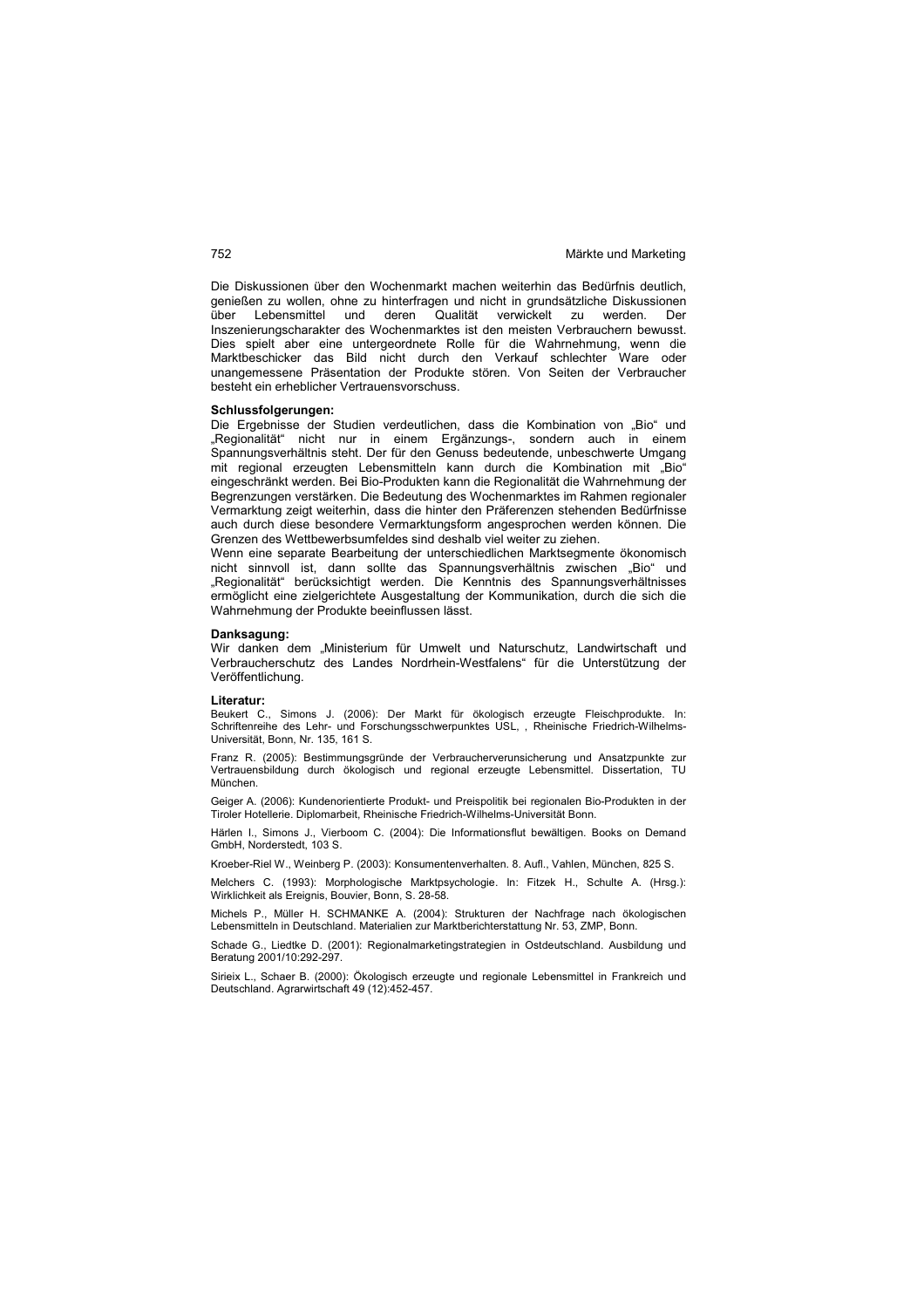Die Diskussionen über den Wochenmarkt machen weiterhin das Bedürfnis deutlich, genießen zu wollen, ohne zu hinterfragen und nicht in grundsätzliche Diskussionen über Lebensmittel und deren Qualität verwickelt zu werden. Der Inszenierungscharakter des Wochenmarktes ist den meisten Verbrauchern bewusst. Dies spielt aber eine untergeordnete Rolle für die Wahrnehmung, wenn die Marktbeschicker das Bild nicht durch den Verkauf schlechter Ware oder unangemessene Präsentation der Produkte stören. Von Seiten der Verbraucher besteht ein erheblicher Vertrauensvorschuss.

**Schlussfolgerungen:**
Die Ergebnisse der Studien verdeutlichen, dass die Kombination von „Bio" und „Regionalität" nicht nur in einem Ergänzungs-, sondern auch in einem Spannungsverhältnis steht. Der für den Genuss bedeutende, unbeschwerte Umgang mit regional erzeugten Lebensmitteln kann durch die Kombination mit „Bio" eingeschränkt werden. Bei Bio-Produkten kann die Regionalität die Wahrnehmung der Begrenzungen verstärken. Die Bedeutung des Wochenmarktes im Rahmen regionaler Vermarktung zeigt weiterhin, dass die hinter den Präferenzen stehenden Bedürfnisse auch durch diese besondere Vermarktungsform angesprochen werden können. Die Grenzen des Wettbewerbsumfeldes sind deshalb viel weiter zu ziehen.
Wenn eine separate Bearbeitung der unterschiedlichen Marktsegmente ökonomisch nicht sinnvoll ist, dann sollte das Spannungsverhältnis zwischen „Bio" und „Regionalität" berücksichtigt werden. Die Kenntnis des Spannungsverhältnisses ermöglicht eine zielgerichtete Ausgestaltung der Kommunikation, durch die sich die Wahrnehmung der Produkte beeinflussen lässt.

**Danksagung:**
Wir danken dem „Ministerium für Umwelt und Naturschutz, Landwirtschaft und Verbraucherschutz des Landes Nordrhein-Westfalens" für die Unterstützung der Veröffentlichung.

**Literatur:**

Beukert C., Simons J. (2006): Der Markt für ökologisch erzeugte Fleischprodukte. In: Schriftenreihe des Lehr- und Forschungsschwerpunktes USL, , Rheinische Friedrich-Wilhelms-Universität, Bonn, Nr. 135, 161 S.

Franz R. (2005): Bestimmungsgründe der Verbraucherverunsicherung und Ansatzpunkte zur Vertrauensbildung durch ökologisch und regional erzeugte Lebensmittel. Dissertation, TU München.

Geiger A. (2006): Kundenorientierte Produkt- und Preispolitik bei regionalen Bio-Produkten in der Tiroler Hotellerie. Diplomarbeit, Rheinische Friedrich-Wilhelms-Universität Bonn.

Härlen I., Simons J., Vierboom C. (2004): Die Informationsflut bewältigen. Books on Demand GmbH, Norderstedt, 103 S.

Kroeber-Riel W., Weinberg P. (2003): Konsumentenverhalten. 8. Aufl., Vahlen, München, 825 S.

Melchers C. (1993): Morphologische Marktpsychologie. In: Fitzek H., Schulte A. (Hrsg.): Wirklichkeit als Ereignis, Bouvier, Bonn, S. 28-58.

Michels P., Müller H. SCHMANKE A. (2004): Strukturen der Nachfrage nach ökologischen Lebensmitteln in Deutschland. Materialien zur Marktberichterstattung Nr. 53, ZMP, Bonn.

Schade G., Liedtke D. (2001): Regionalmarketingstrategien in Ostdeutschland. Ausbildung und Beratung 2001/10:292-297.

Sirieix L., Schaer B. (2000): Ökologisch erzeugte und regionale Lebensmittel in Frankreich und Deutschland. Agrarwirtschaft 49 (12):452-457.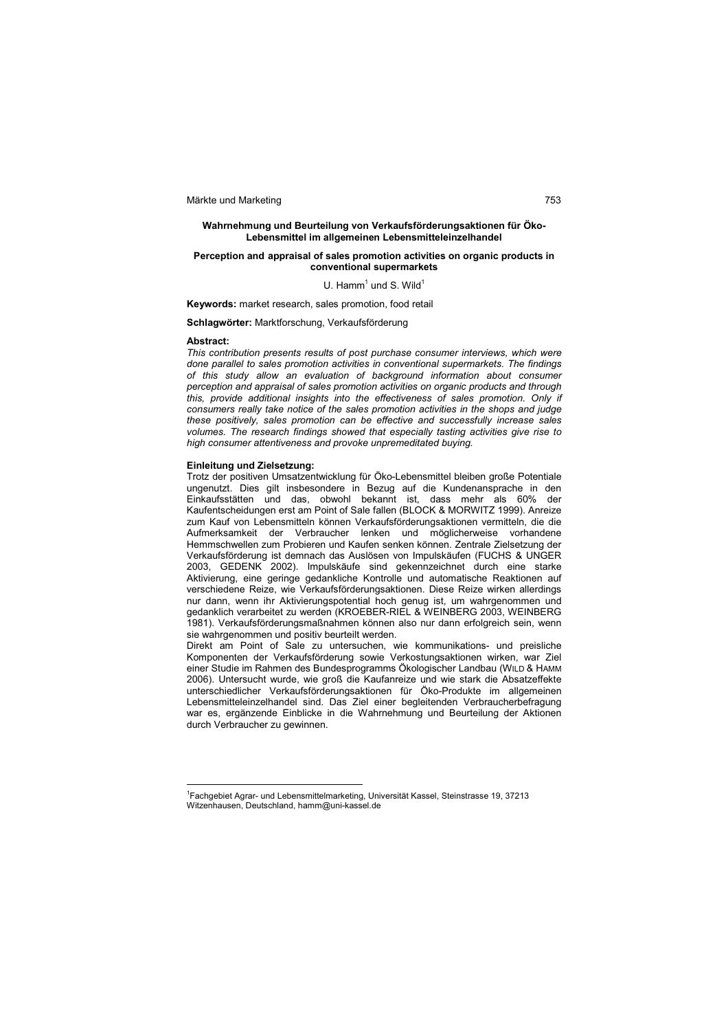**Wahrnehmung und Beurteilung von Verkaufsförderungsaktionen für Öko-Lebensmittel im allgemeinen Lebensmitteleinzelhandel**

**Perception and appraisal of sales promotion activities on organic products in conventional supermarkets**

U. Hamm[1] und S. Wild[1]

**Keywords:** market research, sales promotion, food retail

**Schlagwörter:** Marktforschung, Verkaufsförderung

**Abstract:**

*This contribution presents results of post purchase consumer interviews, which were done parallel to sales promotion activities in conventional supermarkets. The findings of this study allow an evaluation of background information about consumer perception and appraisal of sales promotion activities on organic products and through this, provide additional insights into the effectiveness of sales promotion. Only if consumers really take notice of the sales promotion activities in the shops and judge these positively, sales promotion can be effective and successfully increase sales volumes. The research findings showed that especially tasting activities give rise to high consumer attentiveness and provoke unpremeditated buying.*

**Einleitung und Zielsetzung:**

Trotz der positiven Umsatzentwicklung für Öko-Lebensmittel bleiben große Potentiale ungenutzt. Dies gilt insbesondere in Bezug auf die Kundenansprache in den Einkaufsstätten und das, obwohl bekannt ist, dass mehr als 60% der Kaufentscheidungen erst am Point of Sale fallen (BLOCK & MORWITZ 1999). Anreize zum Kauf von Lebensmitteln können Verkaufsförderungsaktionen vermitteln, die die Aufmerksamkeit der Verbraucher lenken und möglicherweise vorhandene Hemmschwellen zum Probieren und Kaufen senken können. Zentrale Zielsetzung der Verkaufsförderung ist demnach das Auslösen von Impulskäufen (FUCHS & UNGER 2003, GEDENK 2002). Impulskäufe sind gekennzeichnet durch eine starke Aktivierung, eine geringe gedankliche Kontrolle und automatische Reaktionen auf verschiedene Reize, wie Verkaufsförderungsaktionen. Diese Reize wirken allerdings nur dann, wenn ihr Aktivierungspotential hoch genug ist, um wahrgenommen und gedanklich verarbeitet zu werden (KROEBER-RIEL & WEINBERG 2003, WEINBERG 1981). Verkaufsförderungsmaßnahmen können also nur dann erfolgreich sein, wenn sie wahrgenommen und positiv beurteilt werden.

Direkt am Point of Sale zu untersuchen, wie kommunikations- und preisliche Komponenten der Verkaufsförderung sowie Verkostungsaktionen wirken, war Ziel einer Studie im Rahmen des Bundesprogramms Ökologischer Landbau (WILD & HAMM 2006). Untersucht wurde, wie groß die Kaufanreize und wie stark die Absatzeffekte unterschiedlicher Verkaufsförderungsaktionen für Öko-Produkte im allgemeinen Lebensmitteleinzelhandel sind. Das Ziel einer begleitenden Verbraucherbefragung war es, ergänzende Einblicke in die Wahrnehmung und Beurteilung der Aktionen durch Verbraucher zu gewinnen.

[1] Fachgebiet Agrar- und Lebensmittelmarketing, Universität Kassel, Steinstrasse 19, 37213 Witzenhausen, Deutschland, hamm@uni-kassel.de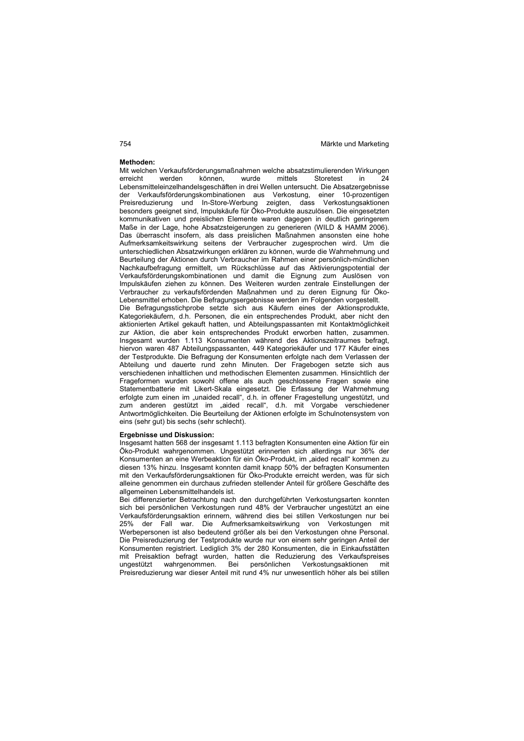**Methoden:**

Mit welchen Verkaufsförderungsmaßnahmen welche absatzstimulierenden Wirkungen erreicht werden können, wurde mittels Storetest in 24 Lebensmitteleinzelhandelsgeschäften in drei Wellen untersucht. Die Absatzergebnisse der Verkaufsförderungskombinationen aus Verkostung, einer 10-prozentigen Preisreduzierung und In-Store-Werbung zeigten, dass Verkostungsaktionen besonders geeignet sind, Impulskäufe für Öko-Produkte auszulösen. Die eingesetzten kommunikativen und preislichen Elemente waren dagegen in deutlich geringerem Maße in der Lage, hohe Absatzsteigerungen zu generieren (WILD & HAMM 2006). Das überrascht insofern, als dass preislichen Maßnahmen ansonsten eine hohe Aufmerksamkeitswirkung seitens der Verbraucher zugesprochen wird. Um die unterschiedlichen Absatzwirkungen erklären zu können, wurde die Wahrnehmung und Beurteilung der Aktionen durch Verbraucher im Rahmen einer persönlich-mündlichen Nachkaufbefragung ermittelt, um Rückschlüsse auf das Aktivierungspotential der Verkaufsförderungskombinationen und damit die Eignung zum Auslösen von Impulskäufen ziehen zu können. Des Weiteren wurden zentrale Einstellungen der Verbraucher zu verkaufsfördenden Maßnahmen und zu deren Eignung für Öko-Lebensmittel erhoben. Die Befragungsergebnisse werden im Folgenden vorgestellt.

Die Befragungsstichprobe setzte sich aus Käufern eines der Aktionsprodukte, Kategoriekäufern, d.h. Personen, die ein entsprechendes Produkt, aber nicht den aktionierten Artikel gekauft hatten, und Abteilungspassanten mit Kontaktmöglichkeit zur Aktion, die aber kein entsprechendes Produkt erworben hatten, zusammen. Insgesamt wurden 1.113 Konsumenten während des Aktionszeitraumes befragt, hiervon waren 487 Abteilungspassanten, 449 Kategoriekäufer und 177 Käufer eines der Testprodukte. Die Befragung der Konsumenten erfolgte nach dem Verlassen der Abteilung und dauerte rund zehn Minuten. Der Fragebogen setzte sich aus verschiedenen inhaltlichen und methodischen Elementen zusammen. Hinsichtlich der Frageformen wurden sowohl offene als auch geschlossene Fragen sowie eine Statementbatterie mit Likert-Skala eingesetzt. Die Erfassung der Wahrnehmung erfolgte zum einen im „unaided recall", d.h. in offener Fragestellung ungestützt, und zum anderen gestützt im „aided recall", d.h. mit Vorgabe verschiedener Antwortmöglichkeiten. Die Beurteilung der Aktionen erfolgte im Schulnotensystem von eins (sehr gut) bis sechs (sehr schlecht).

**Ergebnisse und Diskussion:**

Insgesamt hatten 568 der insgesamt 1.113 befragten Konsumenten eine Aktion für ein Öko-Produkt wahrgenommen. Ungestützt erinnerten sich allerdings nur 36% der Konsumenten an eine Werbeaktion für ein Öko-Produkt, im „aided recall" kommen zu diesen 13% hinzu. Insgesamt konnten damit knapp 50% der befragten Konsumenten mit den Verkaufsförderungsaktionen für Öko-Produkte erreicht werden, was für sich alleine genommen ein durchaus zufrieden stellender Anteil für größere Geschäfte des allgemeinen Lebensmittelhandels ist.

Bei differenzierter Betrachtung nach den durchgeführten Verkostungsarten konnten sich bei persönlichen Verkostungen rund 48% der Verbraucher ungestützt an eine Verkaufsförderungsaktion erinnern, während dies bei stillen Verkostungen nur bei 25% der Fall war. Die Aufmerksamkeitswirkung von Verkostungen mit Werbepersonen ist also bedeutend größer als bei den Verkostungen ohne Personal. Die Preisreduzierung der Testprodukte wurde nur von einem sehr geringen Anteil der Konsumenten registriert. Lediglich 3% der 280 Konsumenten, die in Einkaufsstätten mit Preisaktion befragt wurden, hatten die Reduzierung des Verkaufspreises ungestützt wahrgenommen. Bei persönlichen Verkostungsaktionen mit Preisreduzierung war dieser Anteil mit rund 4% nur unwesentlich höher als bei stillen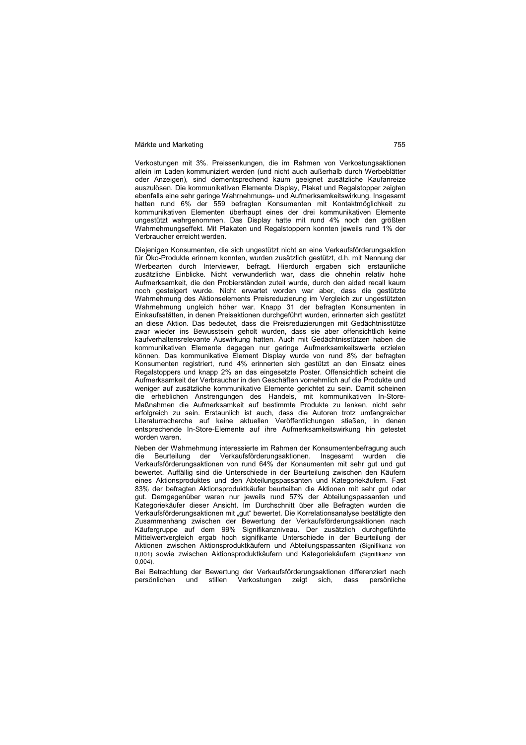Verkostungen mit 3%. Preissenkungen, die im Rahmen von Verkostungsaktionen allein im Laden kommuniziert werden (und nicht auch außerhalb durch Werbeblätter oder Anzeigen), sind dementsprechend kaum geeignet zusätzliche Kaufanreize auszulösen. Die kommunikativen Elemente Display, Plakat und Regalstopper zeigten ebenfalls eine sehr geringe Wahrnehmungs- und Aufmerksamkeitswirkung. Insgesamt hatten rund 6% der 559 befragten Konsumenten mit Kontaktmöglichkeit zu kommunikativen Elementen überhaupt eines der drei kommunikativen Elemente ungestützt wahrgenommen. Das Display hatte mit rund 4% noch den größten Wahrnehmungseffekt. Mit Plakaten und Regalstoppern konnten jeweils rund 1% der Verbraucher erreicht werden.

Diejenigen Konsumenten, die sich ungestützt nicht an eine Verkaufsförderungsaktion für Öko-Produkte erinnern konnten, wurden zusätzlich gestützt, d.h. mit Nennung der Werbearten durch Interviewer, befragt. Hierdurch ergaben sich erstaunliche zusätzliche Einblicke. Nicht verwunderlich war, dass die ohnehin relativ hohe Aufmerksamkeit, die den Probierständen zuteil wurde, durch den aided recall kaum noch gesteigert wurde. Nicht erwartet worden war aber, dass die gestützte Wahrnehmung des Aktionselements Preisreduzierung im Vergleich zur ungestützten Wahrnehmung ungleich höher war. Knapp 31 der befragten Konsumenten in Einkaufsstätten, in denen Preisaktionen durchgeführt wurden, erinnerten sich gestützt an diese Aktion. Das bedeutet, dass die Preisreduzierungen mit Gedächtnisstütze zwar wieder ins Bewusstsein geholt wurden, dass sie aber offensichtlich keine kaufverhaltensrelevante Auswirkung hatten. Auch mit Gedächtnisstützen haben die kommunikativen Elemente dagegen nur geringe Aufmerksamkeitswerte erzielen können. Das kommunikative Element Display wurde von rund 8% der befragten Konsumenten registriert, rund 4% erinnerten sich gestützt an den Einsatz eines Regalstoppers und knapp 2% an das eingesetzte Poster. Offensichtlich scheint die Aufmerksamkeit der Verbraucher in den Geschäften vornehmlich auf die Produkte und weniger auf zusätzliche kommunikative Elemente gerichtet zu sein. Damit scheinen die erheblichen Anstrengungen des Handels, mit kommunikativen In-Store-Maßnahmen die Aufmerksamkeit auf bestimmte Produkte zu lenken, nicht sehr erfolgreich zu sein. Erstaunlich ist auch, dass die Autoren trotz umfangreicher Literaturrecherche auf keine aktuellen Veröffentlichungen stießen, in denen entsprechende In-Store-Elemente auf ihre Aufmerksamkeitswirkung hin getestet worden waren.

Neben der Wahrnehmung interessierte im Rahmen der Konsumentenbefragung auch die Beurteilung der Verkaufsförderungsaktionen. Insgesamt wurden die Verkaufsförderungsaktionen von rund 64% der Konsumenten mit sehr gut und gut bewertet. Auffällig sind die Unterschiede in der Beurteilung zwischen den Käufern eines Aktionsproduktes und den Abteilungspassanten und Kategoriekäufern. Fast 83% der befragten Aktionsproduktkäufer beurteilten die Aktionen mit sehr gut oder gut. Demgegenüber waren nur jeweils rund 57% der Abteilungspassanten und Kategoriekäufer dieser Ansicht. Im Durchschnitt über alle Befragten wurden die Verkaufsförderungsaktionen mit „gut" bewertet. Die Korrelationsanalyse bestätigte den Zusammenhang zwischen der Bewertung der Verkaufsförderungsaktionen nach Käufergruppe auf dem 99% Signifikanzniveau. Der zusätzlich durchgeführte Mittelwertvergleich ergab hoch signifikante Unterschiede in der Beurteilung der Aktionen zwischen Aktionsproduktkäufern und Abteilungspassanten (Signifikanz von 0,001) sowie zwischen Aktionsproduktkäufern und Kategoriekäufern (Signifikanz von 0,004).

Bei Betrachtung der Bewertung der Verkaufsförderungsaktionen differenziert nach persönlichen und stillen Verkostungen zeigt sich, dass persönliche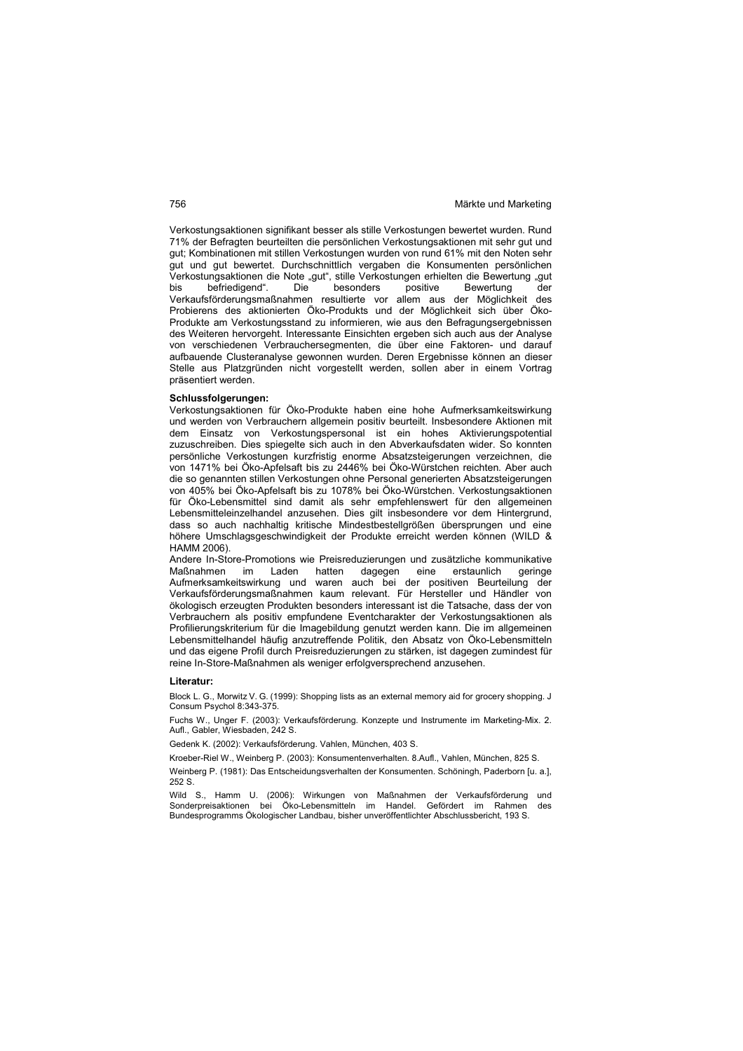Verkostungsaktionen signifikant besser als stille Verkostungen bewertet wurden. Rund 71% der Befragten beurteilten die persönlichen Verkostungsaktionen mit sehr gut und gut; Kombinationen mit stillen Verkostungen wurden von rund 61% mit den Noten sehr gut und gut bewertet. Durchschnittlich vergaben die Konsumenten persönlichen Verkostungsaktionen die Note „gut“, stille Verkostungen erhielten die Bewertung „gut bis befriedigend“. Die besonders positive Bewertung der Verkaufsförderungsmaßnahmen resultierte vor allem aus der Möglichkeit des Probierens des aktionierten Öko-Produkts und der Möglichkeit sich über Öko-Produkte am Verkostungsstand zu informieren, wie aus den Befragungsergebnissen des Weiteren hervorgeht. Interessante Einsichten ergeben sich auch aus der Analyse von verschiedenen Verbrauchersegmenten, die über eine Faktoren- und darauf aufbauende Clusteranalyse gewonnen wurden. Deren Ergebnisse können an dieser Stelle aus Platzgründen nicht vorgestellt werden, sollen aber in einem Vortrag präsentiert werden.

**Schlussfolgerungen:**

Verkostungsaktionen für Öko-Produkte haben eine hohe Aufmerksamkeitswirkung und werden von Verbrauchern allgemein positiv beurteilt. Insbesondere Aktionen mit dem Einsatz von Verkostungspersonal ist ein hohes Aktivierungspotential zuzuschreiben. Dies spiegelte sich auch in den Abverkaufsdaten wider. So konnten persönliche Verkostungen kurzfristig enorme Absatzsteigerungen verzeichnen, die von 1471% bei Öko-Apfelsaft bis zu 2446% bei Öko-Würstchen reichten. Aber auch die so genannten stillen Verkostungen ohne Personal generierten Absatzsteigerungen von 405% bei Öko-Apfelsaft bis zu 1078% bei Öko-Würstchen. Verkostungsaktionen für Öko-Lebensmittel sind damit als sehr empfehlenswert für den allgemeinen Lebensmitteleinzelhandel anzusehen. Dies gilt insbesondere vor dem Hintergrund, dass so auch nachhaltig kritische Mindestbestellgrößen übersprungen und eine höhere Umschlagsgeschwindigkeit der Produkte erreicht werden können (WILD & HAMM 2006).

Andere In-Store-Promotions wie Preisreduzierungen und zusätzliche kommunikative Maßnahmen im Laden hatten dagegen eine erstaunlich geringe Aufmerksamkeitswirkung und waren auch bei der positiven Beurteilung der Verkaufsförderungsmaßnahmen kaum relevant. Für Hersteller und Händler von ökologisch erzeugten Produkten besonders interessant ist die Tatsache, dass der von Verbrauchern als positiv empfundene Eventcharakter der Verkostungsaktionen als Profilierungskriterium für die Imagebildung genutzt werden kann. Die im allgemeinen Lebensmittelhandel häufig anzutreffende Politik, den Absatz von Öko-Lebensmitteln und das eigene Profil durch Preisreduzierungen zu stärken, ist dagegen zumindest für reine In-Store-Maßnahmen als weniger erfolgversprechend anzusehen.

**Literatur:**

Block L. G., Morwitz V. G. (1999): Shopping lists as an external memory aid for grocery shopping. J Consum Psychol 8:343-375.

Fuchs W., Unger F. (2003): Verkaufsförderung. Konzepte und Instrumente im Marketing-Mix. 2. Aufl., Gabler, Wiesbaden, 242 S.

Gedenk K. (2002): Verkaufsförderung. Vahlen, München, 403 S.

Kroeber-Riel W., Weinberg P. (2003): Konsumentenverhalten. 8.Aufl., Vahlen, München, 825 S.

Weinberg P. (1981): Das Entscheidungsverhalten der Konsumenten. Schöningh, Paderborn [u. a.], 252 S.

Wild S., Hamm U. (2006): Wirkungen von Maßnahmen der Verkaufsförderung und Sonderpreisaktionen bei Öko-Lebensmitteln im Handel. Gefördert im Rahmen des Bundesprogramms Ökologischer Landbau, bisher unveröffentlichter Abschlussbericht, 193 S.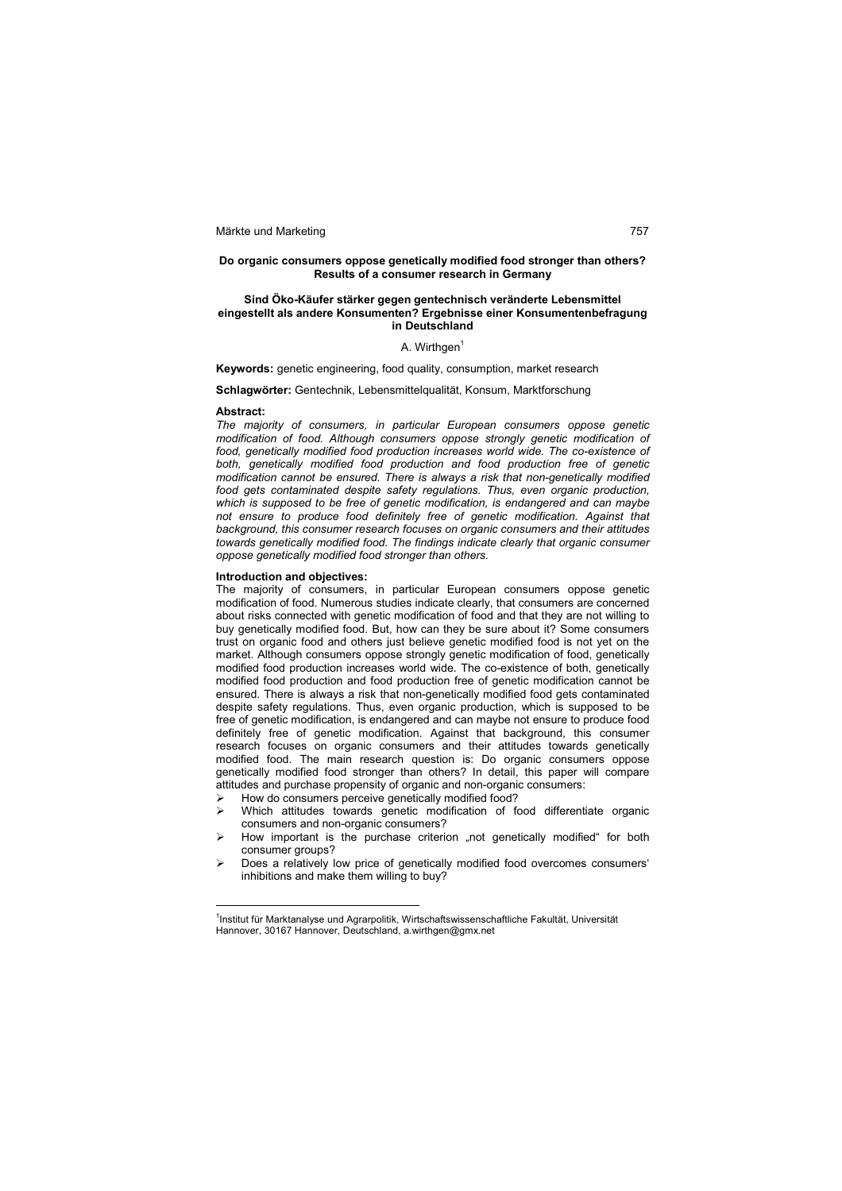**Do organic consumers oppose genetically modified food stronger than others? Results of a consumer research in Germany**

**Sind Öko-Käufer stärker gegen gentechnisch veränderte Lebensmittel eingestellt als andere Konsumenten? Ergebnisse einer Konsumentenbefragung in Deutschland**

A. Wirthgen[1]

**Keywords:** genetic engineering, food quality, consumption, market research

**Schlagwörter:** Gentechnik, Lebensmittelqualität, Konsum, Marktforschung

**Abstract:**

*The majority of consumers, in particular European consumers oppose genetic modification of food. Although consumers oppose strongly genetic modification of food, genetically modified food production increases world wide. The co-existence of both, genetically modified food production and food production free of genetic modification cannot be ensured. There is always a risk that non-genetically modified food gets contaminated despite safety regulations. Thus, even organic production, which is supposed to be free of genetic modification, is endangered and can maybe not ensure to produce food definitely free of genetic modification. Against that background, this consumer research focuses on organic consumers and their attitudes towards genetically modified food. The findings indicate clearly that organic consumer oppose genetically modified food stronger than others.*

**Introduction and objectives:**

The majority of consumers, in particular European consumers oppose genetic modification of food. Numerous studies indicate clearly, that consumers are concerned about risks connected with genetic modification of food and that they are not willing to buy genetically modified food. But, how can they be sure about it? Some consumers trust on organic food and others just believe genetic modified food is not yet on the market. Although consumers oppose strongly genetic modification of food, genetically modified food production increases world wide. The co-existence of both, genetically modified food production and food production free of genetic modification cannot be ensured. There is always a risk that non-genetically modified food gets contaminated despite safety regulations. Thus, even organic production, which is supposed to be free of genetic modification, is endangered and can maybe not ensure to produce food definitely free of genetic modification. Against that background, this consumer research focuses on organic consumers and their attitudes towards genetically modified food. The main research question is: Do organic consumers oppose genetically modified food stronger than others? In detail, this paper will compare attitudes and purchase propensity of organic and non-organic consumers:

- How do consumers perceive genetically modified food?
- Which attitudes towards genetic modification of food differentiate organic consumers and non-organic consumers?
- How important is the purchase criterion „not genetically modified“ for both consumer groups?
- Does a relatively low price of genetically modified food overcomes consumers‘ inhibitions and make them willing to buy?

[1] Institut für Marktanalyse und Agrarpolitik, Wirtschaftswissenschaftliche Fakultät, Universität Hannover, 30167 Hannover, Deutschland, a.wirthgen@gmx.net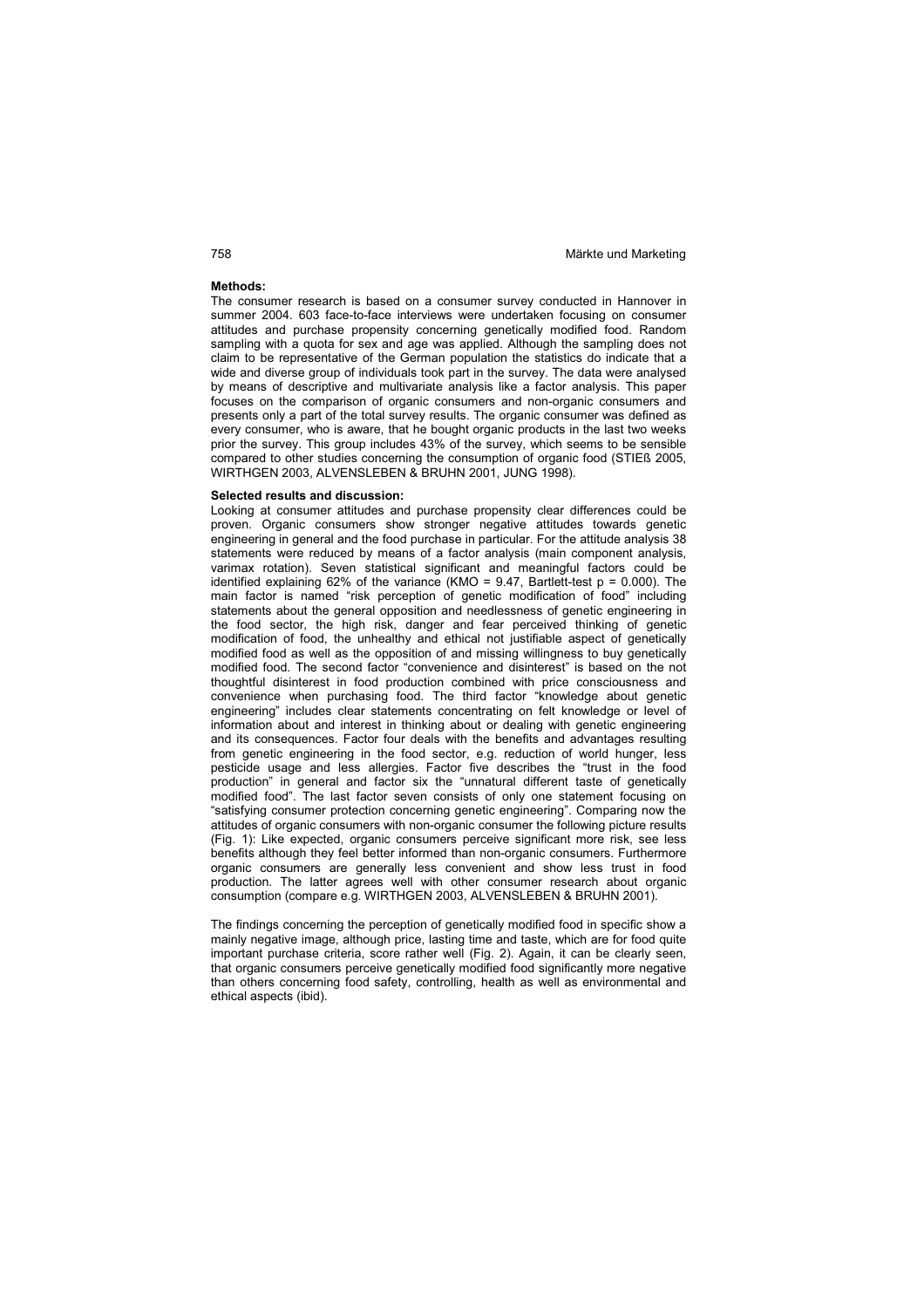**Methods:**

The consumer research is based on a consumer survey conducted in Hannover in summer 2004. 603 face-to-face interviews were undertaken focusing on consumer attitudes and purchase propensity concerning genetically modified food. Random sampling with a quota for sex and age was applied. Although the sampling does not claim to be representative of the German population the statistics do indicate that a wide and diverse group of individuals took part in the survey. The data were analysed by means of descriptive and multivariate analysis like a factor analysis. This paper focuses on the comparison of organic consumers and non-organic consumers and presents only a part of the total survey results. The organic consumer was defined as every consumer, who is aware, that he bought organic products in the last two weeks prior the survey. This group includes 43% of the survey, which seems to be sensible compared to other studies concerning the consumption of organic food (STIEß 2005, WIRTHGEN 2003, ALVENSLEBEN & BRUHN 2001, JUNG 1998).

**Selected results and discussion:**

Looking at consumer attitudes and purchase propensity clear differences could be proven. Organic consumers show stronger negative attitudes towards genetic engineering in general and the food purchase in particular. For the attitude analysis 38 statements were reduced by means of a factor analysis (main component analysis, varimax rotation). Seven statistical significant and meaningful factors could be identified explaining 62% of the variance (KMO = 9.47, Bartlett-test $p = 0.000$). The main factor is named "risk perception of genetic modification of food" including statements about the general opposition and needlessness of genetic engineering in the food sector, the high risk, danger and fear perceived thinking of genetic modification of food, the unhealthy and ethical not justifiable aspect of genetically modified food as well as the opposition of and missing willingness to buy genetically modified food. The second factor "convenience and disinterest" is based on the not thoughtful disinterest in food production combined with price consciousness and convenience when purchasing food. The third factor "knowledge about genetic engineering" includes clear statements concentrating on felt knowledge or level of information about and interest in thinking about or dealing with genetic engineering and its consequences. Factor four deals with the benefits and advantages resulting from genetic engineering in the food sector, e.g. reduction of world hunger, less pesticide usage and less allergies. Factor five describes the "trust in the food production" in general and factor six the "unnatural different taste of genetically modified food". The last factor seven consists of only one statement focusing on "satisfying consumer protection concerning genetic engineering". Comparing now the attitudes of organic consumers with non-organic consumer the following picture results (Fig. 1): Like expected, organic consumers perceive significant more risk, see less benefits although they feel better informed than non-organic consumers. Furthermore organic consumers are generally less convenient and show less trust in food production. The latter agrees well with other consumer research about organic consumption (compare e.g. WIRTHGEN 2003, ALVENSLEBEN & BRUHN 2001).

The findings concerning the perception of genetically modified food in specific show a mainly negative image, although price, lasting time and taste, which are for food quite important purchase criteria, score rather well (Fig. 2). Again, it can be clearly seen, that organic consumers perceive genetically modified food significantly more negative than others concerning food safety, controlling, health as well as environmental and ethical aspects (ibid).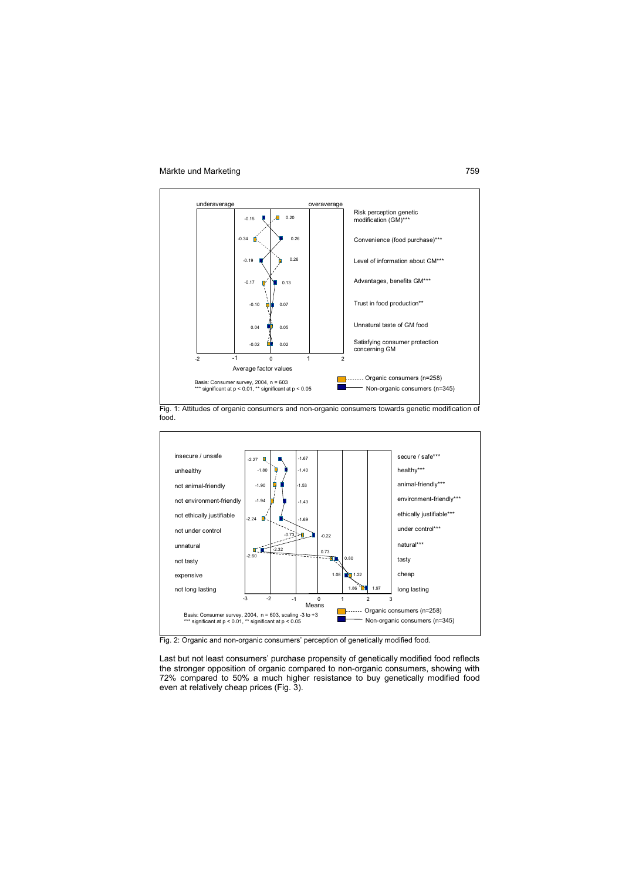Fig. 1: Attitudes of organic consumers and non-organic consumers towards genetic modification of food.

Fig. 2: Organic and non-organic consumers' perception of genetically modified food.

Last but not least consumers' purchase propensity of genetically modified food reflects the stronger opposition of organic compared to non-organic consumers, showing with 72% compared to 50% a much higher resistance to buy genetically modified food even at relatively cheap prices (Fig. 3).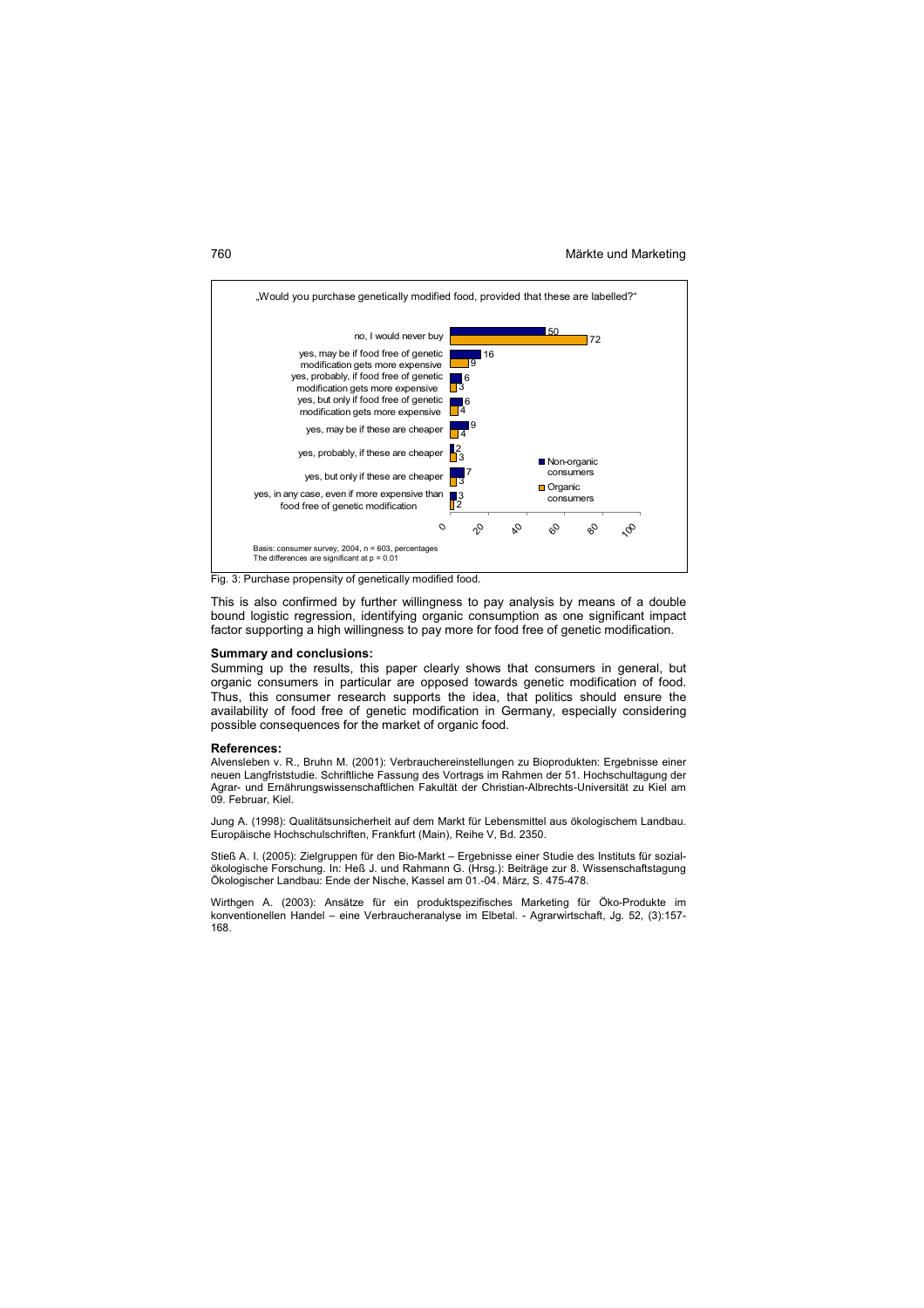„Would you purchase genetically modified food, provided that these are labelled?"

| | Non-organic consumers | Organic consumers |
|---|---|---|
| no, I would never buy | 50 | 72 |
| yes, may be if food free of genetic modification gets more expensive | 16 | 9 |
| yes, probably, if food free of genetic modification gets more expensive | 6 | 3 |
| yes, but only if food free of genetic modification gets more expensive | 6 | 4 |
| yes, may be if these are cheaper | 9 | 4 |
| yes, probably, if these are cheaper | 2 | 3 |
| yes, but only if these are cheaper | 7 | 3 |
| yes, in any case, even if more expensive than food free of genetic modification | 3 | 2 |

Basis: consumer survey, 2004, n = 603, percentages
The differences are significant at $p = 0.01$

Fig. 3: Purchase propensity of genetically modified food.

This is also confirmed by further willingness to pay analysis by means of a double bound logistic regression, identifying organic consumption as one significant impact factor supporting a high willingness to pay more for food free of genetic modification.

**Summary and conclusions:**

Summing up the results, this paper clearly shows that consumers in general, but organic consumers in particular are opposed towards genetic modification of food. Thus, this consumer research supports the idea, that politics should ensure the availability of food free of genetic modification in Germany, especially considering possible consequences for the market of organic food.

**References:**

Alvensleben v. R., Bruhn M. (2001): Verbrauchereinstellungen zu Bioprodukten: Ergebnisse einer neuen Langfriststudie. Schriftliche Fassung des Vortrags im Rahmen der 51. Hochschultagung der Agrar- und Ernährungswissenschaftlichen Fakultät der Christian-Albrechts-Universität zu Kiel am 09. Februar, Kiel.

Jung A. (1998): Qualitätsunsicherheit auf dem Markt für Lebensmittel aus ökologischem Landbau. Europäische Hochschulschriften, Frankfurt (Main), Reihe V, Bd. 2350.

Stieß A. I. (2005): Zielgruppen für den Bio-Markt – Ergebnisse einer Studie des Instituts für sozial-ökologische Forschung. In: Heß J. und Rahmann G. (Hrsg.): Beiträge zur 8. Wissenschaftstagung Ökologischer Landbau: Ende der Nische, Kassel am 01.-04. März, S. 475-478.

Wirthgen A. (2003): Ansätze für ein produktspezifisches Marketing für Öko-Produkte im konventionellen Handel – eine Verbraucheranalyse im Elbetal. - Agrarwirtschaft, Jg. 52, (3):157-168.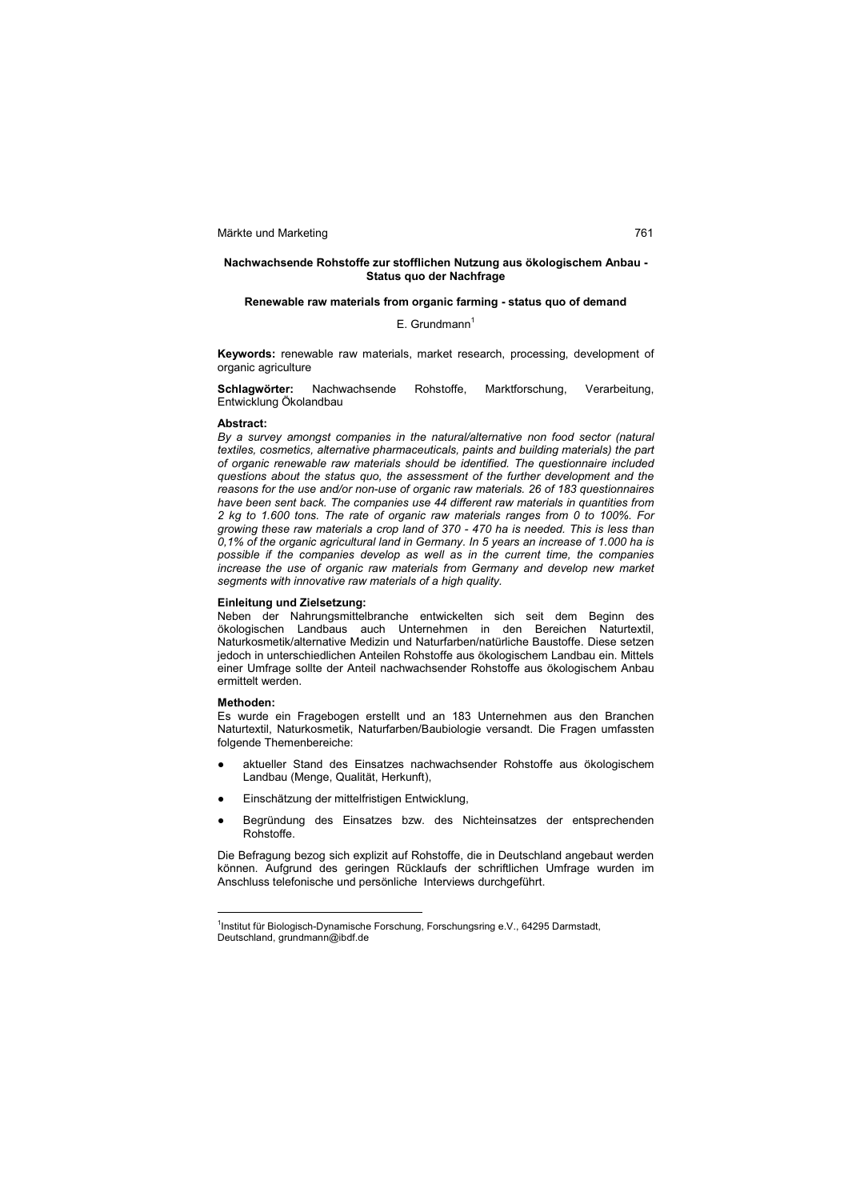**Nachwachsende Rohstoffe zur stofflichen Nutzung aus ökologischem Anbau - Status quo der Nachfrage**

**Renewable raw materials from organic farming - status quo of demand**

E. Grundmann[1]

**Keywords:** renewable raw materials, market research, processing, development of organic agriculture

**Schlagwörter:** Nachwachsende Rohstoffe, Marktforschung, Verarbeitung, Entwicklung Ökolandbau

**Abstract:**

*By a survey amongst companies in the natural/alternative non food sector (natural textiles, cosmetics, alternative pharmaceuticals, paints and building materials) the part of organic renewable raw materials should be identified. The questionnaire included questions about the status quo, the assessment of the further development and the reasons for the use and/or non-use of organic raw materials. 26 of 183 questionnaires have been sent back. The companies use 44 different raw materials in quantities from 2 kg to 1.600 tons. The rate of organic raw materials ranges from 0 to 100%. For growing these raw materials a crop land of 370 - 470 ha is needed. This is less than 0,1% of the organic agricultural land in Germany. In 5 years an increase of 1.000 ha is possible if the companies develop as well as in the current time, the companies increase the use of organic raw materials from Germany and develop new market segments with innovative raw materials of a high quality.*

**Einleitung und Zielsetzung:**

Neben der Nahrungsmittelbranche entwickelten sich seit dem Beginn des ökologischen Landbaus auch Unternehmen in den Bereichen Naturtextil, Naturkosmetik/alternative Medizin und Naturfarben/natürliche Baustoffe. Diese setzen jedoch in unterschiedlichen Anteilen Rohstoffe aus ökologischem Landbau ein. Mittels einer Umfrage sollte der Anteil nachwachsender Rohstoffe aus ökologischem Anbau ermittelt werden.

**Methoden:**

Es wurde ein Fragebogen erstellt und an 183 Unternehmen aus den Branchen Naturtextil, Naturkosmetik, Naturfarben/Baubiologie versandt. Die Fragen umfassten folgende Themenbereiche:

- aktueller Stand des Einsatzes nachwachsender Rohstoffe aus ökologischem Landbau (Menge, Qualität, Herkunft),
- Einschätzung der mittelfristigen Entwicklung,
- Begründung des Einsatzes bzw. des Nichteinsatzes der entsprechenden Rohstoffe.

Die Befragung bezog sich explizit auf Rohstoffe, die in Deutschland angebaut werden können. Aufgrund des geringen Rücklaufs der schriftlichen Umfrage wurden im Anschluss telefonische und persönliche Interviews durchgeführt.

[1] Institut für Biologisch-Dynamische Forschung, Forschungsring e.V., 64295 Darmstadt, Deutschland, grundmann@ibdf.de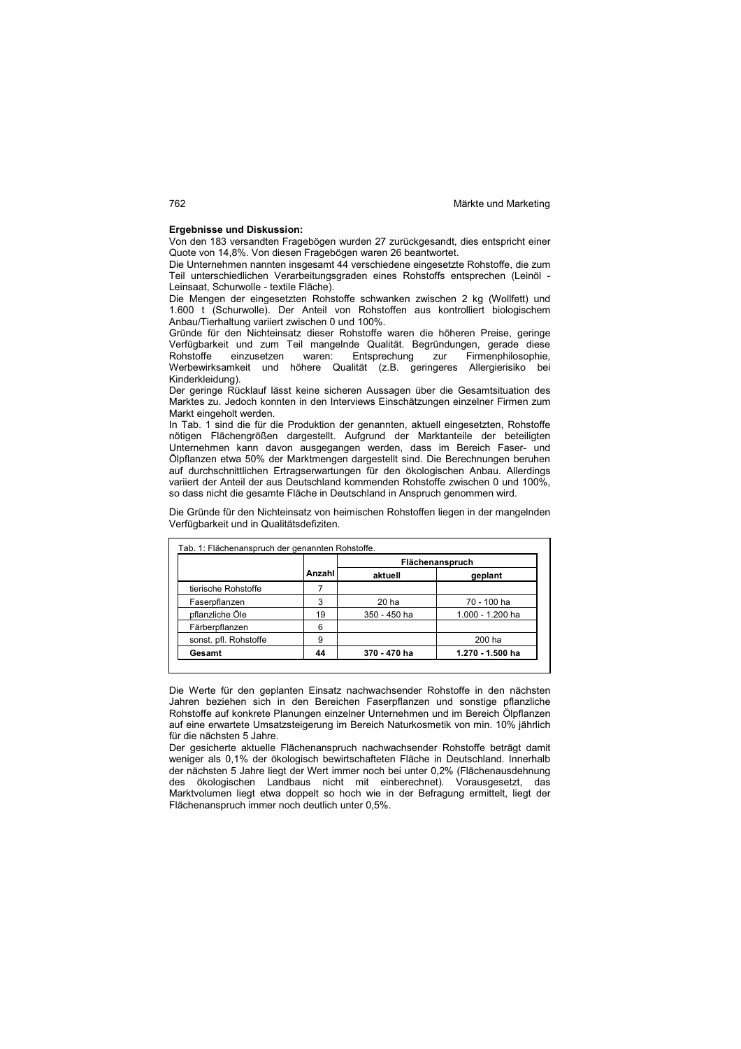**Ergebnisse und Diskussion:**

Von den 183 versandten Fragebögen wurden 27 zurückgesandt, dies entspricht einer Quote von 14,8%. Von diesen Fragebögen waren 26 beantwortet.

Die Unternehmen nannten insgesamt 44 verschiedene eingesetzte Rohstoffe, die zum Teil unterschiedlichen Verarbeitungsgraden eines Rohstoffs entsprechen (Leinöl - Leinsaat, Schurwolle - textile Fläche).

Die Mengen der eingesetzten Rohstoffe schwanken zwischen 2 kg (Wollfett) und 1.600 t (Schurwolle). Der Anteil von Rohstoffen aus kontrolliert biologischem Anbau/Tierhaltung variiert zwischen 0 und 100%.

Gründe für den Nichteinsatz dieser Rohstoffe waren die höheren Preise, geringe Verfügbarkeit und zum Teil mangelnde Qualität. Begründungen, gerade diese Rohstoffe einzusetzen waren: Entsprechung zur Firmenphilosophie, Werbewirksamkeit und höhere Qualität (z.B. geringeres Allergierisiko bei Kinderkleidung).

Der geringe Rücklauf lässt keine sicheren Aussagen über die Gesamtsituation des Marktes zu. Jedoch konnten in den Interviews Einschätzungen einzelner Firmen zum Markt eingeholt werden.

In Tab. 1 sind die für die Produktion der genannten, aktuell eingesetzten, Rohstoffe nötigen Flächengrößen dargestellt. Aufgrund der Marktanteile der beteiligten Unternehmen kann davon ausgegangen werden, dass im Bereich Faser- und Ölpflanzen etwa 50% der Marktmengen dargestellt sind. Die Berechnungen beruhen auf durchschnittlichen Ertragserwartungen für den ökologischen Anbau. Allerdings variiert der Anteil der aus Deutschland kommenden Rohstoffe zwischen 0 und 100%, so dass nicht die gesamte Fläche in Deutschland in Anspruch genommen wird.

Die Gründe für den Nichteinsatz von heimischen Rohstoffen liegen in der mangelnden Verfügbarkeit und in Qualitätsdefiziten.

Tab. 1: Flächenanspruch der genannten Rohstoffe.

| | Anzahl | Flächenanspruch | |
|---|---|---|---|
| | | **aktuell** | **geplant** |
| tierische Rohstoffe | 7 | | |
| Faserpflanzen | 3 | 20 ha | 70 - 100 ha |
| pflanzliche Öle | 19 | 350 - 450 ha | 1.000 - 1.200 ha |
| Färberpflanzen | 6 | | |
| sonst. pfl. Rohstoffe | 9 | | 200 ha |
| **Gesamt** | **44** | **370 - 470 ha** | **1.270 - 1.500 ha** |

Die Werte für den geplanten Einsatz nachwachsender Rohstoffe in den nächsten Jahren beziehen sich in den Bereichen Faserpflanzen und sonstige pflanzliche Rohstoffe auf konkrete Planungen einzelner Unternehmen und im Bereich Ölpflanzen auf eine erwartete Umsatzsteigerung im Bereich Naturkosmetik von min. 10% jährlich für die nächsten 5 Jahre.

Der gesicherte aktuelle Flächenanspruch nachwachsender Rohstoffe beträgt damit weniger als 0,1% der ökologisch bewirtschafteten Fläche in Deutschland. Innerhalb der nächsten 5 Jahre liegt der Wert immer noch bei unter 0,2% (Flächenausdehnung des ökologischen Landbaus nicht mit einberechnet). Vorausgesetzt, das Marktvolumen liegt etwa doppelt so hoch wie in der Befragung ermittelt, liegt der Flächenanspruch immer noch deutlich unter 0,5%.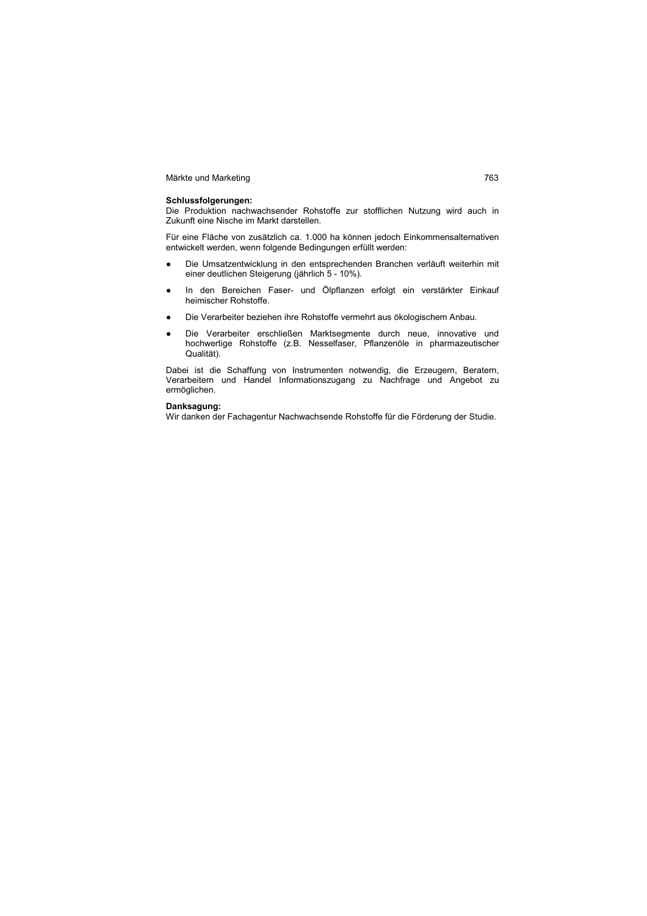**Schlussfolgerungen:**
Die Produktion nachwachsender Rohstoffe zur stofflichen Nutzung wird auch in Zukunft eine Nische im Markt darstellen.

Für eine Fläche von zusätzlich ca. 1.000 ha können jedoch Einkommensalternativen entwickelt werden, wenn folgende Bedingungen erfüllt werden:

- Die Umsatzentwicklung in den entsprechenden Branchen verläuft weiterhin mit einer deutlichen Steigerung (jährlich 5 - 10%).
- In den Bereichen Faser- und Ölpflanzen erfolgt ein verstärkter Einkauf heimischer Rohstoffe.
- Die Verarbeiter beziehen ihre Rohstoffe vermehrt aus ökologischem Anbau.
- Die Verarbeiter erschließen Marktsegmente durch neue, innovative und hochwertige Rohstoffe (z.B. Nesselfaser, Pflanzenöle in pharmazeutischer Qualität).

Dabei ist die Schaffung von Instrumenten notwendig, die Erzeugern, Beratern, Verarbeitern und Handel Informationszugang zu Nachfrage und Angebot zu ermöglichen.

**Danksagung:**
Wir danken der Fachagentur Nachwachsende Rohstoffe für die Förderung der Studie.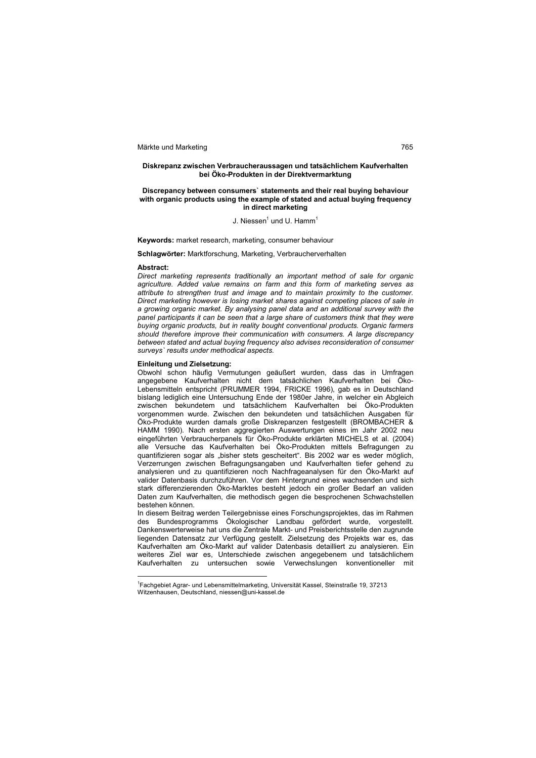**Diskrepanz zwischen Verbraucheraussagen und tatsächlichem Kaufverhalten bei Öko-Produkten in der Direktvermarktung**

**Discrepancy between consumers` statements and their real buying behaviour with organic products using the example of stated and actual buying frequency in direct marketing**

J. Niessen[1] und U. Hamm[1]

**Keywords:** market research, marketing, consumer behaviour

**Schlagwörter:** Marktforschung, Marketing, Verbraucherverhalten

**Abstract:**

*Direct marketing represents traditionally an important method of sale for organic agriculture. Added value remains on farm and this form of marketing serves as attribute to strengthen trust and image and to maintain proximity to the customer. Direct marketing however is losing market shares against competing places of sale in a growing organic market. By analysing panel data and an additional survey with the panel participants it can be seen that a large share of customers think that they were buying organic products, but in reality bought conventional products. Organic farmers should therefore improve their communication with consumers. A large discrepancy between stated and actual buying frequency also advises reconsideration of consumer surveys` results under methodical aspects.*

**Einleitung und Zielsetzung:**

Obwohl schon häufig Vermutungen geäußert wurden, dass das in Umfragen angegebene Kaufverhalten nicht dem tatsächlichen Kaufverhalten bei Öko-Lebensmitteln entspricht (PRUMMER 1994, FRICKE 1996), gab es in Deutschland bislang lediglich eine Untersuchung Ende der 1980er Jahre, in welcher ein Abgleich zwischen bekundetem und tatsächlichem Kaufverhalten bei Öko-Produkten vorgenommen wurde. Zwischen den bekundeten und tatsächlichen Ausgaben für Öko-Produkte wurden damals große Diskrepanzen festgestellt (BROMBACHER & HAMM 1990). Nach ersten aggregierten Auswertungen eines im Jahr 2002 neu eingeführten Verbraucherpanels für Öko-Produkte erklärten MICHELS et al. (2004) alle Versuche das Kaufverhalten bei Öko-Produkten mittels Befragungen zu quantifizieren sogar als „bisher stets gescheitert". Bis 2002 war es weder möglich, Verzerrungen zwischen Befragungsangaben und Kaufverhalten tiefer gehend zu analysieren und zu quantifizieren noch Nachfrageanalysen für den Öko-Markt auf valider Datenbasis durchzuführen. Vor dem Hintergrund eines wachsenden und sich stark differenzierenden Öko-Marktes besteht jedoch ein großer Bedarf an validen Daten zum Kaufverhalten, die methodisch gegen die besprochenen Schwachstellen bestehen können.

In diesem Beitrag werden Teilergebnisse eines Forschungsprojektes, das im Rahmen des Bundesprogramms Ökologischer Landbau gefördert wurde, vorgestellt. Dankenswerterweise hat uns die Zentrale Markt- und Preisberichtsstelle den zugrunde liegenden Datensatz zur Verfügung gestellt. Zielsetzung des Projekts war es, das Kaufverhalten am Öko-Markt auf valider Datenbasis detailliert zu analysieren. Ein weiteres Ziel war es, Unterschiede zwischen angegebenem und tatsächlichem Kaufverhalten zu untersuchen sowie Verwechslungen konventioneller mit

[1] Fachgebiet Agrar- und Lebensmittelmarketing, Universität Kassel, Steinstraße 19, 37213 Witzenhausen, Deutschland, niessen@uni-kassel.de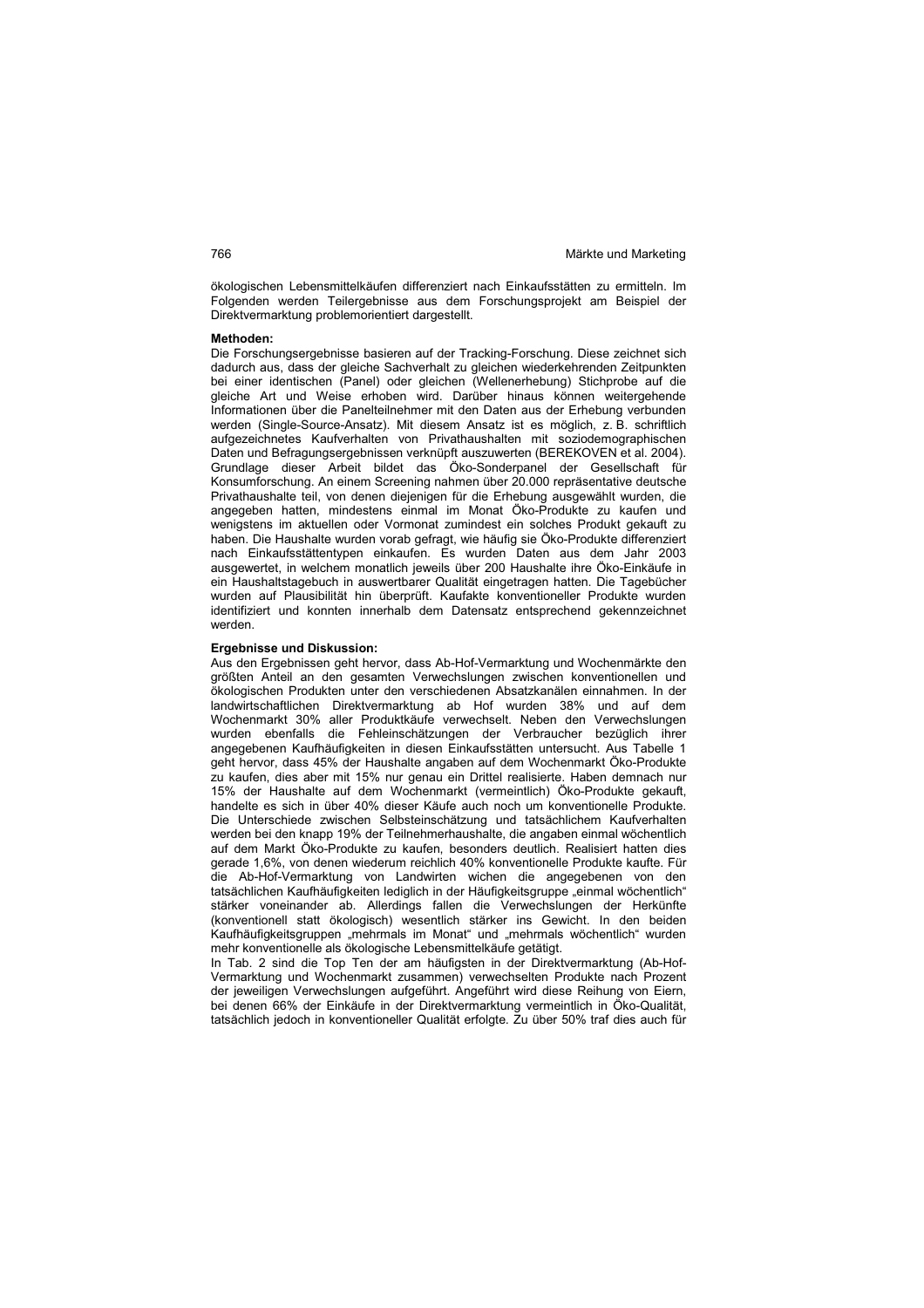ökologischen Lebensmittelkäufen differenziert nach Einkaufsstätten zu ermitteln. Im Folgenden werden Teilergebnisse aus dem Forschungsprojekt am Beispiel der Direktvermarktung problemorientiert dargestellt.

**Methoden:**

Die Forschungsergebnisse basieren auf der Tracking-Forschung. Diese zeichnet sich dadurch aus, dass der gleiche Sachverhalt zu gleichen wiederkehrenden Zeitpunkten bei einer identischen (Panel) oder gleichen (Wellenerhebung) Stichprobe auf die gleiche Art und Weise erhoben wird. Darüber hinaus können weitergehende Informationen über die Panelteilnehmer mit den Daten aus der Erhebung verbunden werden (Single-Source-Ansatz). Mit diesem Ansatz ist es möglich, z. B. schriftlich aufgezeichnetes Kaufverhalten von Privathaushalten mit soziodemographischen Daten und Befragungsergebnissen verknüpft auszuwerten (BEREKOVEN et al. 2004). Grundlage dieser Arbeit bildet das Öko-Sonderpanel der Gesellschaft für Konsumforschung. An einem Screening nahmen über 20.000 repräsentative deutsche Privathaushalte teil, von denen diejenigen für die Erhebung ausgewählt wurden, die angegeben hatten, mindestens einmal im Monat Öko-Produkte zu kaufen und wenigstens im aktuellen oder Vormonat zumindest ein solches Produkt gekauft zu haben. Die Haushalte wurden vorab gefragt, wie häufig sie Öko-Produkte differenziert nach Einkaufsstättentypen einkaufen. Es wurden Daten aus dem Jahr 2003 ausgewertet, in welchem monatlich jeweils über 200 Haushalte ihre Öko-Einkäufe in ein Haushaltstagebuch in auswertbarer Qualität eingetragen hatten. Die Tagebücher wurden auf Plausibilität hin überprüft. Kaufakte konventioneller Produkte wurden identifiziert und konnten innerhalb dem Datensatz entsprechend gekennzeichnet werden.

**Ergebnisse und Diskussion:**

Aus den Ergebnissen geht hervor, dass Ab-Hof-Vermarktung und Wochenmärkte den größten Anteil an den gesamten Verwechslungen zwischen konventionellen und ökologischen Produkten unter den verschiedenen Absatzkanälen einnahmen. In der landwirtschaftlichen Direktvermarktung ab Hof wurden 38% und auf dem Wochenmarkt 30% aller Produktkäufe verwechselt. Neben den Verwechslungen wurden ebenfalls die Fehleinschätzungen der Verbraucher bezüglich ihrer angegebenen Kaufhäufigkeiten in diesen Einkaufsstätten untersucht. Aus Tabelle 1 geht hervor, dass 45% der Haushalte angaben auf dem Wochenmarkt Öko-Produkte zu kaufen, dies aber mit 15% nur genau ein Drittel realisierte. Haben demnach nur 15% der Haushalte auf dem Wochenmarkt (vermeintlich) Öko-Produkte gekauft, handelte es sich in über 40% dieser Käufe auch noch um konventionelle Produkte. Die Unterschiede zwischen Selbsteinschätzung und tatsächlichem Kaufverhalten werden bei den knapp 19% der Teilnehmerhaushalte, die angaben einmal wöchentlich auf dem Markt Öko-Produkte zu kaufen, besonders deutlich. Realisiert hatten dies gerade 1,6%, von denen wiederum reichlich 40% konventionelle Produkte kaufte. Für die Ab-Hof-Vermarktung von Landwirten wichen die angegebenen von den tatsächlichen Kaufhäufigkeiten lediglich in der Häufigkeitsgruppe „einmal wöchentlich" stärker voneinander ab. Allerdings fallen die Verwechslungen der Herkünfte (konventionell statt ökologisch) wesentlich stärker ins Gewicht. In den beiden Kaufhäufigkeitsgruppen „mehrmals im Monat" und „mehrmals wöchentlich" wurden mehr konventionelle als ökologische Lebensmittelkäufe getätigt.

In Tab. 2 sind die Top Ten der am häufigsten in der Direktvermarktung (Ab-Hof-Vermarktung und Wochenmarkt zusammen) verwechselten Produkte nach Prozent der jeweiligen Verwechslungen aufgeführt. Angeführt wird diese Reihung von Eiern, bei denen 66% der Einkäufe in der Direktvermarktung vermeintlich in Öko-Qualität, tatsächlich jedoch in konventioneller Qualität erfolgte. Zu über 50% traf dies auch für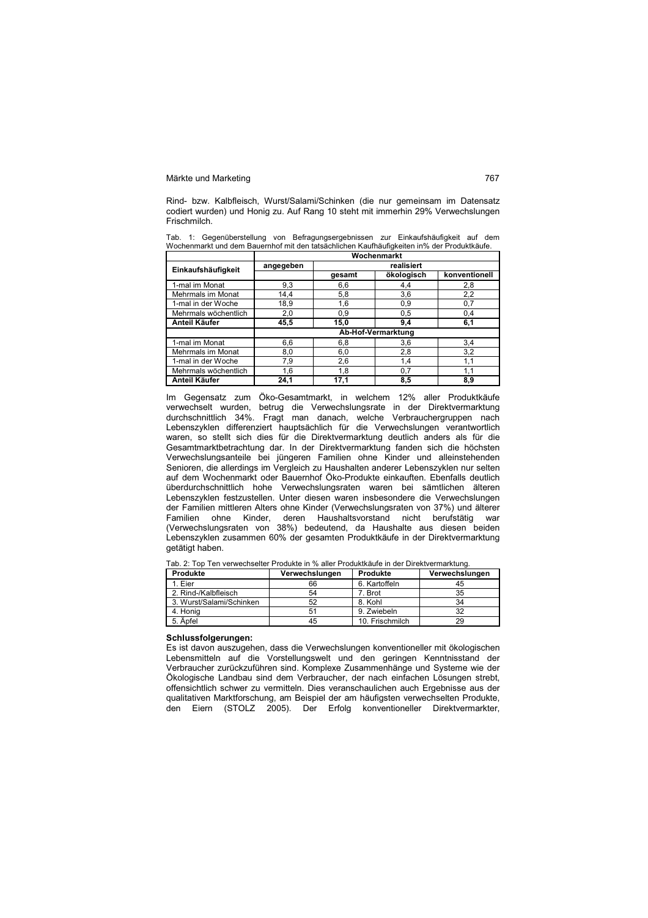Rind- bzw. Kalbfleisch, Wurst/Salami/Schinken (die nur gemeinsam im Datensatz codiert wurden) und Honig zu. Auf Rang 10 steht mit immerhin 29% Verwechslungen Frischmilch.

Tab. 1: Gegenüberstellung von Befragungsergebnissen zur Einkaufshäufigkeit auf dem Wochenmarkt und dem Bauernhof mit den tatsächlichen Kaufhäufigkeiten in% der Produktkäufe.

| Einkaufshäufigkeit | Wochenmarkt | | | |
|---|---|---|---|---|
| | angegeben | realisiert | | |
| | | gesamt | ökologisch | konventionell |
| 1-mal im Monat | 9,3 | 6,6 | 4,4 | 2,8 |
| Mehrmals im Monat | 14,4 | 5,8 | 3,6 | 2,2 |
| 1-mal in der Woche | 18,9 | 1,6 | 0,9 | 0,7 |
| Mehrmals wöchentlich | 2,0 | 0,9 | 0,5 | 0,4 |
| **Anteil Käufer** | **45,5** | **15,0** | **9,4** | **6,1** |
| | **Ab-Hof-Vermarktung** | | | |
| 1-mal im Monat | 6,6 | 6,8 | 3,6 | 3,4 |
| Mehrmals im Monat | 8,0 | 6,0 | 2,8 | 3,2 |
| 1-mal in der Woche | 7,9 | 2,6 | 1,4 | 1,1 |
| Mehrmals wöchentlich | 1,6 | 1,8 | 0,7 | 1,1 |
| **Anteil Käufer** | **24,1** | **17,1** | **8,5** | **8,9** |

Im Gegensatz zum Öko-Gesamtmarkt, in welchem 12% aller Produktkäufe verwechselt wurden, betrug die Verwechslungsrate in der Direktvermarktung durchschnittlich 34%. Fragt man danach, welche Verbrauchergruppen nach Lebenszyklen differenziert hauptsächlich für die Verwechslungen verantwortlich waren, so stellt sich dies für die Direktvermarktung deutlich anders als für die Gesamtmarktbetrachtung dar. In der Direktvermarktung fanden sich die höchsten Verwechslungsanteile bei jüngeren Familien ohne Kinder und alleinstehenden Senioren, die allerdings im Vergleich zu Haushalten anderer Lebenszyklen nur selten auf dem Wochenmarkt oder Bauernhof Öko-Produkte einkauften. Ebenfalls deutlich überdurchschnittlich hohe Verwechslungsraten waren bei sämtlichen älteren Lebenszyklen festzustellen. Unter diesen waren insbesondere die Verwechslungen der Familien mittleren Alters ohne Kinder (Verwechslungsraten von 37%) und älterer Familien ohne Kinder, deren Haushaltsvorstand nicht berufstätig war (Verwechslungsraten von 38%) bedeutend, da Haushalte aus diesen beiden Lebenszyklen zusammen 60% der gesamten Produktkäufe in der Direktvermarktung getätigt haben.

Tab. 2: Top Ten verwechselter Produkte in % aller Produktkäufe in der Direktvermarktung.

| Produkte | Verwechslungen | Produkte | Verwechslungen |
|---|---|---|---|
| 1. Eier | 66 | 6. Kartoffeln | 45 |
| 2. Rind-/Kalbfleisch | 54 | 7. Brot | 35 |
| 3. Wurst/Salami/Schinken | 52 | 8. Kohl | 34 |
| 4. Honig | 51 | 9. Zwiebeln | 32 |
| 5. Äpfel | 45 | 10. Frischmilch | 29 |

**Schlussfolgerungen:**

Es ist davon auszugehen, dass die Verwechslungen konventioneller mit ökologischen Lebensmitteln auf die Vorstellungswelt und den geringen Kenntnisstand der Verbraucher zurückzuführen sind. Komplexe Zusammenhänge und Systeme wie der Ökologische Landbau sind dem Verbraucher, der nach einfachen Lösungen strebt, offensichtlich schwer zu vermitteln. Dies veranschaulichen auch Ergebnisse aus der qualitativen Marktforschung, am Beispiel der am häufigsten verwechselten Produkte, den Eiern (STOLZ 2005). Der Erfolg konventioneller Direktvermarkter,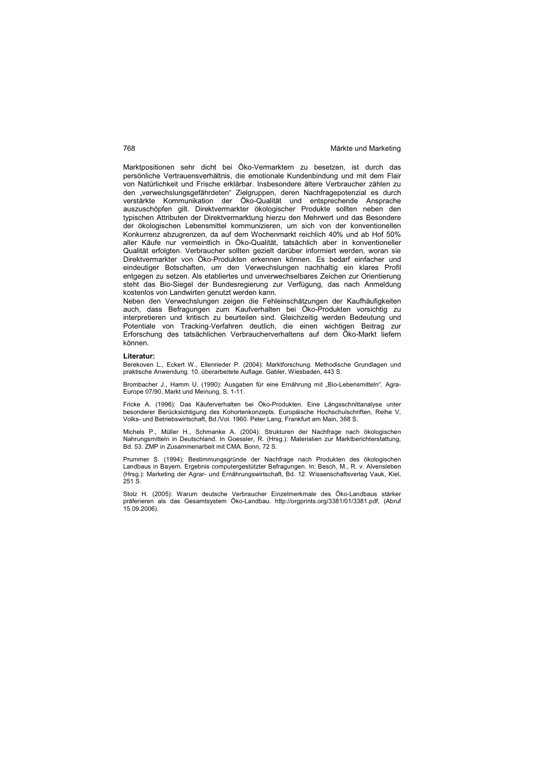Marktpositionen sehr dicht bei Öko-Vermarktern zu besetzen, ist durch das persönliche Vertrauensverhältnis, die emotionale Kundenbindung und mit dem Flair von Natürlichkeit und Frische erklärbar. Insbesondere ältere Verbraucher zählen zu den „verwechslungsgefährdeten" Zielgruppen, deren Nachfragepotenzial es durch verstärkte Kommunikation der Öko-Qualität und entsprechende Ansprache auszuschöpfen gilt. Direktvermarkter ökologischer Produkte sollten neben den typischen Attributen der Direktvermarktung hierzu den Mehrwert und das Besondere der ökologischen Lebensmittel kommunizieren, um sich von der konventionellen Konkurrenz abzugrenzen, da auf dem Wochenmarkt reichlich 40% und ab Hof 50% aller Käufe nur vermeintlich in Öko-Qualität, tatsächlich aber in konventioneller Qualität erfolgten. Verbraucher sollten gezielt darüber informiert werden, woran sie Direktvermarkter von Öko-Produkten erkennen können. Es bedarf einfacher und eindeutiger Botschaften, um den Verwechslungen nachhaltig ein klares Profil entgegen zu setzen. Als etabliertes und unverwechselbares Zeichen zur Orientierung steht das Bio-Siegel der Bundesregierung zur Verfügung, das nach Anmeldung kostenlos von Landwirten genutzt werden kann.

Neben den Verwechslungen zeigen die Fehleinschätzungen der Kaufhäufigkeiten auch, dass Befragungen zum Kaufverhalten bei Öko-Produkten vorsichtig zu interpretieren und kritisch zu beurteilen sind. Gleichzeitig werden Bedeutung und Potentiale von Tracking-Verfahren deutlich, die einen wichtigen Beitrag zur Erforschung des tatsächlichen Verbraucherverhaltens auf dem Öko-Markt liefern können.

**Literatur:**

Berekoven L., Eckert W., Ellenrieder P. (2004): Marktforschung. Methodische Grundlagen und praktische Anwendung. 10. überarbeitete Auflage. Gabler, Wiesbaden, 443 S.

Brombacher J., Hamm U. (1990): Ausgaben für eine Ernährung mit „Bio-Lebensmitteln". Agra-Europe 07/90, Markt und Meinung, S. 1-11.

Fricke A. (1996): Das Käuferverhalten bei Öko-Produkten. Eine Längsschnittanalyse unter besonderer Berücksichtigung des Kohortenkonzepts. Europäische Hochschulschriften, Reihe V, Volks- und Betriebswirtschaft, Bd./Vol. 1960. Peter Lang, Frankfurt am Main, 368 S.

Michels P., Müller H., Schmanke A. (2004): Strukturen der Nachfrage nach ökologischen Nahrungsmitteln in Deutschland. In Goessler, R. (Hrsg.): Materialien zur Marktberichterstattung, Bd. 53. ZMP in Zusammenarbeit mit CMA. Bonn, 72 S.

Prummer S. (1994): Bestimmungsgründe der Nachfrage nach Produkten des ökologischen Landbaus in Bayern. Ergebnis computergestützter Befragungen. In: Besch, M., R. v. Alvensleben (Hrsg.): Marketing der Agrar- und Ernährungswirtschaft, Bd. 12. Wissenschaftsverlag Vauk, Kiel, 251 S.

Stolz H. (2005): Warum deutsche Verbraucher Einzelmerkmale des Öko-Landbaus stärker präferieren als das Gesamtsystem Öko-Landbau. http://orgprints.org/3381/01/3381.pdf, (Abruf 15.09.2006).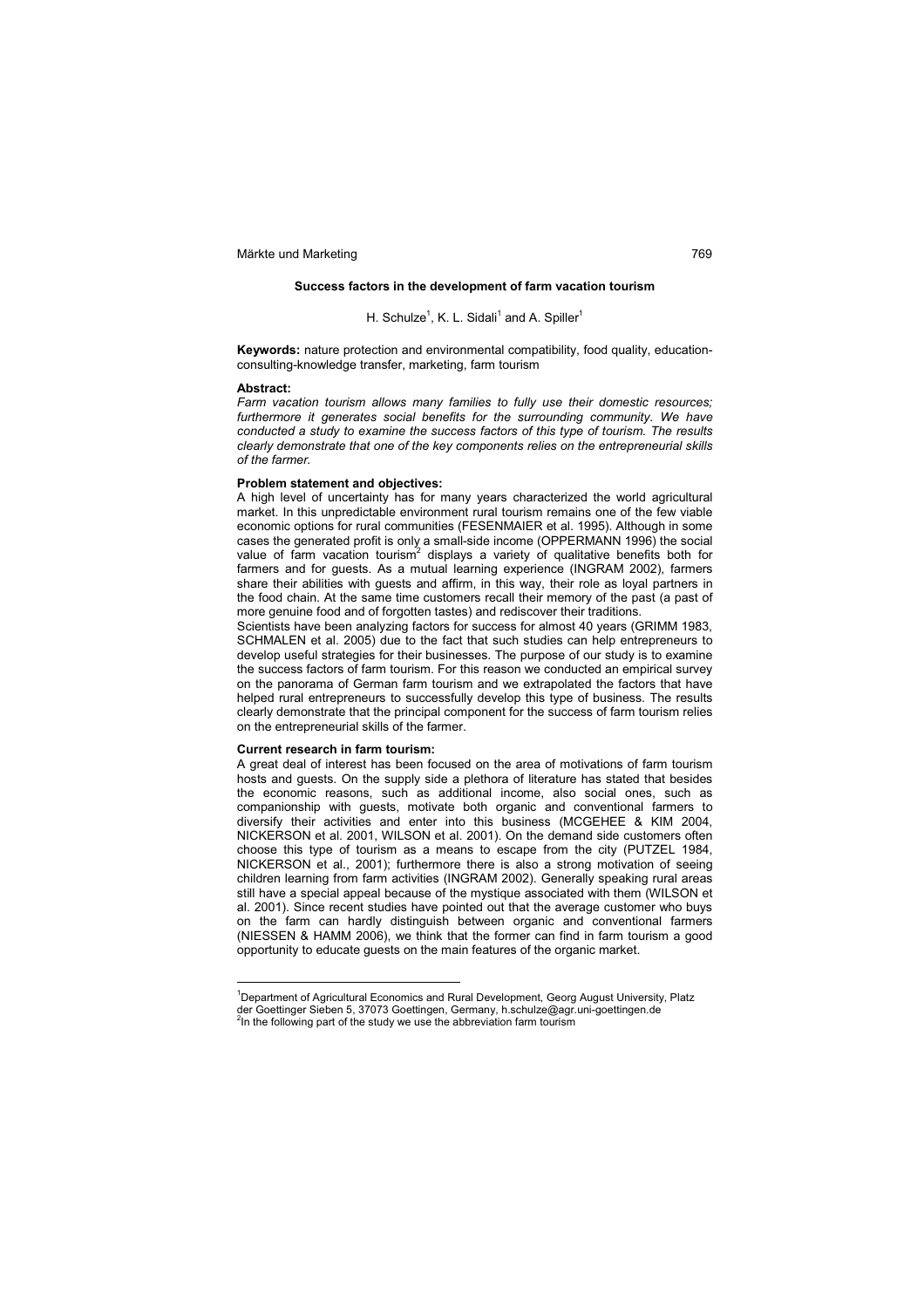**Success factors in the development of farm vacation tourism**

H. Schulze[1], K. L. Sidali[1] and A. Spiller[1]

**Keywords:** nature protection and environmental compatibility, food quality, education-consulting-knowledge transfer, marketing, farm tourism

**Abstract:**

*Farm vacation tourism allows many families to fully use their domestic resources; furthermore it generates social benefits for the surrounding community. We have conducted a study to examine the success factors of this type of tourism. The results clearly demonstrate that one of the key components relies on the entrepreneurial skills of the farmer.*

**Problem statement and objectives:**

A high level of uncertainty has for many years characterized the world agricultural market. In this unpredictable environment rural tourism remains one of the few viable economic options for rural communities (FESENMAIER et al. 1995). Although in some cases the generated profit is only a small-side income (OPPERMANN 1996) the social value of farm vacation tourism[2] displays a variety of qualitative benefits both for farmers and for guests. As a mutual learning experience (INGRAM 2002), farmers share their abilities with guests and affirm, in this way, their role as loyal partners in the food chain. At the same time customers recall their memory of the past (a past of more genuine food and of forgotten tastes) and rediscover their traditions.

Scientists have been analyzing factors for success for almost 40 years (GRIMM 1983, SCHMALEN et al. 2005) due to the fact that such studies can help entrepreneurs to develop useful strategies for their businesses. The purpose of our study is to examine the success factors of farm tourism. For this reason we conducted an empirical survey on the panorama of German farm tourism and we extrapolated the factors that have helped rural entrepreneurs to successfully develop this type of business. The results clearly demonstrate that the principal component for the success of farm tourism relies on the entrepreneurial skills of the farmer.

**Current research in farm tourism:**

A great deal of interest has been focused on the area of motivations of farm tourism hosts and guests. On the supply side a plethora of literature has stated that besides the economic reasons, such as additional income, also social ones, such as companionship with guests, motivate both organic and conventional farmers to diversify their activities and enter into this business (MCGEHEE & KIM 2004, NICKERSON et al. 2001, WILSON et al. 2001). On the demand side customers often choose this type of tourism as a means to escape from the city (PUTZEL 1984, NICKERSON et al., 2001); furthermore there is also a strong motivation of seeing children learning from farm activities (INGRAM 2002). Generally speaking rural areas still have a special appeal because of the mystique associated with them (WILSON et al. 2001). Since recent studies have pointed out that the average customer who buys on the farm can hardly distinguish between organic and conventional farmers (NIESSEN & HAMM 2006), we think that the former can find in farm tourism a good opportunity to educate guests on the main features of the organic market.

---

[1] Department of Agricultural Economics and Rural Development, Georg August University, Platz der Goettinger Sieben 5, 37073 Goettingen, Germany, h.schulze@agr.uni-goettingen.de

[2] In the following part of the study we use the abbreviation farm tourism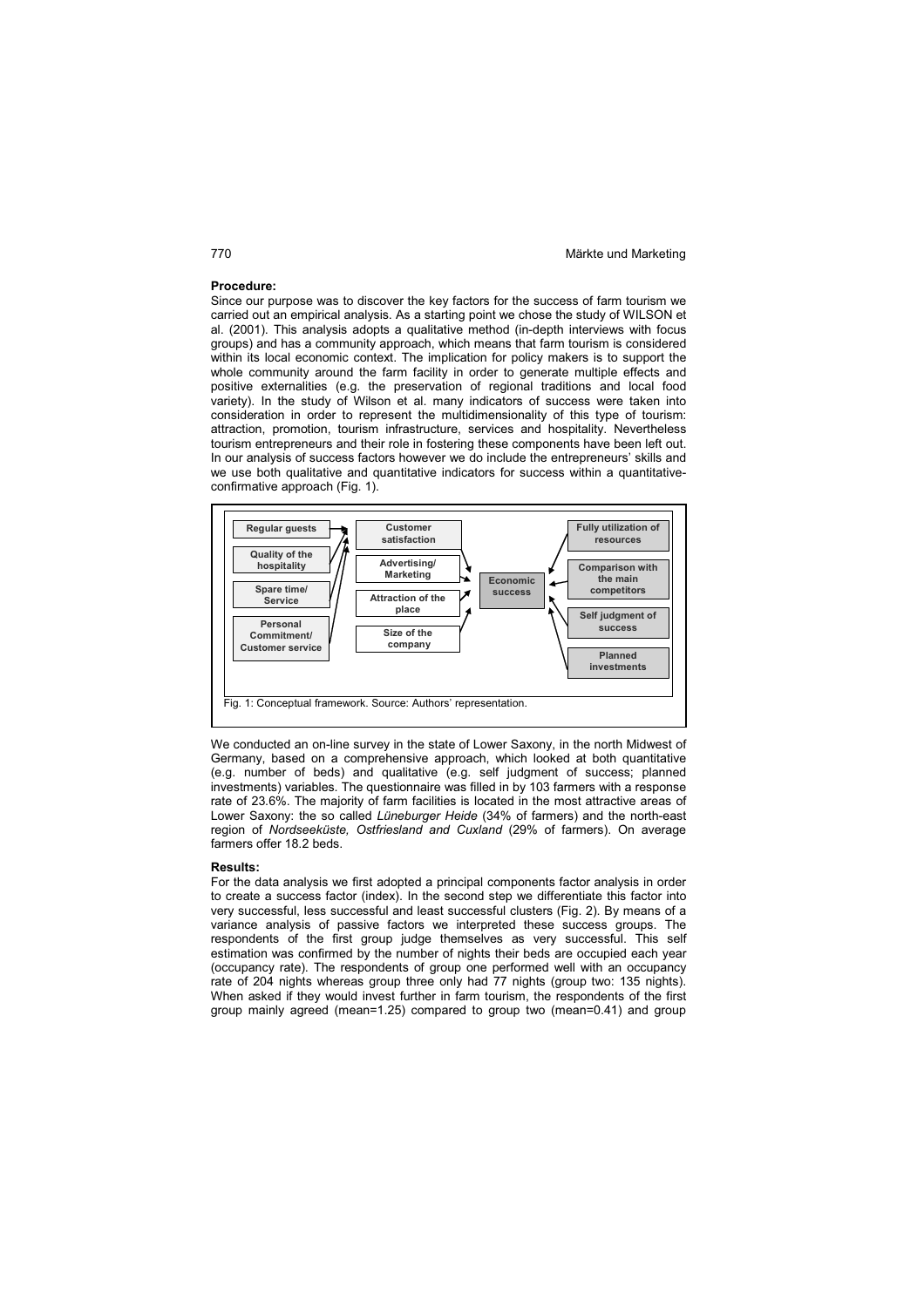**Procedure:**

Since our purpose was to discover the key factors for the success of farm tourism we carried out an empirical analysis. As a starting point we chose the study of WILSON et al. (2001). This analysis adopts a qualitative method (in-depth interviews with focus groups) and has a community approach, which means that farm tourism is considered within its local economic context. The implication for policy makers is to support the whole community around the farm facility in order to generate multiple effects and positive externalities (e.g. the preservation of regional traditions and local food variety). In the study of Wilson et al. many indicators of success were taken into consideration in order to represent the multidimensionality of this type of tourism: attraction, promotion, tourism infrastructure, services and hospitality. Nevertheless tourism entrepreneurs and their role in fostering these components have been left out. In our analysis of success factors however we do include the entrepreneurs' skills and we use both qualitative and quantitative indicators for success within a quantitative-confirmative approach (Fig. 1).

Fig. 1: Conceptual framework. Source: Authors' representation.

We conducted an on-line survey in the state of Lower Saxony, in the north Midwest of Germany, based on a comprehensive approach, which looked at both quantitative (e.g. number of beds) and qualitative (e.g. self judgment of success; planned investments) variables. The questionnaire was filled in by 103 farmers with a response rate of 23.6%. The majority of farm facilities is located in the most attractive areas of Lower Saxony: the so called *Lüneburger Heide* (34% of farmers) and the north-east region of *Nordseeküste, Ostfriesland and Cuxland* (29% of farmers). On average farmers offer 18.2 beds.

**Results:**

For the data analysis we first adopted a principal components factor analysis in order to create a success factor (index). In the second step we differentiate this factor into very successful, less successful and least successful clusters (Fig. 2). By means of a variance analysis of passive factors we interpreted these success groups. The respondents of the first group judge themselves as very successful. This self estimation was confirmed by the number of nights their beds are occupied each year (occupancy rate). The respondents of group one performed well with an occupancy rate of 204 nights whereas group three only had 77 nights (group two: 135 nights). When asked if they would invest further in farm tourism, the respondents of the first group mainly agreed (mean=1.25) compared to group two (mean=0.41) and group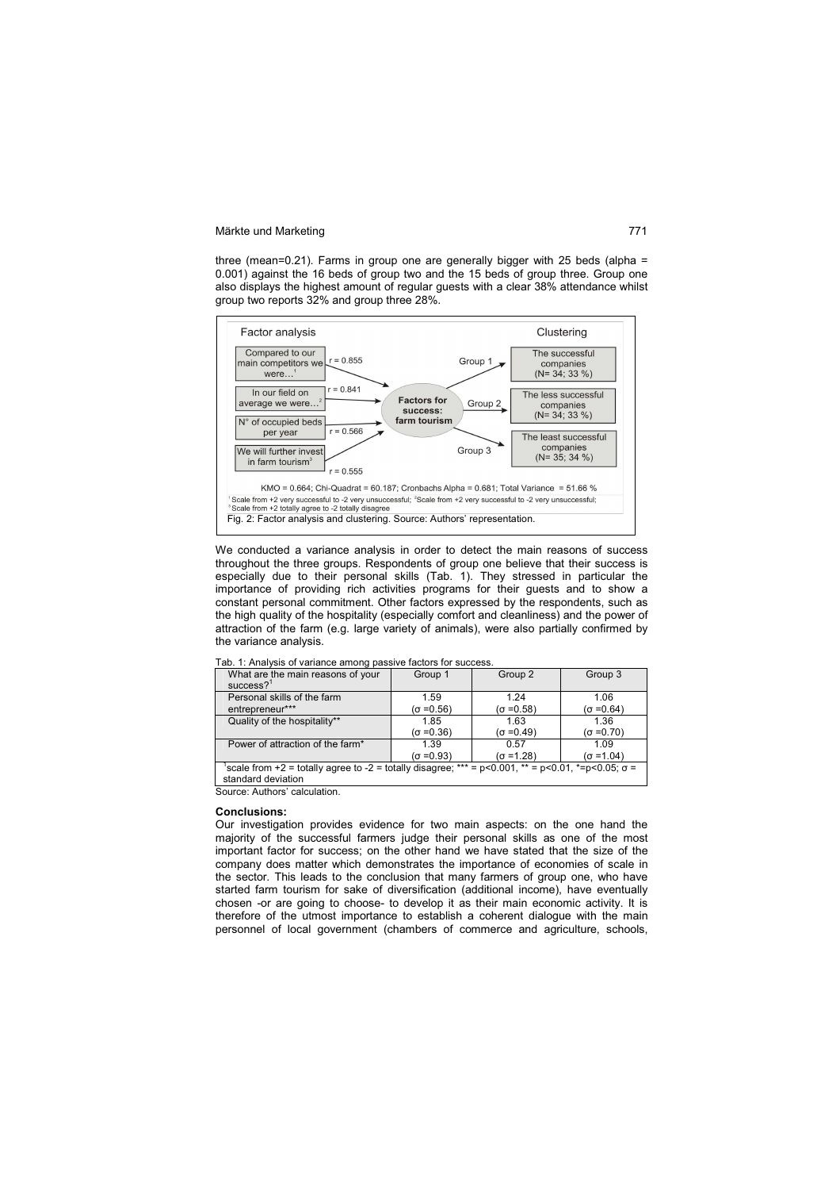three (mean=0.21). Farms in group one are generally bigger with 25 beds (alpha = 0.001) against the 16 beds of group two and the 15 beds of group three. Group one also displays the highest amount of regular guests with a clear 38% attendance whilst group two reports 32% and group three 28%.

Factor analysis | Clustering

Compared to our main competitors we were…[1] — r = 0.855
In our field on average we were…[2] — r = 0.841
N° of occupied beds per year — r = 0.566
We will further invest in farm tourism[3] — r = 0.555

Factors for success: farm tourism

Group 1 → The successful companies (N= 34; 33 %)
Group 2 → The less successful companies (N= 34; 33 %)
Group 3 → The least successful companies (N= 35; 34 %)

KMO = 0.664; Chi-Quadrat = 60.187; Cronbachs Alpha = 0.681; Total Variance = 51.66 %

[1] Scale from +2 very successful to -2 very unsuccessful; [2] Scale from +2 very successful to -2 very unsuccessful; [3] Scale from +2 totally agree to -2 totally disagree

Fig. 2: Factor analysis and clustering. Source: Authors' representation.

We conducted a variance analysis in order to detect the main reasons of success throughout the three groups. Respondents of group one believe that their success is especially due to their personal skills (Tab. 1). They stressed in particular the importance of providing rich activities programs for their guests and to show a constant personal commitment. Other factors expressed by the respondents, such as the high quality of the hospitality (especially comfort and cleanliness) and the power of attraction of the farm (e.g. large variety of animals), were also partially confirmed by the variance analysis.

Tab. 1: Analysis of variance among passive factors for success.

| What are the main reasons of your success?[1] | Group 1 | Group 2 | Group 3 |
|---|---|---|---|
| Personal skills of the farm entrepreneur*** | 1.59 ($\sigma$ =0.56) | 1.24 ($\sigma$ =0.58) | 1.06 ($\sigma$ =0.64) |
| Quality of the hospitality** | 1.85 ($\sigma$ =0.36) | 1.63 ($\sigma$ =0.49) | 1.36 ($\sigma$ =0.70) |
| Power of attraction of the farm* | 1.39 ($\sigma$ =0.93) | 0.57 ($\sigma$ =1.28) | 1.09 ($\sigma$ =1.04) |

[1] scale from +2 = totally agree to -2 = totally disagree; *** = $p<0.001$, ** = $p<0.01$, *= $p<0.05$; $\sigma$ = standard deviation

Source: Authors' calculation.

**Conclusions:**

Our investigation provides evidence for two main aspects: on the one hand the majority of the successful farmers judge their personal skills as one of the most important factor for success; on the other hand we have stated that the size of the company does matter which demonstrates the importance of economies of scale in the sector. This leads to the conclusion that many farmers of group one, who have started farm tourism for sake of diversification (additional income), have eventually chosen -or are going to choose- to develop it as their main economic activity. It is therefore of the utmost importance to establish a coherent dialogue with the main personnel of local government (chambers of commerce and agriculture, schools,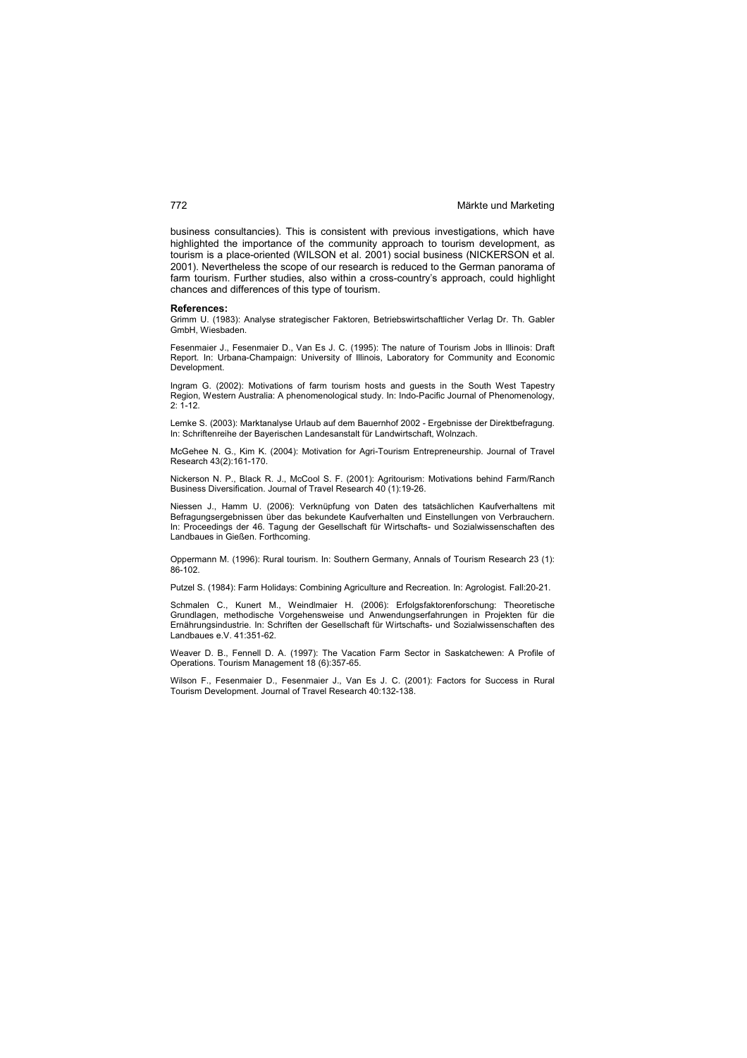business consultancies). This is consistent with previous investigations, which have highlighted the importance of the community approach to tourism development, as tourism is a place-oriented (WILSON et al. 2001) social business (NICKERSON et al. 2001). Nevertheless the scope of our research is reduced to the German panorama of farm tourism. Further studies, also within a cross-country's approach, could highlight chances and differences of this type of tourism.

**References:**

Grimm U. (1983): Analyse strategischer Faktoren, Betriebswirtschaftlicher Verlag Dr. Th. Gabler GmbH, Wiesbaden.

Fesenmaier J., Fesenmaier D., Van Es J. C. (1995): The nature of Tourism Jobs in Illinois: Draft Report. In: Urbana-Champaign: University of Illinois, Laboratory for Community and Economic Development.

Ingram G. (2002): Motivations of farm tourism hosts and guests in the South West Tapestry Region, Western Australia: A phenomenological study. In: Indo-Pacific Journal of Phenomenology, 2: 1-12.

Lemke S. (2003): Marktanalyse Urlaub auf dem Bauernhof 2002 - Ergebnisse der Direktbefragung. In: Schriftenreihe der Bayerischen Landesanstalt für Landwirtschaft, Wolnzach.

McGehee N. G., Kim K. (2004): Motivation for Agri-Tourism Entrepreneurship. Journal of Travel Research 43(2):161-170.

Nickerson N. P., Black R. J., McCool S. F. (2001): Agritourism: Motivations behind Farm/Ranch Business Diversification. Journal of Travel Research 40 (1):19-26.

Niessen J., Hamm U. (2006): Verknüpfung von Daten des tatsächlichen Kaufverhaltens mit Befragungsergebnissen über das bekundete Kaufverhalten und Einstellungen von Verbrauchern. In: Proceedings der 46. Tagung der Gesellschaft für Wirtschafts- und Sozialwissenschaften des Landbaues in Gießen. Forthcoming.

Oppermann M. (1996): Rural tourism. In: Southern Germany, Annals of Tourism Research 23 (1): 86-102.

Putzel S. (1984): Farm Holidays: Combining Agriculture and Recreation. In: Agrologist. Fall:20-21.

Schmalen C., Kunert M., Weindlmaier H. (2006): Erfolgsfaktorenforschung: Theoretische Grundlagen, methodische Vorgehensweise und Anwendungserfahrungen in Projekten für die Ernährungsindustrie. In: Schriften der Gesellschaft für Wirtschafts- und Sozialwissenschaften des Landbaues e.V. 41:351-62.

Weaver D. B., Fennell D. A. (1997): The Vacation Farm Sector in Saskatchewen: A Profile of Operations. Tourism Management 18 (6):357-65.

Wilson F., Fesenmaier D., Fesenmaier J., Van Es J. C. (2001): Factors for Success in Rural Tourism Development. Journal of Travel Research 40:132-138.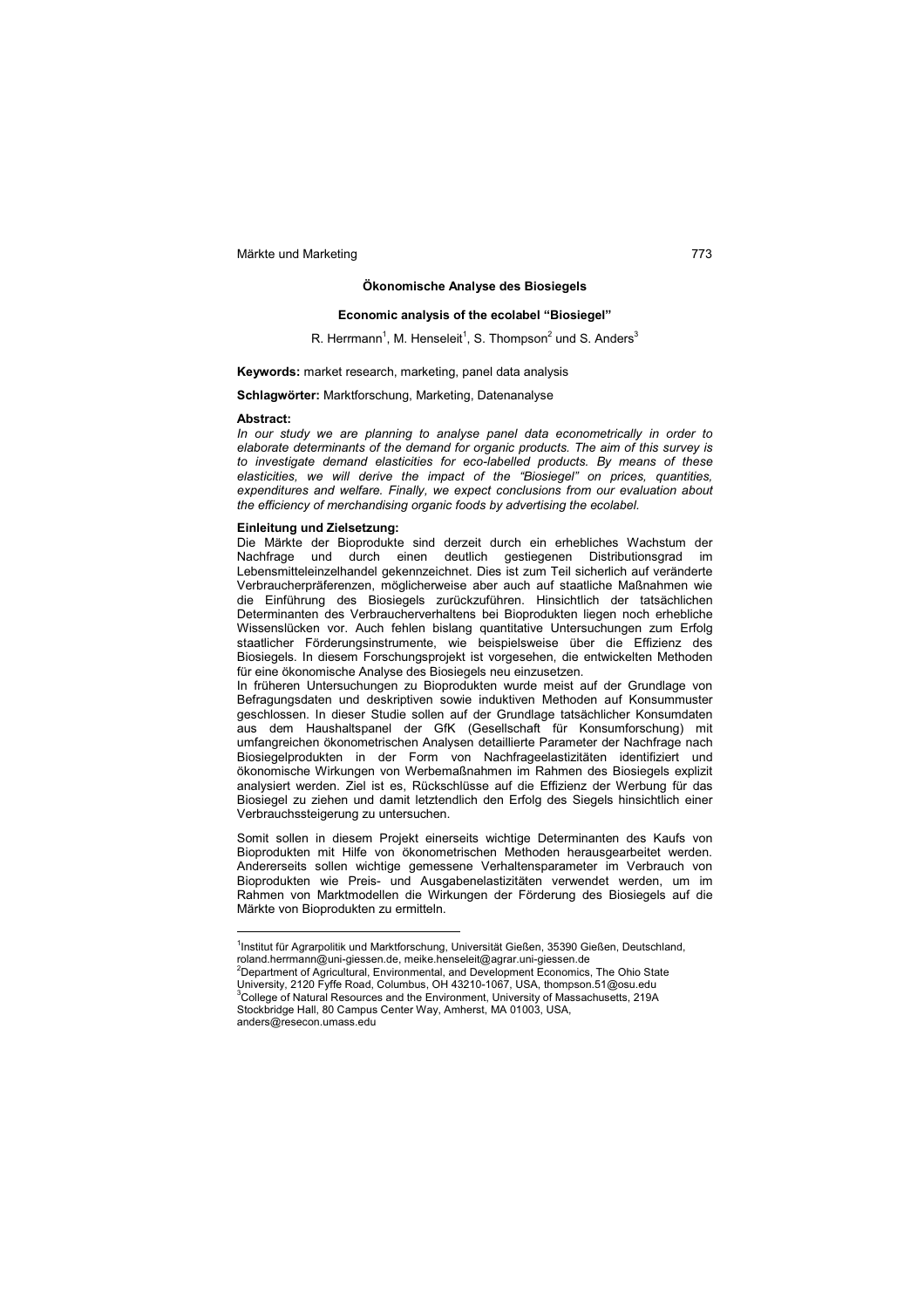## Ökonomische Analyse des Biosiegels

### Economic analysis of the ecolabel "Biosiegel"

R. Herrmann[1], M. Henseleit[1], S. Thompson[2] und S. Anders[3]

**Keywords:** market research, marketing, panel data analysis

**Schlagwörter:** Marktforschung, Marketing, Datenanalyse

**Abstract:**

*In our study we are planning to analyse panel data econometrically in order to elaborate determinants of the demand for organic products. The aim of this survey is to investigate demand elasticities for eco-labelled products. By means of these elasticities, we will derive the impact of the "Biosiegel" on prices, quantities, expenditures and welfare. Finally, we expect conclusions from our evaluation about the efficiency of merchandising organic foods by advertising the ecolabel.*

**Einleitung und Zielsetzung:**

Die Märkte der Bioprodukte sind derzeit durch ein erhebliches Wachstum der Nachfrage und durch einen deutlich gestiegenen Distributionsgrad im Lebensmitteleinzelhandel gekennzeichnet. Dies ist zum Teil sicherlich auf veränderte Verbraucherpräferenzen, möglicherweise aber auch auf staatliche Maßnahmen wie die Einführung des Biosiegels zurückzuführen. Hinsichtlich der tatsächlichen Determinanten des Verbraucherverhaltens bei Bioprodukten liegen noch erhebliche Wissenslücken vor. Auch fehlen bislang quantitative Untersuchungen zum Erfolg staatlicher Förderungsinstrumente, wie beispielsweise über die Effizienz des Biosiegels. In diesem Forschungsprojekt ist vorgesehen, die entwickelten Methoden für eine ökonomische Analyse des Biosiegels neu einzusetzen.

In früheren Untersuchungen zu Bioprodukten wurde meist auf der Grundlage von Befragungsdaten und deskriptiven sowie induktiven Methoden auf Konsummuster geschlossen. In dieser Studie sollen auf der Grundlage tatsächlicher Konsumdaten aus dem Haushaltspanel der GfK (Gesellschaft für Konsumforschung) mit umfangreichen ökonometrischen Analysen detaillierte Parameter der Nachfrage nach Biosiegelprodukten in der Form von Nachfrageelastizitäten identifiziert und ökonomische Wirkungen von Werbemaßnahmen im Rahmen des Biosiegels explizit analysiert werden. Ziel ist es, Rückschlüsse auf die Effizienz der Werbung für das Biosiegel zu ziehen und damit letztendlich den Erfolg des Siegels hinsichtlich einer Verbrauchssteigerung zu untersuchen.

Somit sollen in diesem Projekt einerseits wichtige Determinanten des Kaufs von Bioprodukten mit Hilfe von ökonometrischen Methoden herausgearbeitet werden. Andererseits sollen wichtige gemessene Verhaltensparameter im Verbrauch von Bioprodukten wie Preis- und Ausgabenelastizitäten verwendet werden, um im Rahmen von Marktmodellen die Wirkungen der Förderung des Biosiegels auf die Märkte von Bioprodukten zu ermitteln.

---

[1] Institut für Agrarpolitik und Marktforschung, Universität Gießen, 35390 Gießen, Deutschland, roland.herrmann@uni-giessen.de, meike.henseleit@agrar.uni-giessen.de

[2] Department of Agricultural, Environmental, and Development Economics, The Ohio State University, 2120 Fyffe Road, Columbus, OH 43210-1067, USA, thompson.51@osu.edu

[3] College of Natural Resources and the Environment, University of Massachusetts, 219A Stockbridge Hall, 80 Campus Center Way, Amherst, MA 01003, USA, anders@resecon.umass.edu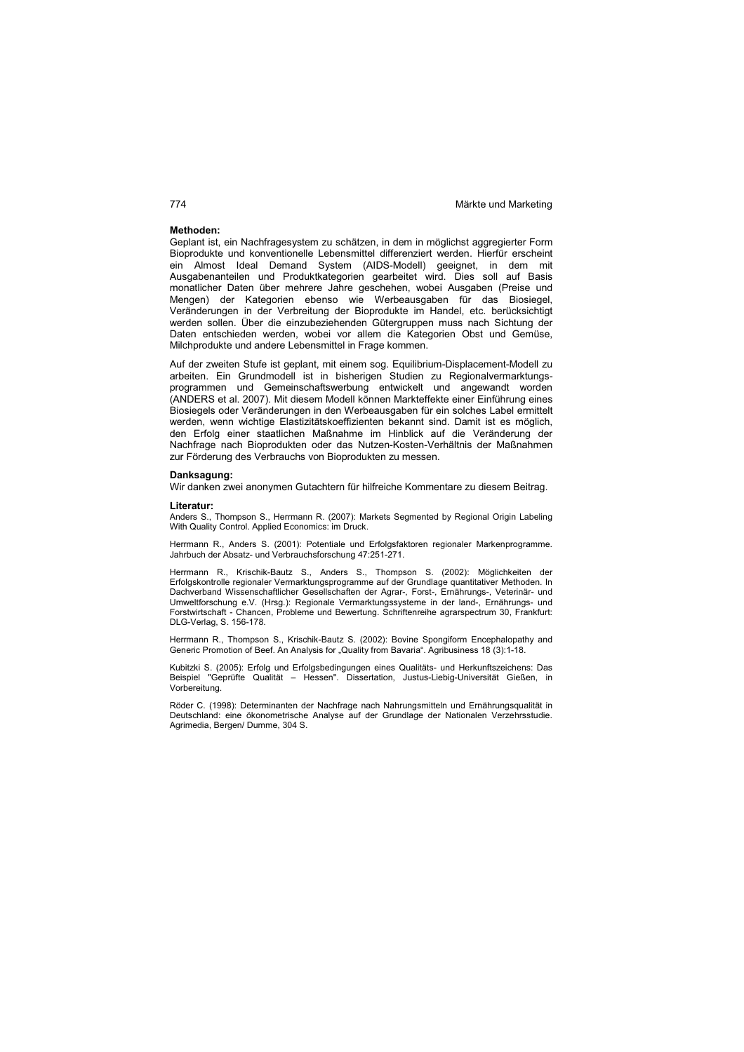**Methoden:**

Geplant ist, ein Nachfragesystem zu schätzen, in dem in möglichst aggregierter Form Bioprodukte und konventionelle Lebensmittel differenziert werden. Hierfür erscheint ein Almost Ideal Demand System (AIDS-Modell) geeignet, in dem mit Ausgabenanteilen und Produktkategorien gearbeitet wird. Dies soll auf Basis monatlicher Daten über mehrere Jahre geschehen, wobei Ausgaben (Preise und Mengen) der Kategorien ebenso wie Werbeausgaben für das Biosiegel, Veränderungen in der Verbreitung der Bioprodukte im Handel, etc. berücksichtigt werden sollen. Über die einzubeziehenden Gütergruppen muss nach Sichtung der Daten entschieden werden, wobei vor allem die Kategorien Obst und Gemüse, Milchprodukte und andere Lebensmittel in Frage kommen.

Auf der zweiten Stufe ist geplant, mit einem sog. Equilibrium-Displacement-Modell zu arbeiten. Ein Grundmodell ist in bisherigen Studien zu Regionalvermarktungsprogrammen und Gemeinschaftswerbung entwickelt und angewandt worden (ANDERS et al. 2007). Mit diesem Modell können Markteffekte einer Einführung eines Biosiegels oder Veränderungen in den Werbeausgaben für ein solches Label ermittelt werden, wenn wichtige Elastizitätskoeffizienten bekannt sind. Damit ist es möglich, den Erfolg einer staatlichen Maßnahme im Hinblick auf die Veränderung der Nachfrage nach Bioprodukten oder das Nutzen-Kosten-Verhältnis der Maßnahmen zur Förderung des Verbrauchs von Bioprodukten zu messen.

**Danksagung:**

Wir danken zwei anonymen Gutachtern für hilfreiche Kommentare zu diesem Beitrag.

**Literatur:**

Anders S., Thompson S., Herrmann R. (2007): Markets Segmented by Regional Origin Labeling With Quality Control. Applied Economics: im Druck.

Herrmann R., Anders S. (2001): Potentiale und Erfolgsfaktoren regionaler Markenprogramme. Jahrbuch der Absatz- und Verbrauchsforschung 47:251-271.

Herrmann R., Krischik-Bautz S., Anders S., Thompson S. (2002): Möglichkeiten der Erfolgskontrolle regionaler Vermarktungsprogramme auf der Grundlage quantitativer Methoden. In Dachverband Wissenschaftlicher Gesellschaften der Agrar-, Forst-, Ernährungs-, Veterinär- und Umweltforschung e.V. (Hrsg.): Regionale Vermarktungssysteme in der land-, Ernährungs- und Forstwirtschaft - Chancen, Probleme und Bewertung. Schriftenreihe agrarspectrum 30, Frankfurt: DLG-Verlag, S. 156-178.

Herrmann R., Thompson S., Krischik-Bautz S. (2002): Bovine Spongiform Encephalopathy and Generic Promotion of Beef. An Analysis for „Quality from Bavaria". Agribusiness 18 (3):1-18.

Kubitzki S. (2005): Erfolg und Erfolgsbedingungen eines Qualitäts- und Herkunftszeichens: Das Beispiel "Geprüfte Qualität – Hessen". Dissertation, Justus-Liebig-Universität Gießen, in Vorbereitung.

Röder C. (1998): Determinanten der Nachfrage nach Nahrungsmitteln und Ernährungsqualität in Deutschland: eine ökonometrische Analyse auf der Grundlage der Nationalen Verzehrsstudie. Agrimedia, Bergen/ Dumme, 304 S.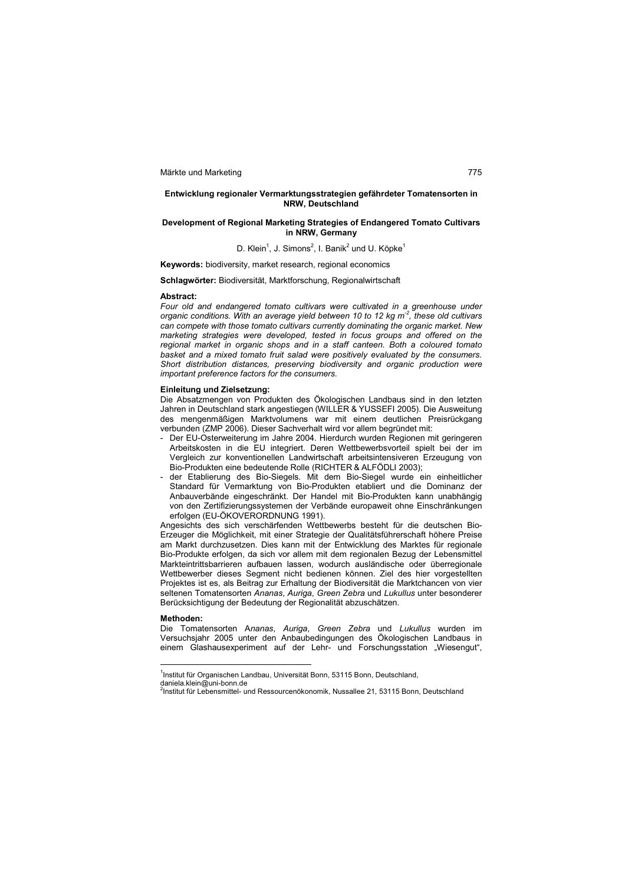## Entwicklung regionaler Vermarktungsstrategien gefährdeter Tomatensorten in NRW, Deutschland

## Development of Regional Marketing Strategies of Endangered Tomato Cultivars in NRW, Germany

D. Klein[1], J. Simons[2], I. Banik[2] und U. Köpke[1]

**Keywords:** biodiversity, market research, regional economics

**Schlagwörter:** Biodiversität, Marktforschung, Regionalwirtschaft

### Abstract:

*Four old and endangered tomato cultivars were cultivated in a greenhouse under organic conditions. With an average yield between 10 to 12 kg $m^{-2}$, these old cultivars can compete with those tomato cultivars currently dominating the organic market. New marketing strategies were developed, tested in focus groups and offered on the regional market in organic shops and in a staff canteen. Both a coloured tomato basket and a mixed tomato fruit salad were positively evaluated by the consumers. Short distribution distances, preserving biodiversity and organic production were important preference factors for the consumers.*

### Einleitung und Zielsetzung:

Die Absatzmengen von Produkten des Ökologischen Landbaus sind in den letzten Jahren in Deutschland stark angestiegen (WILLER & YUSSEFI 2005). Die Ausweitung des mengenmäßigen Marktvolumens war mit einem deutlichen Preisrückgang verbunden (ZMP 2006). Dieser Sachverhalt wird vor allem begründet mit:

- Der EU-Osterweiterung im Jahre 2004. Hierdurch wurden Regionen mit geringeren Arbeitskosten in die EU integriert. Deren Wettbewerbsvorteil spielt bei der im Vergleich zur konventionellen Landwirtschaft arbeitsintensiveren Erzeugung von Bio-Produkten eine bedeutende Rolle (RICHTER & ALFÖDLI 2003);
- der Etablierung des Bio-Siegels. Mit dem Bio-Siegel wurde ein einheitlicher Standard für Vermarktung von Bio-Produkten etabliert und die Dominanz der Anbauverbände eingeschränkt. Der Handel mit Bio-Produkten kann unabhängig von den Zertifizierungssystemen der Verbände europaweit ohne Einschränkungen erfolgen (EU-ÖKOVERORDNUNG 1991).

Angesichts des sich verschärfenden Wettbewerbs besteht für die deutschen Bio-Erzeuger die Möglichkeit, mit einer Strategie der Qualitätsführerschaft höhere Preise am Markt durchzusetzen. Dies kann mit der Entwicklung des Marktes für regionale Bio-Produkte erfolgen, da sich vor allem mit dem regionalen Bezug der Lebensmittel Markteintrittsbarrieren aufbauen lassen, wodurch ausländische oder überregionale Wettbewerber dieses Segment nicht bedienen können. Ziel des hier vorgestellten Projektes ist es, als Beitrag zur Erhaltung der Biodiversität die Marktchancen von vier seltenen Tomatensorten *Ananas*, *Auriga*, *Green Zebra* und *Lukullus* unter besonderer Berücksichtigung der Bedeutung der Regionalität abzuschätzen.

### Methoden:

Die Tomatensorten A*nanas*, *Auriga*, *Green Zebra* und *Lukullus* wurden im Versuchsjahr 2005 unter den Anbaubedingungen des Ökologischen Landbaus in einem Glashausexperiment auf der Lehr- und Forschungsstation „Wiesengut",

---

[1]Institut für Organischen Landbau, Universität Bonn, 53115 Bonn, Deutschland, daniela.klein@uni-bonn.de

[2]Institut für Lebensmittel- und Ressourcenökonomik, Nussallee 21, 53115 Bonn, Deutschland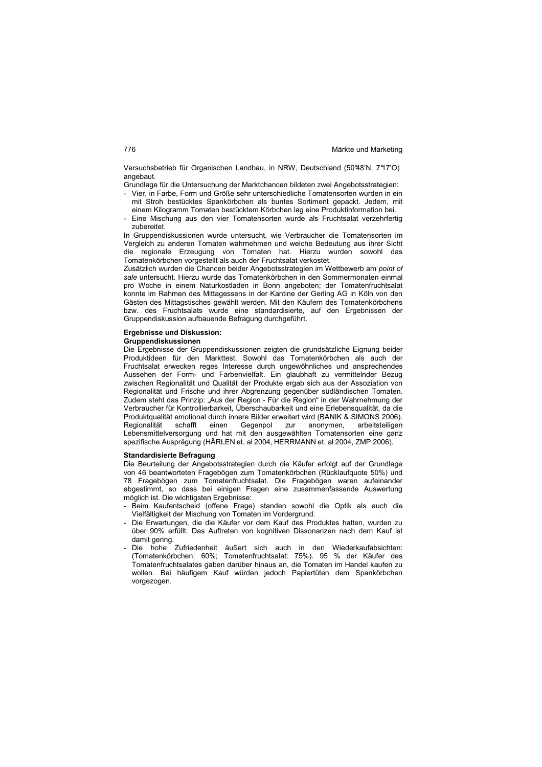Versuchsbetrieb für Organischen Landbau, in NRW, Deutschland (50°48'N, 7°17'O) angebaut.

Grundlage für die Untersuchung der Marktchancen bildeten zwei Angebotsstrategien:

- Vier, in Farbe, Form und Größe sehr unterschiedliche Tomatensorten wurden in ein mit Stroh bestücktes Spankörbchen als buntes Sortiment gepackt. Jedem, mit einem Kilogramm Tomaten bestücktem Körbchen lag eine Produktinformation bei.
- Eine Mischung aus den vier Tomatensorten wurde als Fruchtsalat verzehrfertig zubereitet.

In Gruppendiskussionen wurde untersucht, wie Verbraucher die Tomatensorten im Vergleich zu anderen Tomaten wahrnehmen und welche Bedeutung aus ihrer Sicht die regionale Erzeugung von Tomaten hat. Hierzu wurden sowohl das Tomatenkörbchen vorgestellt als auch der Fruchtsalat verkostet.

Zusätzlich wurden die Chancen beider Angebotsstrategien im Wettbewerb am *point of sale* untersucht. Hierzu wurde das Tomatenkörbchen in den Sommermonaten einmal pro Woche in einem Naturkostladen in Bonn angeboten; der Tomatenfruchtsalat konnte im Rahmen des Mittagessens in der Kantine der Gerling AG in Köln von den Gästen des Mittagstisches gewählt werden. Mit den Käufern des Tomatenkörbchens bzw. des Fruchtsalats wurde eine standardisierte, auf den Ergebnissen der Gruppendiskussion aufbauende Befragung durchgeführt.

**Ergebnisse und Diskussion:**

**Gruppendiskussionen**

Die Ergebnisse der Gruppendiskussionen zeigten die grundsätzliche Eignung beider Produktideen für den Markttest. Sowohl das Tomatenkörbchen als auch der Fruchtsalat erwecken reges Interesse durch ungewöhnliches und ansprechendes Aussehen der Form- und Farbenvielfalt. Ein glaubhaft zu vermittelnder Bezug zwischen Regionalität und Qualität der Produkte ergab sich aus der Assoziation von Regionalität und Frische und ihrer Abgrenzung gegenüber südländischen Tomaten. Zudem steht das Prinzip: „Aus der Region - Für die Region" in der Wahrnehmung der Verbraucher für Kontrollierbarkeit, Überschaubarkeit und eine Erlebensqualität, da die Produktqualität emotional durch innere Bilder erweitert wird (BANIK & SIMONS 2006). Regionalität schafft einen Gegenpol zur anonymen, arbeitsteiligen Lebensmittelversorgung und hat mit den ausgewählten Tomatensorten eine ganz spezifische Ausprägung (HÄRLEN et. al 2004, HERRMANN et. al 2004, ZMP 2006).

**Standardisierte Befragung**

Die Beurteilung der Angebotsstrategien durch die Käufer erfolgt auf der Grundlage von 46 beantworteten Fragebögen zum Tomatenkörbchen (Rücklaufquote 50%) und 78 Fragebögen zum Tomatenfruchtsalat. Die Fragebögen waren aufeinander abgestimmt, so dass bei einigen Fragen eine zusammenfassende Auswertung möglich ist. Die wichtigsten Ergebnisse:

- Beim Kaufentscheid (offene Frage) standen sowohl die Optik als auch die Vielfältigkeit der Mischung von Tomaten im Vordergrund.
- Die Erwartungen, die die Käufer vor dem Kauf des Produktes hatten, wurden zu über 90% erfüllt. Das Auftreten von kognitiven Dissonanzen nach dem Kauf ist damit gering.
- Die hohe Zufriedenheit äußert sich auch in den Wiederkaufabsichten: (Tomatenkörbchen: 60%; Tomatenfruchtsalat: 75%). 95 % der Käufer des Tomatenfruchtsalates gaben darüber hinaus an, die Tomaten im Handel kaufen zu wollen. Bei häufigem Kauf würden jedoch Papiertüten dem Spankörbchen vorgezogen.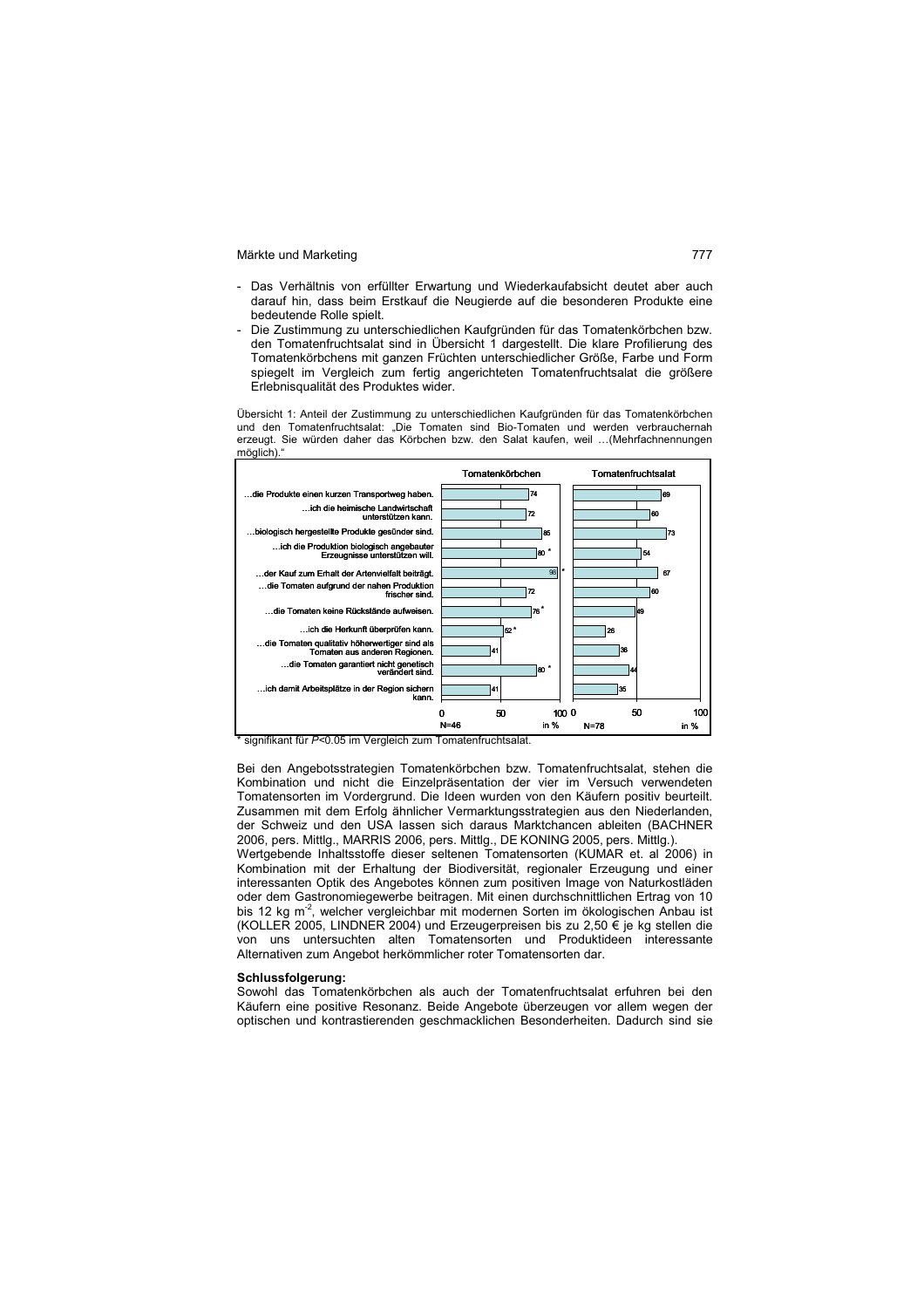- Das Verhältnis von erfüllter Erwartung und Wiederkaufabsicht deutet aber auch darauf hin, dass beim Erstkauf die Neugierde auf die besonderen Produkte eine bedeutende Rolle spielt.
- Die Zustimmung zu unterschiedlichen Kaufgründen für das Tomatenkörbchen bzw. den Tomatenfruchtsalat sind in Übersicht 1 dargestellt. Die klare Profilierung des Tomatenkörbchens mit ganzen Früchten unterschiedlicher Größe, Farbe und Form spiegelt im Vergleich zum fertig angerichteten Tomatenfruchtsalat die größere Erlebnisqualität des Produktes wider.

Übersicht 1: Anteil der Zustimmung zu unterschiedlichen Kaufgründen für das Tomatenkörbchen und den Tomatenfruchtsalat: „Die Tomaten sind Bio-Tomaten und werden verbrauchernah erzeugt. Sie würden daher das Körbchen bzw. den Salat kaufen, weil …(Mehrfachnennungen möglich)."

| | Tomatenkörbchen (N=46, in %) | Tomatenfruchtsalat (N=78, in %) |
|---|---|---|
| …die Produkte einen kurzen Transportweg haben. | 74 | 69 |
| …ich die heimische Landwirtschaft unterstützen kann. | 72 | 60 |
| …biologisch hergestellte Produkte gesünder sind. | 85 | 73 |
| …ich die Produktion biologisch angebauter Erzeugnisse unterstützen will. | 80 * | 54 |
| …der Kauf zum Erhalt der Artenvielfalt beiträgt. | 95 * | 67 |
| …die Tomaten aufgrund der nahen Produktion frischer sind. | 72 | 60 |
| …die Tomaten keine Rückstände aufweisen. | 76 * | 49 |
| …ich die Herkunft überprüfen kann. | 52 * | 26 |
| …die Tomaten qualitativ höherwertiger sind als Tomaten aus anderen Regionen. | 41 | 36 |
| …die Tomaten garantiert nicht genetisch verändert sind. | 80 * | 44 |
| …ich damit Arbeitsplätze in der Region sichern kann. | 41 | 35 |

\* signifikant für $P<0.05$ im Vergleich zum Tomatenfruchtsalat.

Bei den Angebotsstrategien Tomatenkörbchen bzw. Tomatenfruchtsalat, stehen die Kombination und nicht die Einzelpräsentation der vier im Versuch verwendeten Tomatensorten im Vordergrund. Die Ideen wurden von den Käufern positiv beurteilt. Zusammen mit dem Erfolg ähnlicher Vermarktungsstrategien aus den Niederlanden, der Schweiz und den USA lassen sich daraus Marktchancen ableiten (BACHNER 2006, pers. Mittlg., MARRIS 2006, pers. Mittlg., DE KONING 2005, pers. Mittlg.).
Wertgebende Inhaltsstoffe dieser seltenen Tomatensorten (KUMAR et. al 2006) in Kombination mit der Erhaltung der Biodiversität, regionaler Erzeugung und einer interessanten Optik des Angebotes können zum positiven Image von Naturkostläden oder dem Gastronomiegewerbe beitragen. Mit einen durchschnittlichen Ertrag von 10 bis 12 kg $m^{-2}$, welcher vergleichbar mit modernen Sorten im ökologischen Anbau ist (KOLLER 2005, LINDNER 2004) und Erzeugerpreisen bis zu 2,50 € je kg stellen die von uns untersuchten alten Tomatensorten und Produktideen interessante Alternativen zum Angebot herkömmlicher roter Tomatensorten dar.

**Schlussfolgerung:**
Sowohl das Tomatenkörbchen als auch der Tomatenfruchtsalat erfuhren bei den Käufern eine positive Resonanz. Beide Angebote überzeugen vor allem wegen der optischen und kontrastierenden geschmacklichen Besonderheiten. Dadurch sind sie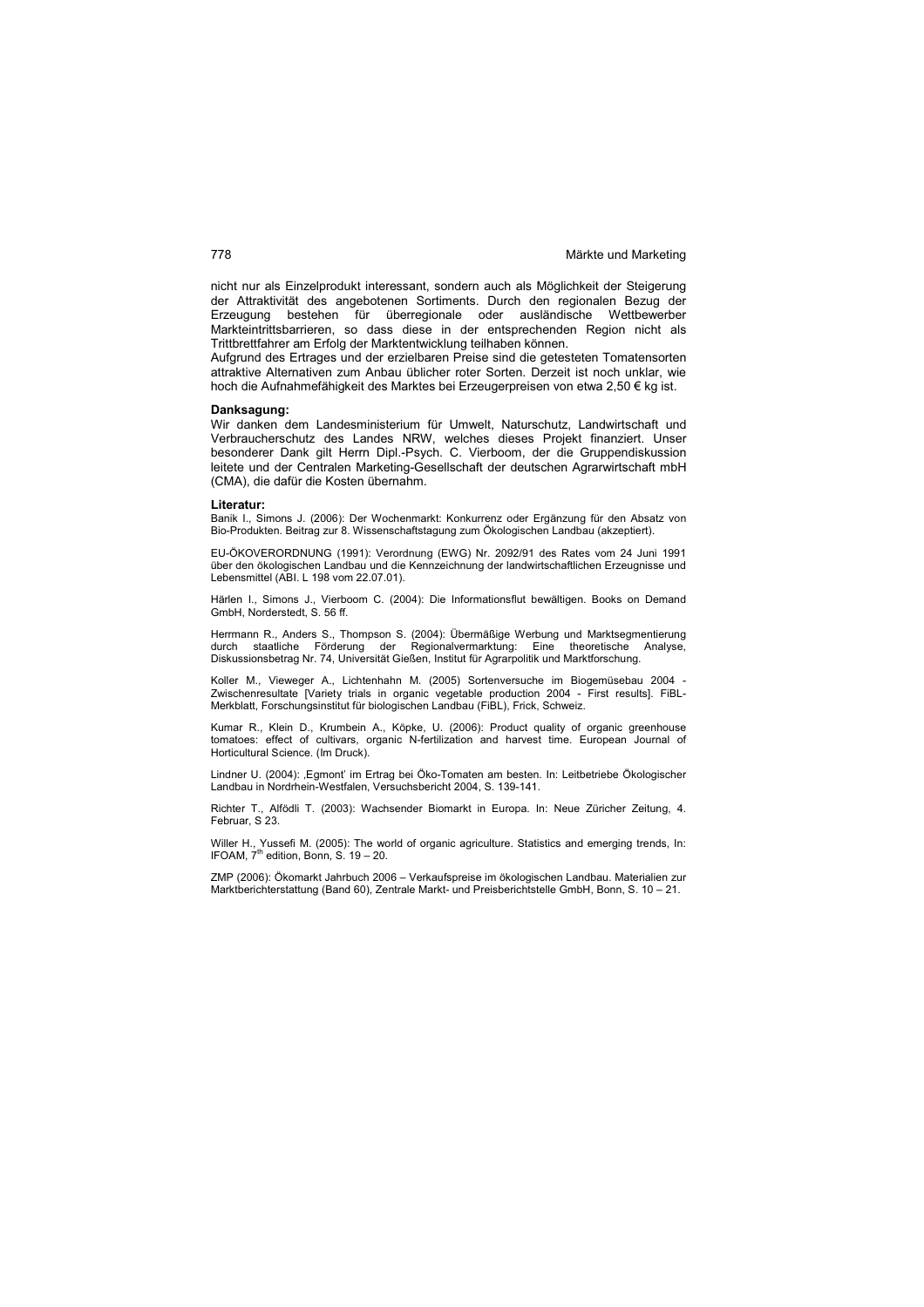nicht nur als Einzelprodukt interessant, sondern auch als Möglichkeit der Steigerung der Attraktivität des angebotenen Sortiments. Durch den regionalen Bezug der Erzeugung bestehen für überregionale oder ausländische Wettbewerber Markteintrittsbarrieren, so dass diese in der entsprechenden Region nicht als Trittbrettfahrer am Erfolg der Marktentwicklung teilhaben können.

Aufgrund des Ertrages und der erzielbaren Preise sind die getesteten Tomatensorten attraktive Alternativen zum Anbau üblicher roter Sorten. Derzeit ist noch unklar, wie hoch die Aufnahmefähigkeit des Marktes bei Erzeugerpreisen von etwa 2,50 € kg ist.

**Danksagung:**

Wir danken dem Landesministerium für Umwelt, Naturschutz, Landwirtschaft und Verbraucherschutz des Landes NRW, welches dieses Projekt finanziert. Unser besonderer Dank gilt Herrn Dipl.-Psych. C. Vierboom, der die Gruppendiskussion leitete und der Centralen Marketing-Gesellschaft der deutschen Agrarwirtschaft mbH (CMA), die dafür die Kosten übernahm.

**Literatur:**

Banik I., Simons J. (2006): Der Wochenmarkt: Konkurrenz oder Ergänzung für den Absatz von Bio-Produkten. Beitrag zur 8. Wissenschaftstagung zum Ökologischen Landbau (akzeptiert).

EU-ÖKOVERORDNUNG (1991): Verordnung (EWG) Nr. 2092/91 des Rates vom 24 Juni 1991 über den ökologischen Landbau und die Kennzeichnung der landwirtschaftlichen Erzeugnisse und Lebensmittel (ABl. L 198 vom 22.07.01).

Härlen I., Simons J., Vierboom C. (2004): Die Informationsflut bewältigen. Books on Demand GmbH, Norderstedt, S. 56 ff.

Herrmann R., Anders S., Thompson S. (2004): Übermäßige Werbung und Marktsegmentierung durch staatliche Förderung der Regionalvermarktung: Eine theoretische Analyse, Diskussionsbetrag Nr. 74, Universität Gießen, Institut für Agrarpolitik und Marktforschung.

Koller M., Vieweger A., Lichtenhahn M. (2005) Sortenversuche im Biogemüsebau 2004 - Zwischenresultate [Variety trials in organic vegetable production 2004 - First results]. FiBL-Merkblatt, Forschungsinstitut für biologischen Landbau (FiBL), Frick, Schweiz.

Kumar R., Klein D., Krumbein A., Köpke, U. (2006): Product quality of organic greenhouse tomatoes: effect of cultivars, organic N-fertilization and harvest time. European Journal of Horticultural Science. (Im Druck).

Lindner U. (2004): ‚Egmont' im Ertrag bei Öko-Tomaten am besten. In: Leitbetriebe Ökologischer Landbau in Nordrhein-Westfalen, Versuchsbericht 2004, S. 139-141.

Richter T., Alföldi T. (2003): Wachsender Biomarkt in Europa. In: Neue Züricher Zeitung, 4. Februar, S 23.

Willer H., Yussefi M. (2005): The world of organic agriculture. Statistics and emerging trends, In: IFOAM, 7th edition, Bonn, S. 19 – 20.

ZMP (2006): Ökomarkt Jahrbuch 2006 – Verkaufspreise im ökologischen Landbau. Materialien zur Marktberichterstattung (Band 60), Zentrale Markt- und Preisberichtstelle GmbH, Bonn, S. 10 – 21.